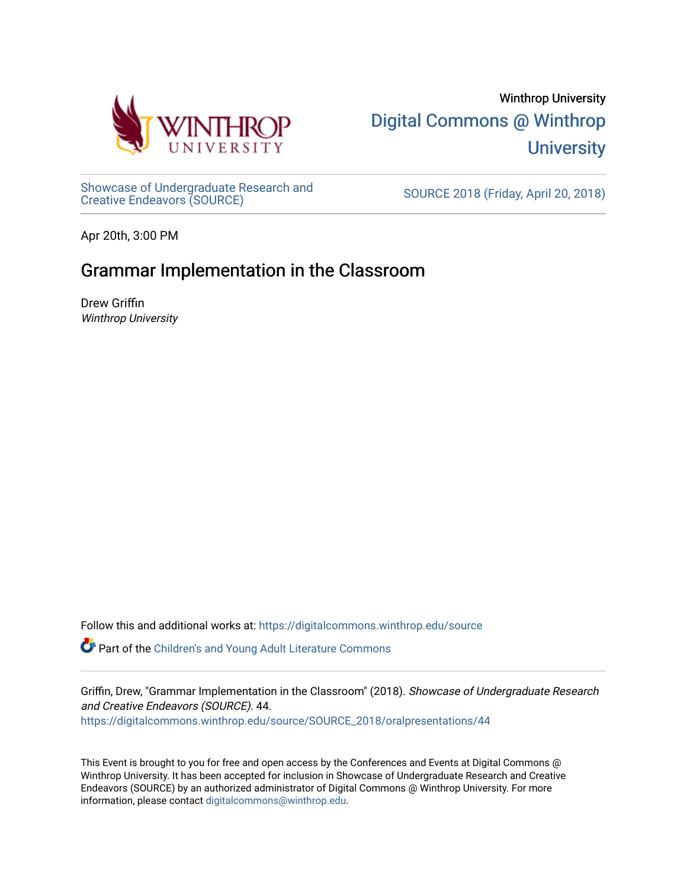Winthrop University

Digital Commons @ Winthrop University

Showcase of Undergraduate Research and Creative Endeavors (SOURCE)

SOURCE 2018 (Friday, April 20, 2018)

Apr 20th, 3:00 PM

# Grammar Implementation in the Classroom

Drew Griffin

*Winthrop University*

Follow this and additional works at: https://digitalcommons.winthrop.edu/source

Part of the Children's and Young Adult Literature Commons

Griffin, Drew, "Grammar Implementation in the Classroom" (2018). *Showcase of Undergraduate Research and Creative Endeavors (SOURCE)*. 44.
https://digitalcommons.winthrop.edu/source/SOURCE_2018/oralpresentations/44

This Event is brought to you for free and open access by the Conferences and Events at Digital Commons @ Winthrop University. It has been accepted for inclusion in Showcase of Undergraduate Research and Creative Endeavors (SOURCE) by an authorized administrator of Digital Commons @ Winthrop University. For more information, please contact digitalcommons@winthrop.edu.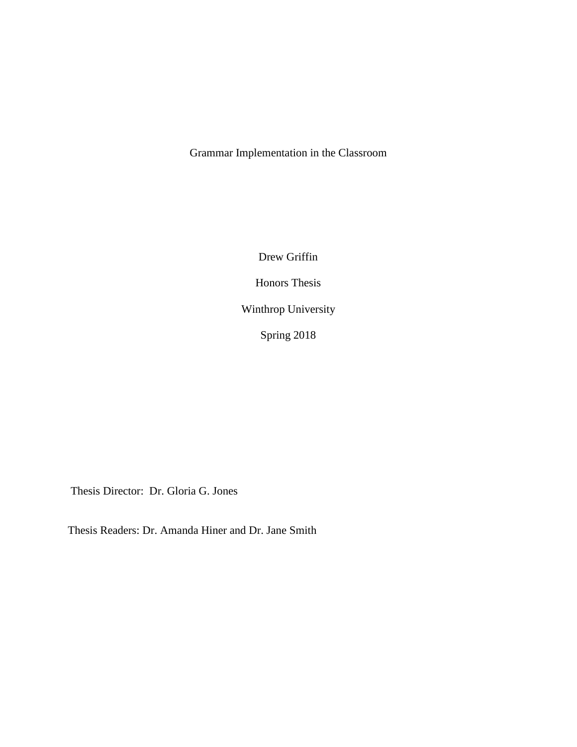# Grammar Implementation in the Classroom

Drew Griffin

Honors Thesis

Winthrop University

Spring 2018

Thesis Director: Dr. Gloria G. Jones

Thesis Readers: Dr. Amanda Hiner and Dr. Jane Smith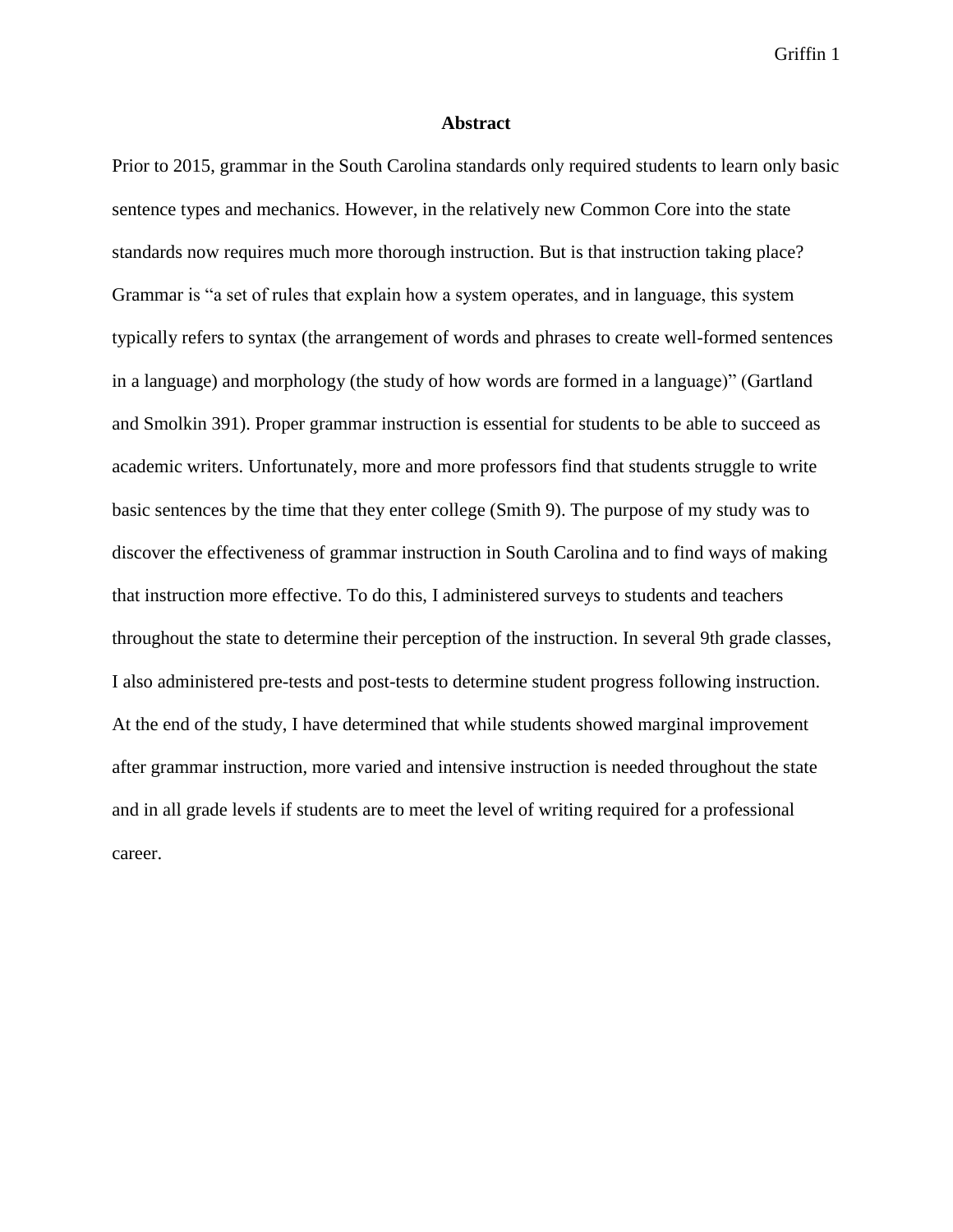## Abstract

Prior to 2015, grammar in the South Carolina standards only required students to learn only basic sentence types and mechanics. However, in the relatively new Common Core into the state standards now requires much more thorough instruction. But is that instruction taking place? Grammar is "a set of rules that explain how a system operates, and in language, this system typically refers to syntax (the arrangement of words and phrases to create well-formed sentences in a language) and morphology (the study of how words are formed in a language)" (Gartland and Smolkin 391). Proper grammar instruction is essential for students to be able to succeed as academic writers. Unfortunately, more and more professors find that students struggle to write basic sentences by the time that they enter college (Smith 9). The purpose of my study was to discover the effectiveness of grammar instruction in South Carolina and to find ways of making that instruction more effective. To do this, I administered surveys to students and teachers throughout the state to determine their perception of the instruction. In several 9th grade classes, I also administered pre-tests and post-tests to determine student progress following instruction. At the end of the study, I have determined that while students showed marginal improvement after grammar instruction, more varied and intensive instruction is needed throughout the state and in all grade levels if students are to meet the level of writing required for a professional career.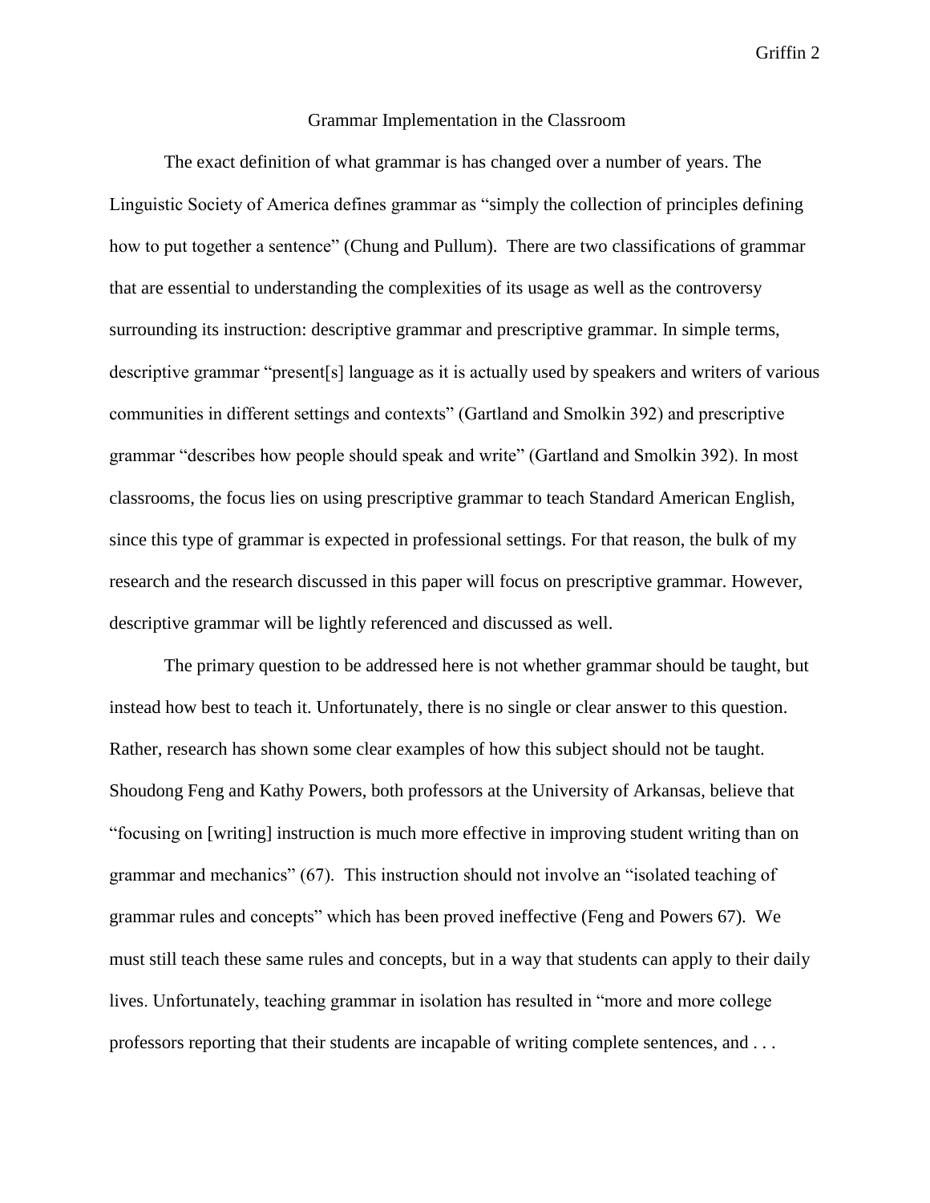# Grammar Implementation in the Classroom

The exact definition of what grammar is has changed over a number of years. The Linguistic Society of America defines grammar as "simply the collection of principles defining how to put together a sentence" (Chung and Pullum). There are two classifications of grammar that are essential to understanding the complexities of its usage as well as the controversy surrounding its instruction: descriptive grammar and prescriptive grammar. In simple terms, descriptive grammar "present[s] language as it is actually used by speakers and writers of various communities in different settings and contexts" (Gartland and Smolkin 392) and prescriptive grammar "describes how people should speak and write" (Gartland and Smolkin 392). In most classrooms, the focus lies on using prescriptive grammar to teach Standard American English, since this type of grammar is expected in professional settings. For that reason, the bulk of my research and the research discussed in this paper will focus on prescriptive grammar. However, descriptive grammar will be lightly referenced and discussed as well.

The primary question to be addressed here is not whether grammar should be taught, but instead how best to teach it. Unfortunately, there is no single or clear answer to this question. Rather, research has shown some clear examples of how this subject should not be taught. Shoudong Feng and Kathy Powers, both professors at the University of Arkansas, believe that "focusing on [writing] instruction is much more effective in improving student writing than on grammar and mechanics" (67). This instruction should not involve an "isolated teaching of grammar rules and concepts" which has been proved ineffective (Feng and Powers 67). We must still teach these same rules and concepts, but in a way that students can apply to their daily lives. Unfortunately, teaching grammar in isolation has resulted in "more and more college professors reporting that their students are incapable of writing complete sentences, and . . .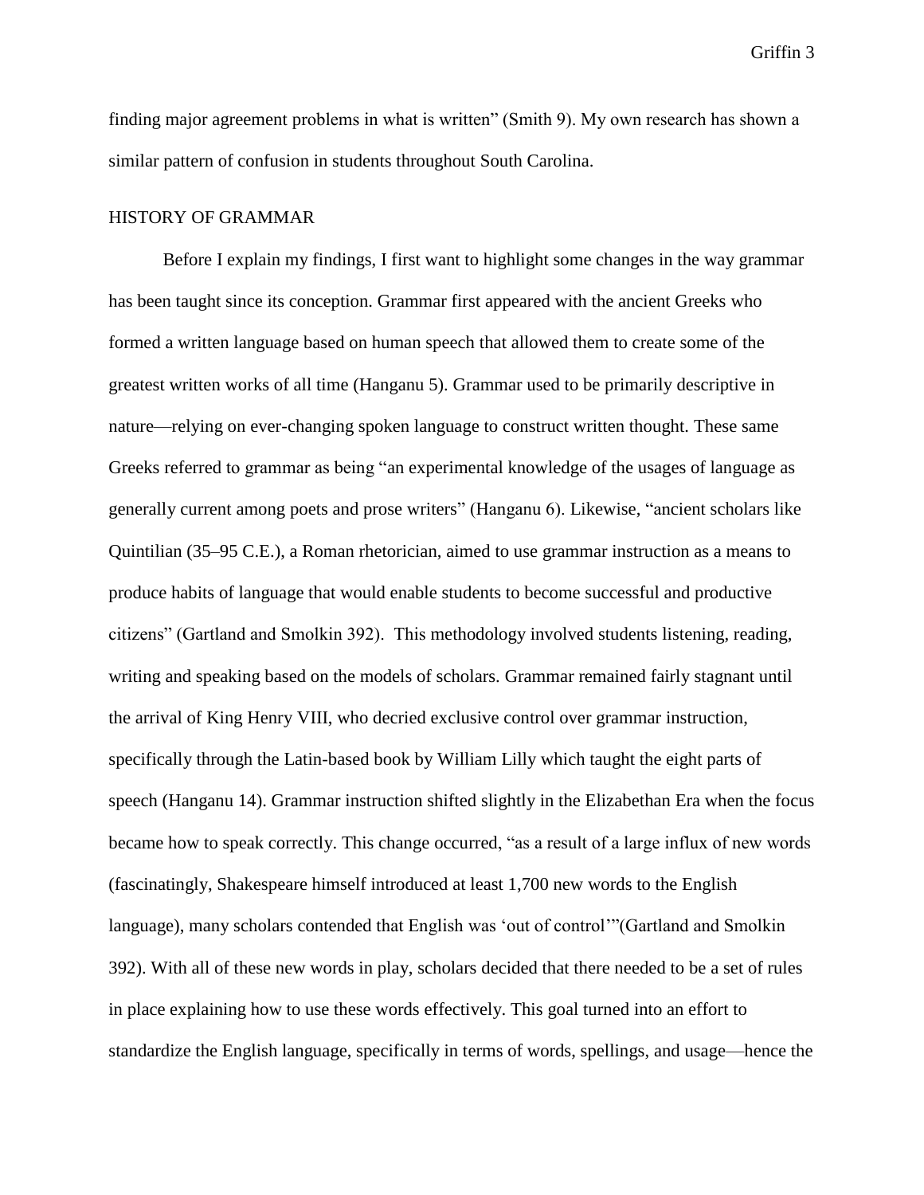finding major agreement problems in what is written" (Smith 9). My own research has shown a similar pattern of confusion in students throughout South Carolina.

## HISTORY OF GRAMMAR

Before I explain my findings, I first want to highlight some changes in the way grammar has been taught since its conception. Grammar first appeared with the ancient Greeks who formed a written language based on human speech that allowed them to create some of the greatest written works of all time (Hanganu 5). Grammar used to be primarily descriptive in nature—relying on ever-changing spoken language to construct written thought. These same Greeks referred to grammar as being "an experimental knowledge of the usages of language as generally current among poets and prose writers" (Hanganu 6). Likewise, "ancient scholars like Quintilian (35–95 C.E.), a Roman rhetorician, aimed to use grammar instruction as a means to produce habits of language that would enable students to become successful and productive citizens" (Gartland and Smolkin 392). This methodology involved students listening, reading, writing and speaking based on the models of scholars. Grammar remained fairly stagnant until the arrival of King Henry VIII, who decried exclusive control over grammar instruction, specifically through the Latin-based book by William Lilly which taught the eight parts of speech (Hanganu 14). Grammar instruction shifted slightly in the Elizabethan Era when the focus became how to speak correctly. This change occurred, "as a result of a large influx of new words (fascinatingly, Shakespeare himself introduced at least 1,700 new words to the English language), many scholars contended that English was 'out of control'"(Gartland and Smolkin 392). With all of these new words in play, scholars decided that there needed to be a set of rules in place explaining how to use these words effectively. This goal turned into an effort to standardize the English language, specifically in terms of words, spellings, and usage—hence the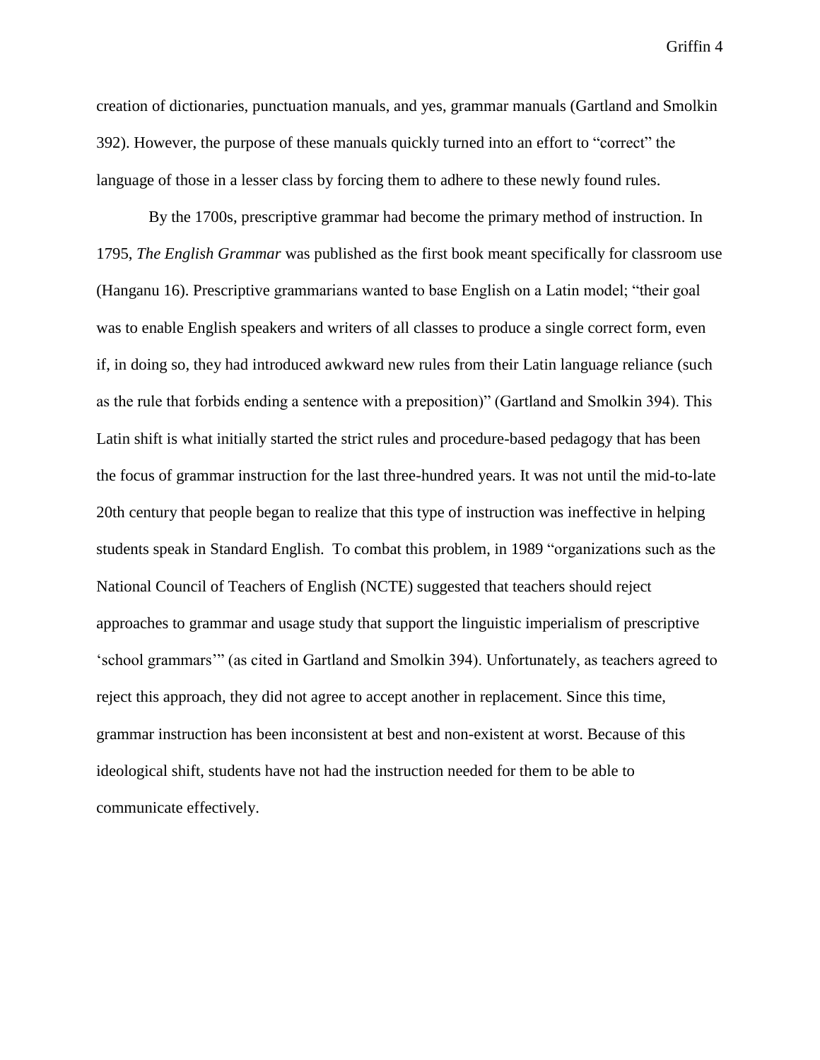creation of dictionaries, punctuation manuals, and yes, grammar manuals (Gartland and Smolkin 392). However, the purpose of these manuals quickly turned into an effort to "correct" the language of those in a lesser class by forcing them to adhere to these newly found rules.

By the 1700s, prescriptive grammar had become the primary method of instruction. In 1795, *The English Grammar* was published as the first book meant specifically for classroom use (Hanganu 16). Prescriptive grammarians wanted to base English on a Latin model; "their goal was to enable English speakers and writers of all classes to produce a single correct form, even if, in doing so, they had introduced awkward new rules from their Latin language reliance (such as the rule that forbids ending a sentence with a preposition)" (Gartland and Smolkin 394). This Latin shift is what initially started the strict rules and procedure-based pedagogy that has been the focus of grammar instruction for the last three-hundred years. It was not until the mid-to-late 20th century that people began to realize that this type of instruction was ineffective in helping students speak in Standard English. To combat this problem, in 1989 "organizations such as the National Council of Teachers of English (NCTE) suggested that teachers should reject approaches to grammar and usage study that support the linguistic imperialism of prescriptive 'school grammars'" (as cited in Gartland and Smolkin 394). Unfortunately, as teachers agreed to reject this approach, they did not agree to accept another in replacement. Since this time, grammar instruction has been inconsistent at best and non-existent at worst. Because of this ideological shift, students have not had the instruction needed for them to be able to communicate effectively.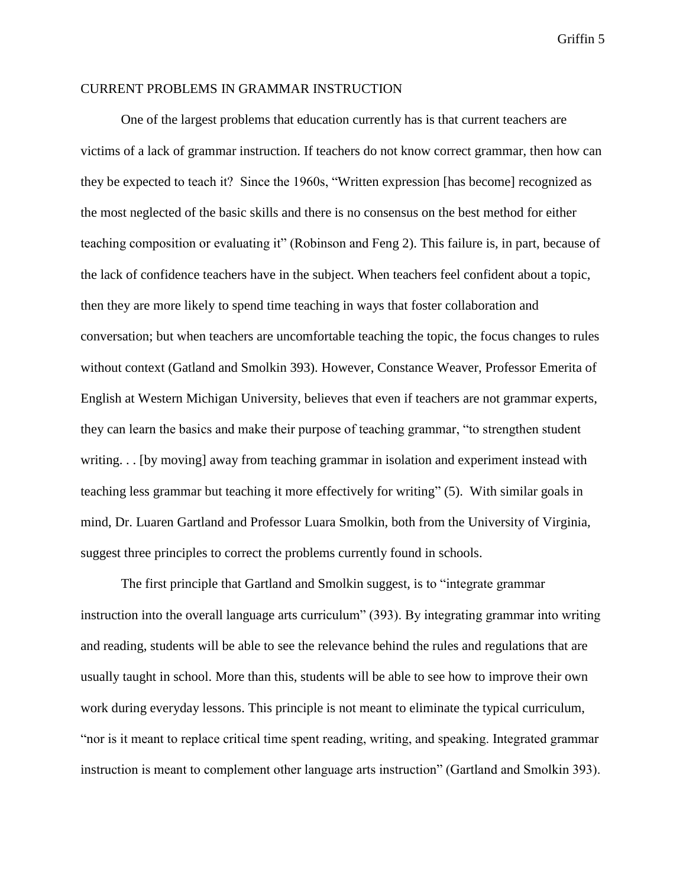## CURRENT PROBLEMS IN GRAMMAR INSTRUCTION

One of the largest problems that education currently has is that current teachers are victims of a lack of grammar instruction. If teachers do not know correct grammar, then how can they be expected to teach it? Since the 1960s, "Written expression [has become] recognized as the most neglected of the basic skills and there is no consensus on the best method for either teaching composition or evaluating it" (Robinson and Feng 2). This failure is, in part, because of the lack of confidence teachers have in the subject. When teachers feel confident about a topic, then they are more likely to spend time teaching in ways that foster collaboration and conversation; but when teachers are uncomfortable teaching the topic, the focus changes to rules without context (Gatland and Smolkin 393). However, Constance Weaver, Professor Emerita of English at Western Michigan University, believes that even if teachers are not grammar experts, they can learn the basics and make their purpose of teaching grammar, "to strengthen student writing. . . [by moving] away from teaching grammar in isolation and experiment instead with teaching less grammar but teaching it more effectively for writing" (5). With similar goals in mind, Dr. Luaren Gartland and Professor Luara Smolkin, both from the University of Virginia, suggest three principles to correct the problems currently found in schools.

The first principle that Gartland and Smolkin suggest, is to "integrate grammar instruction into the overall language arts curriculum" (393). By integrating grammar into writing and reading, students will be able to see the relevance behind the rules and regulations that are usually taught in school. More than this, students will be able to see how to improve their own work during everyday lessons. This principle is not meant to eliminate the typical curriculum, "nor is it meant to replace critical time spent reading, writing, and speaking. Integrated grammar instruction is meant to complement other language arts instruction" (Gartland and Smolkin 393).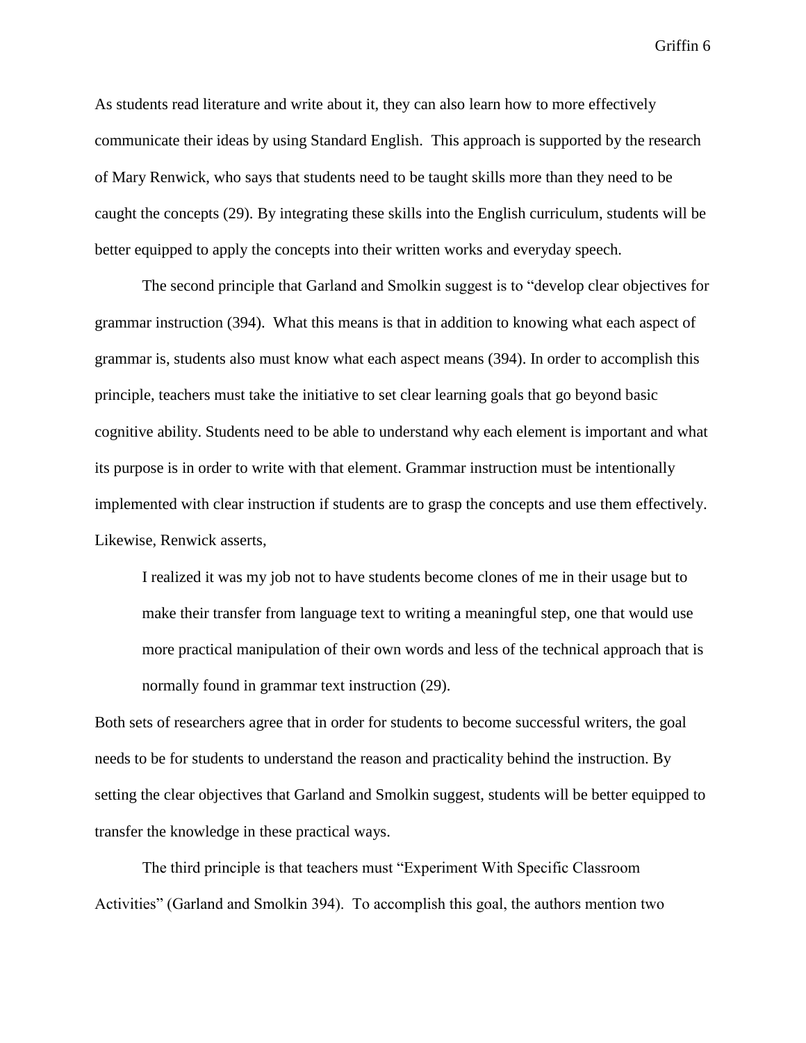As students read literature and write about it, they can also learn how to more effectively communicate their ideas by using Standard English. This approach is supported by the research of Mary Renwick, who says that students need to be taught skills more than they need to be caught the concepts (29). By integrating these skills into the English curriculum, students will be better equipped to apply the concepts into their written works and everyday speech.

The second principle that Garland and Smolkin suggest is to "develop clear objectives for grammar instruction (394). What this means is that in addition to knowing what each aspect of grammar is, students also must know what each aspect means (394). In order to accomplish this principle, teachers must take the initiative to set clear learning goals that go beyond basic cognitive ability. Students need to be able to understand why each element is important and what its purpose is in order to write with that element. Grammar instruction must be intentionally implemented with clear instruction if students are to grasp the concepts and use them effectively. Likewise, Renwick asserts,

> I realized it was my job not to have students become clones of me in their usage but to make their transfer from language text to writing a meaningful step, one that would use more practical manipulation of their own words and less of the technical approach that is normally found in grammar text instruction (29).

Both sets of researchers agree that in order for students to become successful writers, the goal needs to be for students to understand the reason and practicality behind the instruction. By setting the clear objectives that Garland and Smolkin suggest, students will be better equipped to transfer the knowledge in these practical ways.

The third principle is that teachers must "Experiment With Specific Classroom Activities" (Garland and Smolkin 394). To accomplish this goal, the authors mention two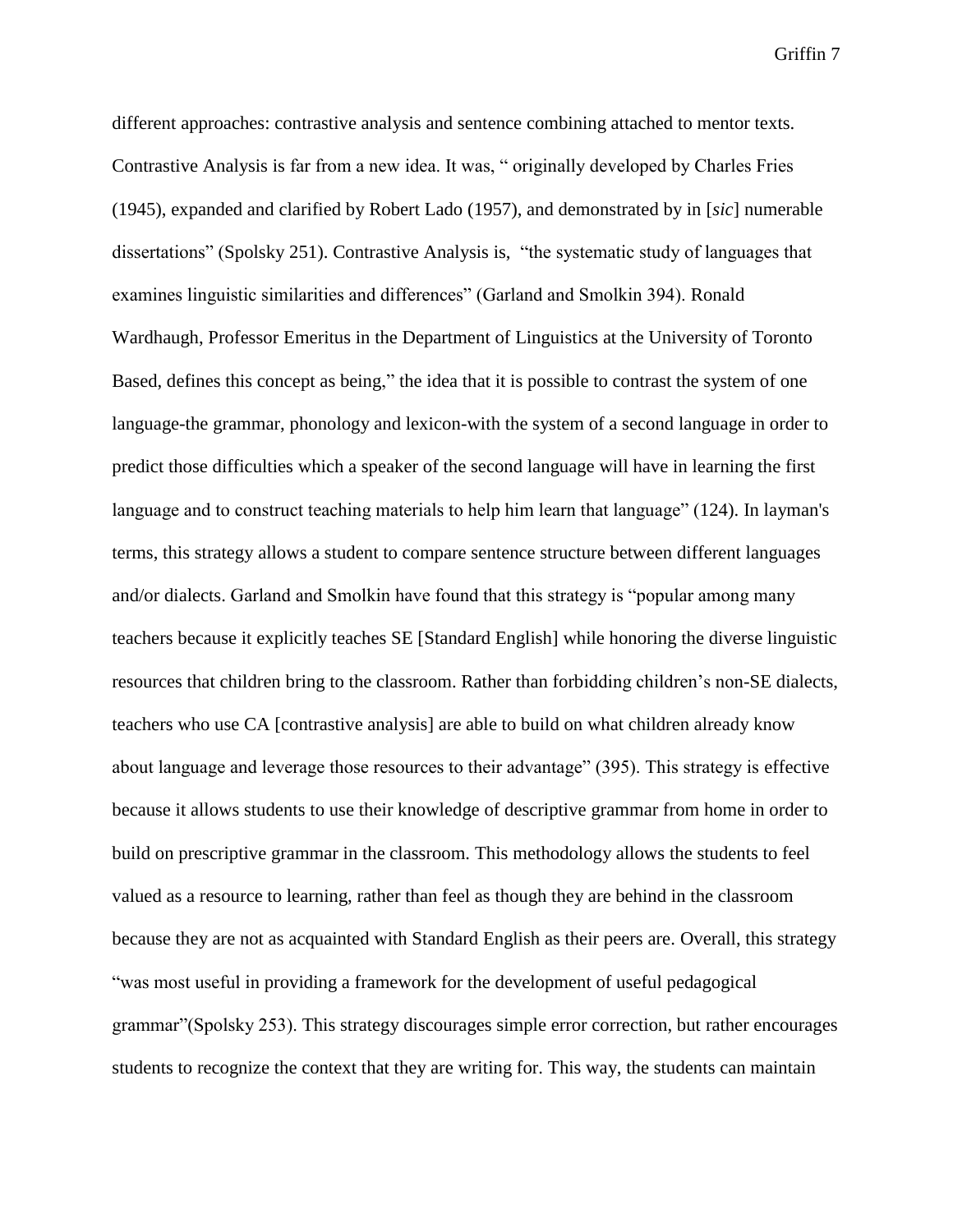different approaches: contrastive analysis and sentence combining attached to mentor texts. Contrastive Analysis is far from a new idea. It was, " originally developed by Charles Fries (1945), expanded and clarified by Robert Lado (1957), and demonstrated by in [*sic*] numerable dissertations" (Spolsky 251). Contrastive Analysis is, "the systematic study of languages that examines linguistic similarities and differences" (Garland and Smolkin 394). Ronald Wardhaugh, Professor Emeritus in the Department of Linguistics at the University of Toronto Based, defines this concept as being," the idea that it is possible to contrast the system of one language-the grammar, phonology and lexicon-with the system of a second language in order to predict those difficulties which a speaker of the second language will have in learning the first language and to construct teaching materials to help him learn that language" (124). In layman's terms, this strategy allows a student to compare sentence structure between different languages and/or dialects. Garland and Smolkin have found that this strategy is "popular among many teachers because it explicitly teaches SE [Standard English] while honoring the diverse linguistic resources that children bring to the classroom. Rather than forbidding children's non-SE dialects, teachers who use CA [contrastive analysis] are able to build on what children already know about language and leverage those resources to their advantage" (395). This strategy is effective because it allows students to use their knowledge of descriptive grammar from home in order to build on prescriptive grammar in the classroom. This methodology allows the students to feel valued as a resource to learning, rather than feel as though they are behind in the classroom because they are not as acquainted with Standard English as their peers are. Overall, this strategy "was most useful in providing a framework for the development of useful pedagogical grammar"(Spolsky 253). This strategy discourages simple error correction, but rather encourages students to recognize the context that they are writing for. This way, the students can maintain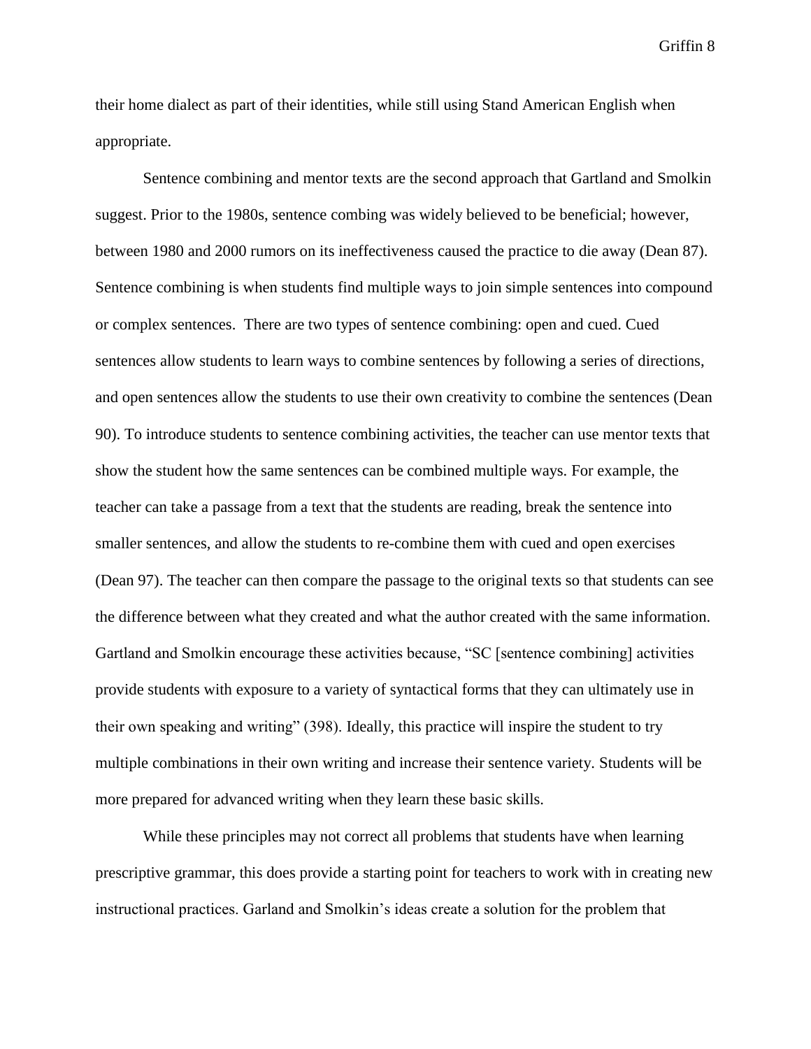their home dialect as part of their identities, while still using Stand American English when appropriate.

Sentence combining and mentor texts are the second approach that Gartland and Smolkin suggest. Prior to the 1980s, sentence combing was widely believed to be beneficial; however, between 1980 and 2000 rumors on its ineffectiveness caused the practice to die away (Dean 87). Sentence combining is when students find multiple ways to join simple sentences into compound or complex sentences.  There are two types of sentence combining: open and cued. Cued sentences allow students to learn ways to combine sentences by following a series of directions, and open sentences allow the students to use their own creativity to combine the sentences (Dean 90). To introduce students to sentence combining activities, the teacher can use mentor texts that show the student how the same sentences can be combined multiple ways. For example, the teacher can take a passage from a text that the students are reading, break the sentence into smaller sentences, and allow the students to re-combine them with cued and open exercises (Dean 97). The teacher can then compare the passage to the original texts so that students can see the difference between what they created and what the author created with the same information. Gartland and Smolkin encourage these activities because, "SC [sentence combining] activities provide students with exposure to a variety of syntactical forms that they can ultimately use in their own speaking and writing" (398). Ideally, this practice will inspire the student to try multiple combinations in their own writing and increase their sentence variety. Students will be more prepared for advanced writing when they learn these basic skills.

While these principles may not correct all problems that students have when learning prescriptive grammar, this does provide a starting point for teachers to work with in creating new instructional practices. Garland and Smolkin's ideas create a solution for the problem that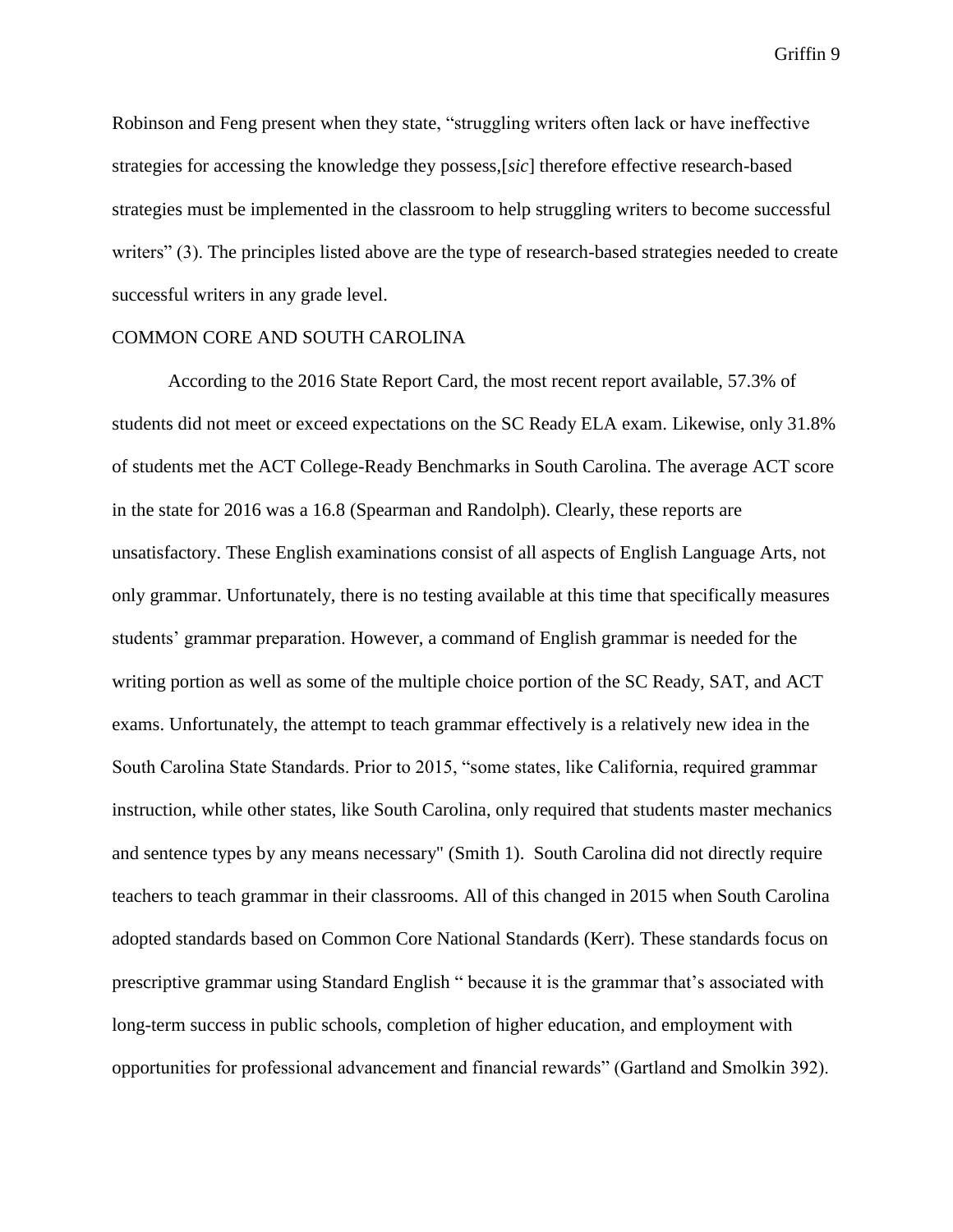Robinson and Feng present when they state, "struggling writers often lack or have ineffective strategies for accessing the knowledge they possess,[*sic*] therefore effective research-based strategies must be implemented in the classroom to help struggling writers to become successful writers" (3). The principles listed above are the type of research-based strategies needed to create successful writers in any grade level.

## COMMON CORE AND SOUTH CAROLINA

According to the 2016 State Report Card, the most recent report available, 57.3% of students did not meet or exceed expectations on the SC Ready ELA exam. Likewise, only 31.8% of students met the ACT College-Ready Benchmarks in South Carolina. The average ACT score in the state for 2016 was a 16.8 (Spearman and Randolph). Clearly, these reports are unsatisfactory. These English examinations consist of all aspects of English Language Arts, not only grammar. Unfortunately, there is no testing available at this time that specifically measures students' grammar preparation. However, a command of English grammar is needed for the writing portion as well as some of the multiple choice portion of the SC Ready, SAT, and ACT exams. Unfortunately, the attempt to teach grammar effectively is a relatively new idea in the South Carolina State Standards. Prior to 2015, "some states, like California, required grammar instruction, while other states, like South Carolina, only required that students master mechanics and sentence types by any means necessary" (Smith 1). South Carolina did not directly require teachers to teach grammar in their classrooms. All of this changed in 2015 when South Carolina adopted standards based on Common Core National Standards (Kerr). These standards focus on prescriptive grammar using Standard English " because it is the grammar that's associated with long-term success in public schools, completion of higher education, and employment with opportunities for professional advancement and financial rewards" (Gartland and Smolkin 392).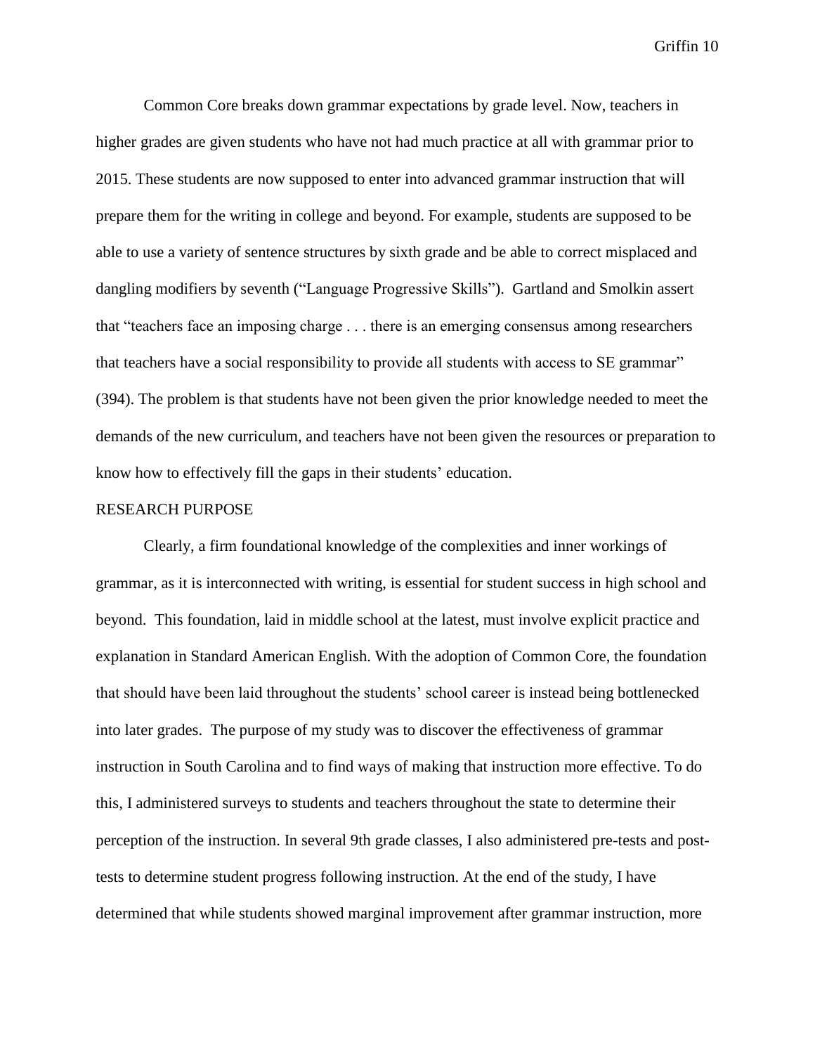Common Core breaks down grammar expectations by grade level. Now, teachers in higher grades are given students who have not had much practice at all with grammar prior to 2015. These students are now supposed to enter into advanced grammar instruction that will prepare them for the writing in college and beyond. For example, students are supposed to be able to use a variety of sentence structures by sixth grade and be able to correct misplaced and dangling modifiers by seventh ("Language Progressive Skills"). Gartland and Smolkin assert that "teachers face an imposing charge . . . there is an emerging consensus among researchers that teachers have a social responsibility to provide all students with access to SE grammar" (394). The problem is that students have not been given the prior knowledge needed to meet the demands of the new curriculum, and teachers have not been given the resources or preparation to know how to effectively fill the gaps in their students' education.

## RESEARCH PURPOSE

Clearly, a firm foundational knowledge of the complexities and inner workings of grammar, as it is interconnected with writing, is essential for student success in high school and beyond. This foundation, laid in middle school at the latest, must involve explicit practice and explanation in Standard American English. With the adoption of Common Core, the foundation that should have been laid throughout the students' school career is instead being bottlenecked into later grades. The purpose of my study was to discover the effectiveness of grammar instruction in South Carolina and to find ways of making that instruction more effective. To do this, I administered surveys to students and teachers throughout the state to determine their perception of the instruction. In several 9th grade classes, I also administered pre-tests and post-tests to determine student progress following instruction. At the end of the study, I have determined that while students showed marginal improvement after grammar instruction, more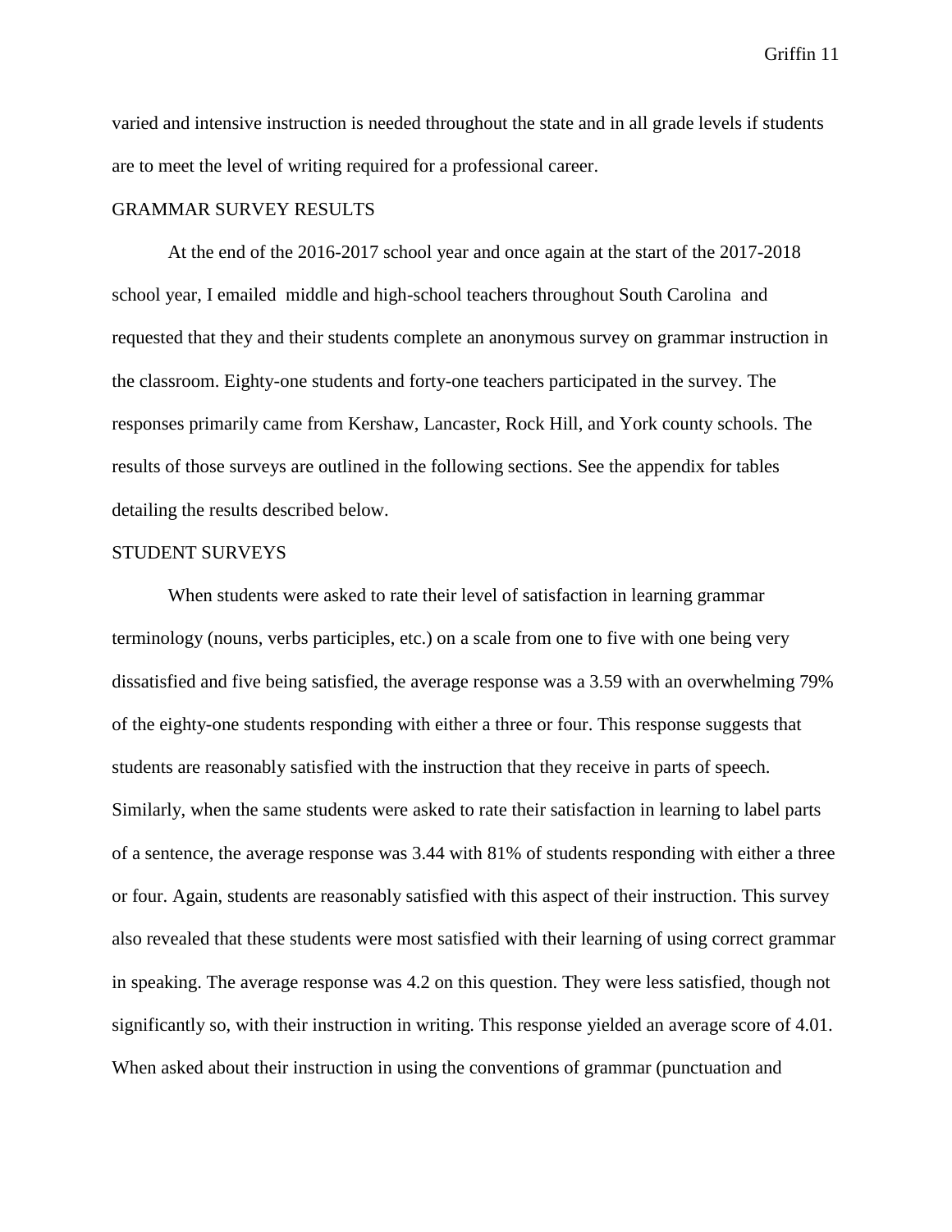varied and intensive instruction is needed throughout the state and in all grade levels if students are to meet the level of writing required for a professional career.

## GRAMMAR SURVEY RESULTS

At the end of the 2016-2017 school year and once again at the start of the 2017-2018 school year, I emailed middle and high-school teachers throughout South Carolina and requested that they and their students complete an anonymous survey on grammar instruction in the classroom. Eighty-one students and forty-one teachers participated in the survey. The responses primarily came from Kershaw, Lancaster, Rock Hill, and York county schools. The results of those surveys are outlined in the following sections. See the appendix for tables detailing the results described below.

## STUDENT SURVEYS

When students were asked to rate their level of satisfaction in learning grammar terminology (nouns, verbs participles, etc.) on a scale from one to five with one being very dissatisfied and five being satisfied, the average response was a 3.59 with an overwhelming 79% of the eighty-one students responding with either a three or four. This response suggests that students are reasonably satisfied with the instruction that they receive in parts of speech. Similarly, when the same students were asked to rate their satisfaction in learning to label parts of a sentence, the average response was 3.44 with 81% of students responding with either a three or four. Again, students are reasonably satisfied with this aspect of their instruction. This survey also revealed that these students were most satisfied with their learning of using correct grammar in speaking. The average response was 4.2 on this question. They were less satisfied, though not significantly so, with their instruction in writing. This response yielded an average score of 4.01. When asked about their instruction in using the conventions of grammar (punctuation and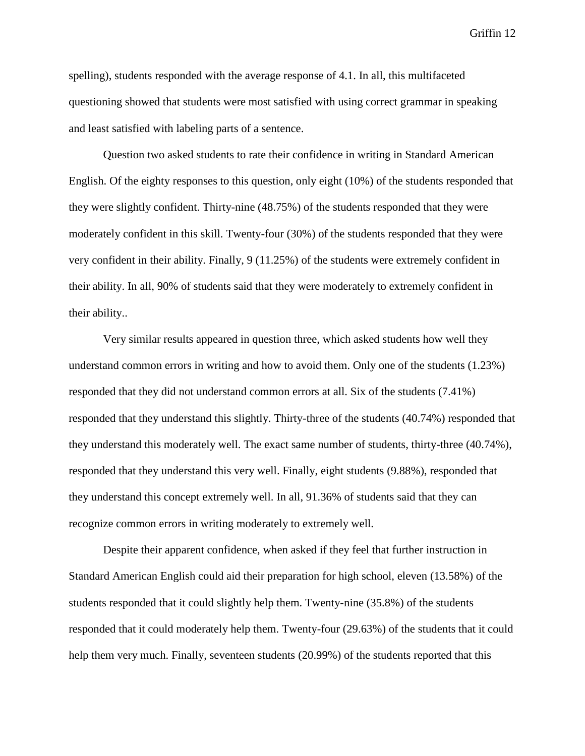spelling), students responded with the average response of 4.1. In all, this multifaceted questioning showed that students were most satisfied with using correct grammar in speaking and least satisfied with labeling parts of a sentence.

Question two asked students to rate their confidence in writing in Standard American English. Of the eighty responses to this question, only eight (10%) of the students responded that they were slightly confident. Thirty-nine (48.75%) of the students responded that they were moderately confident in this skill. Twenty-four (30%) of the students responded that they were very confident in their ability. Finally, 9 (11.25%) of the students were extremely confident in their ability. In all, 90% of students said that they were moderately to extremely confident in their ability..

Very similar results appeared in question three, which asked students how well they understand common errors in writing and how to avoid them. Only one of the students (1.23%) responded that they did not understand common errors at all. Six of the students (7.41%) responded that they understand this slightly. Thirty-three of the students (40.74%) responded that they understand this moderately well. The exact same number of students, thirty-three (40.74%), responded that they understand this very well. Finally, eight students (9.88%), responded that they understand this concept extremely well. In all, 91.36% of students said that they can recognize common errors in writing moderately to extremely well.

Despite their apparent confidence, when asked if they feel that further instruction in Standard American English could aid their preparation for high school, eleven (13.58%) of the students responded that it could slightly help them. Twenty-nine (35.8%) of the students responded that it could moderately help them. Twenty-four (29.63%) of the students that it could help them very much. Finally, seventeen students (20.99%) of the students reported that this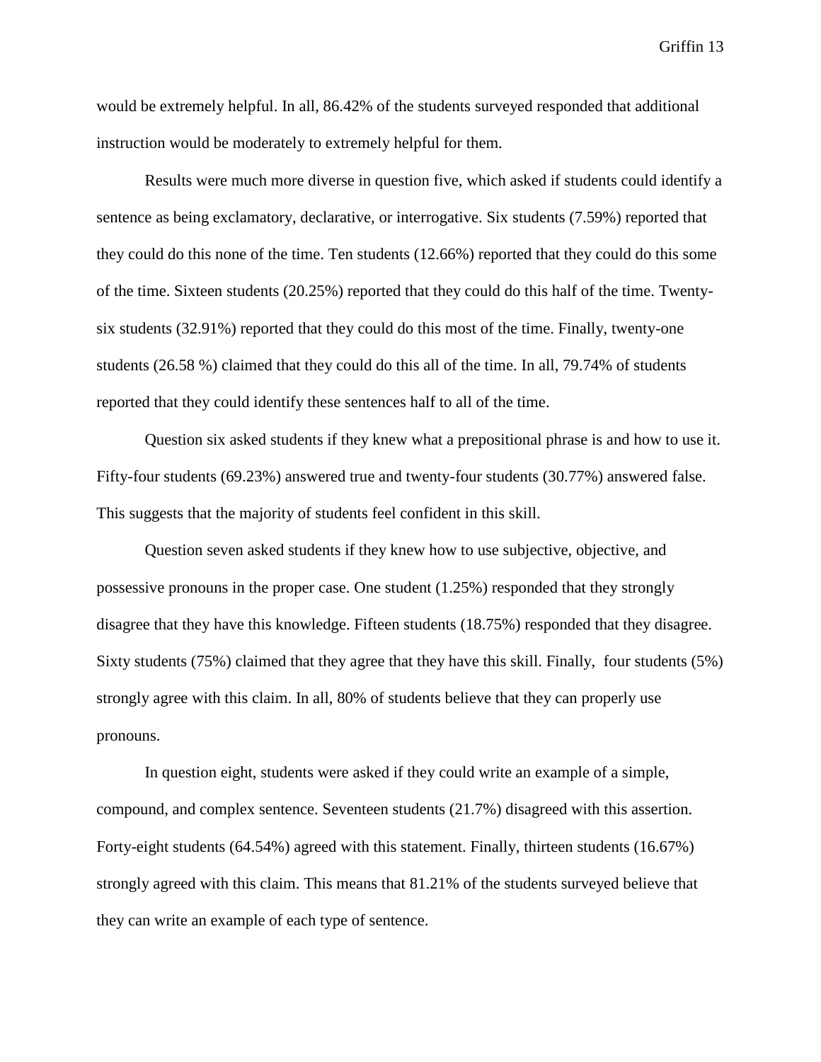would be extremely helpful. In all, 86.42% of the students surveyed responded that additional instruction would be moderately to extremely helpful for them.

Results were much more diverse in question five, which asked if students could identify a sentence as being exclamatory, declarative, or interrogative. Six students (7.59%) reported that they could do this none of the time. Ten students (12.66%) reported that they could do this some of the time. Sixteen students (20.25%) reported that they could do this half of the time. Twenty-six students (32.91%) reported that they could do this most of the time. Finally, twenty-one students (26.58 %) claimed that they could do this all of the time. In all, 79.74% of students reported that they could identify these sentences half to all of the time.

Question six asked students if they knew what a prepositional phrase is and how to use it. Fifty-four students (69.23%) answered true and twenty-four students (30.77%) answered false. This suggests that the majority of students feel confident in this skill.

Question seven asked students if they knew how to use subjective, objective, and possessive pronouns in the proper case. One student (1.25%) responded that they strongly disagree that they have this knowledge. Fifteen students (18.75%) responded that they disagree. Sixty students (75%) claimed that they agree that they have this skill. Finally, four students (5%) strongly agree with this claim. In all, 80% of students believe that they can properly use pronouns.

In question eight, students were asked if they could write an example of a simple, compound, and complex sentence. Seventeen students (21.7%) disagreed with this assertion. Forty-eight students (64.54%) agreed with this statement. Finally, thirteen students (16.67%) strongly agreed with this claim. This means that 81.21% of the students surveyed believe that they can write an example of each type of sentence.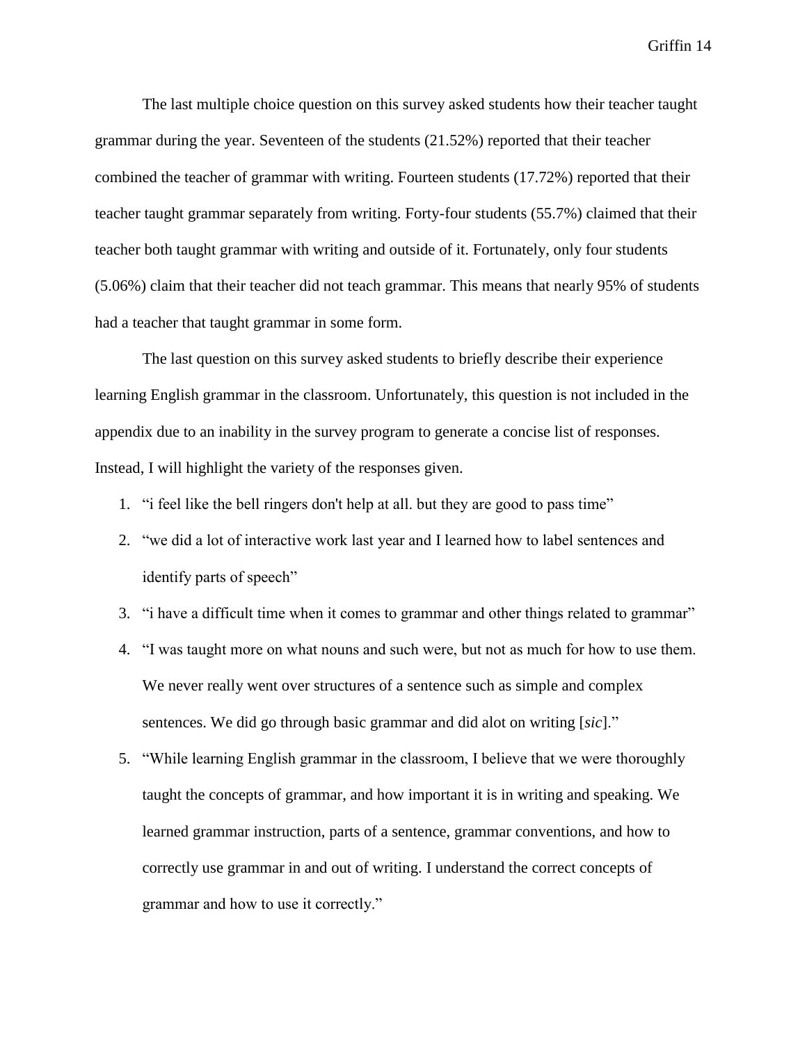The last multiple choice question on this survey asked students how their teacher taught grammar during the year. Seventeen of the students (21.52%) reported that their teacher combined the teacher of grammar with writing. Fourteen students (17.72%) reported that their teacher taught grammar separately from writing. Forty-four students (55.7%) claimed that their teacher both taught grammar with writing and outside of it. Fortunately, only four students (5.06%) claim that their teacher did not teach grammar. This means that nearly 95% of students had a teacher that taught grammar in some form.

The last question on this survey asked students to briefly describe their experience learning English grammar in the classroom. Unfortunately, this question is not included in the appendix due to an inability in the survey program to generate a concise list of responses. Instead, I will highlight the variety of the responses given.

1. "i feel like the bell ringers don't help at all. but they are good to pass time"
2. "we did a lot of interactive work last year and I learned how to label sentences and identify parts of speech"
3. "i have a difficult time when it comes to grammar and other things related to grammar"
4. "I was taught more on what nouns and such were, but not as much for how to use them. We never really went over structures of a sentence such as simple and complex sentences. We did go through basic grammar and did alot on writing [*sic*]."
5. "While learning English grammar in the classroom, I believe that we were thoroughly taught the concepts of grammar, and how important it is in writing and speaking. We learned grammar instruction, parts of a sentence, grammar conventions, and how to correctly use grammar in and out of writing. I understand the correct concepts of grammar and how to use it correctly."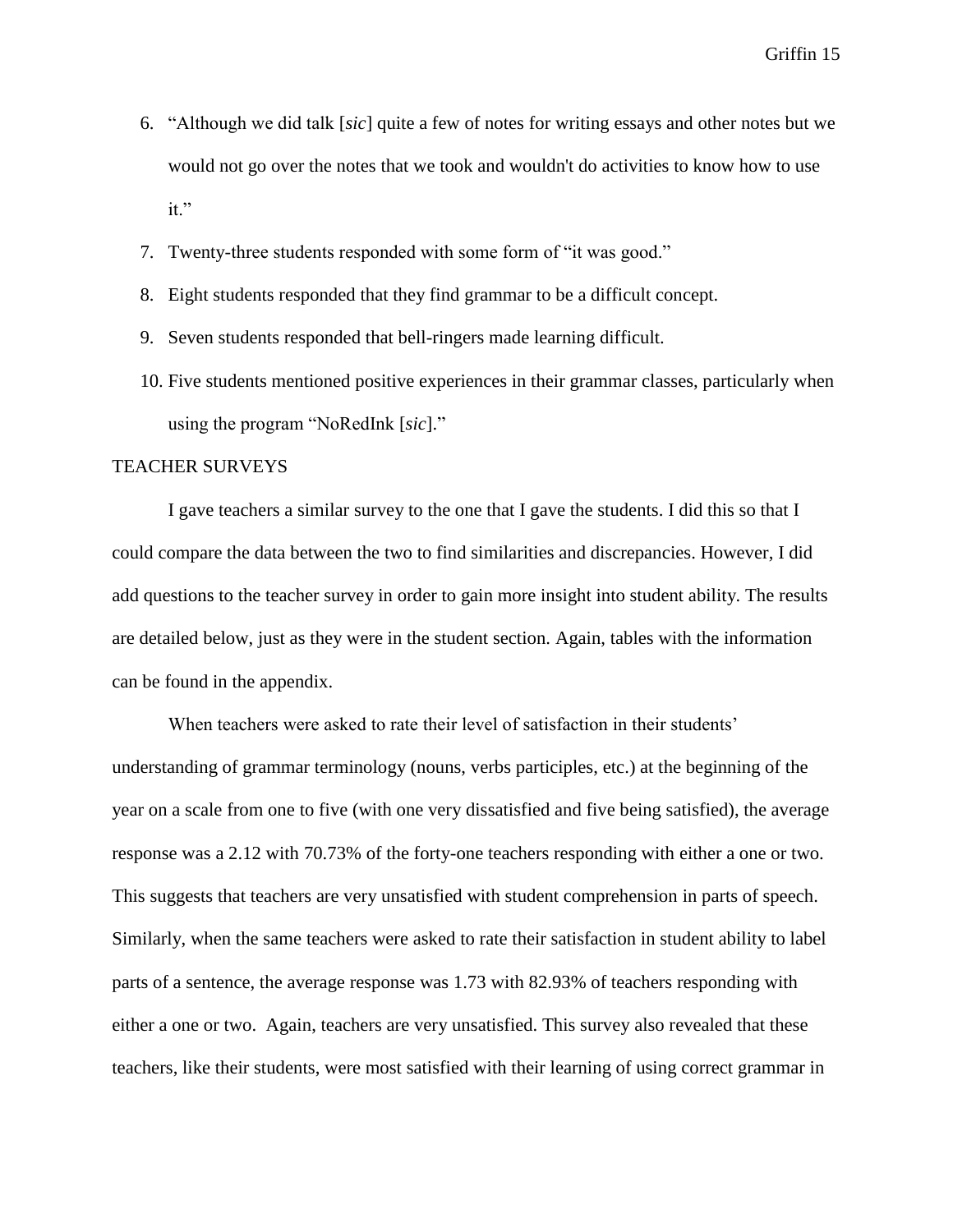6. "Although we did talk [*sic*] quite a few of notes for writing essays and other notes but we would not go over the notes that we took and wouldn't do activities to know how to use it."
7. Twenty-three students responded with some form of "it was good."
8. Eight students responded that they find grammar to be a difficult concept.
9. Seven students responded that bell-ringers made learning difficult.
10. Five students mentioned positive experiences in their grammar classes, particularly when using the program "NoRedInk [*sic*]."

TEACHER SURVEYS

I gave teachers a similar survey to the one that I gave the students. I did this so that I could compare the data between the two to find similarities and discrepancies. However, I did add questions to the teacher survey in order to gain more insight into student ability. The results are detailed below, just as they were in the student section. Again, tables with the information can be found in the appendix.

When teachers were asked to rate their level of satisfaction in their students' understanding of grammar terminology (nouns, verbs participles, etc.) at the beginning of the year on a scale from one to five (with one very dissatisfied and five being satisfied), the average response was a 2.12 with 70.73% of the forty-one teachers responding with either a one or two. This suggests that teachers are very unsatisfied with student comprehension in parts of speech. Similarly, when the same teachers were asked to rate their satisfaction in student ability to label parts of a sentence, the average response was 1.73 with 82.93% of teachers responding with either a one or two. Again, teachers are very unsatisfied. This survey also revealed that these teachers, like their students, were most satisfied with their learning of using correct grammar in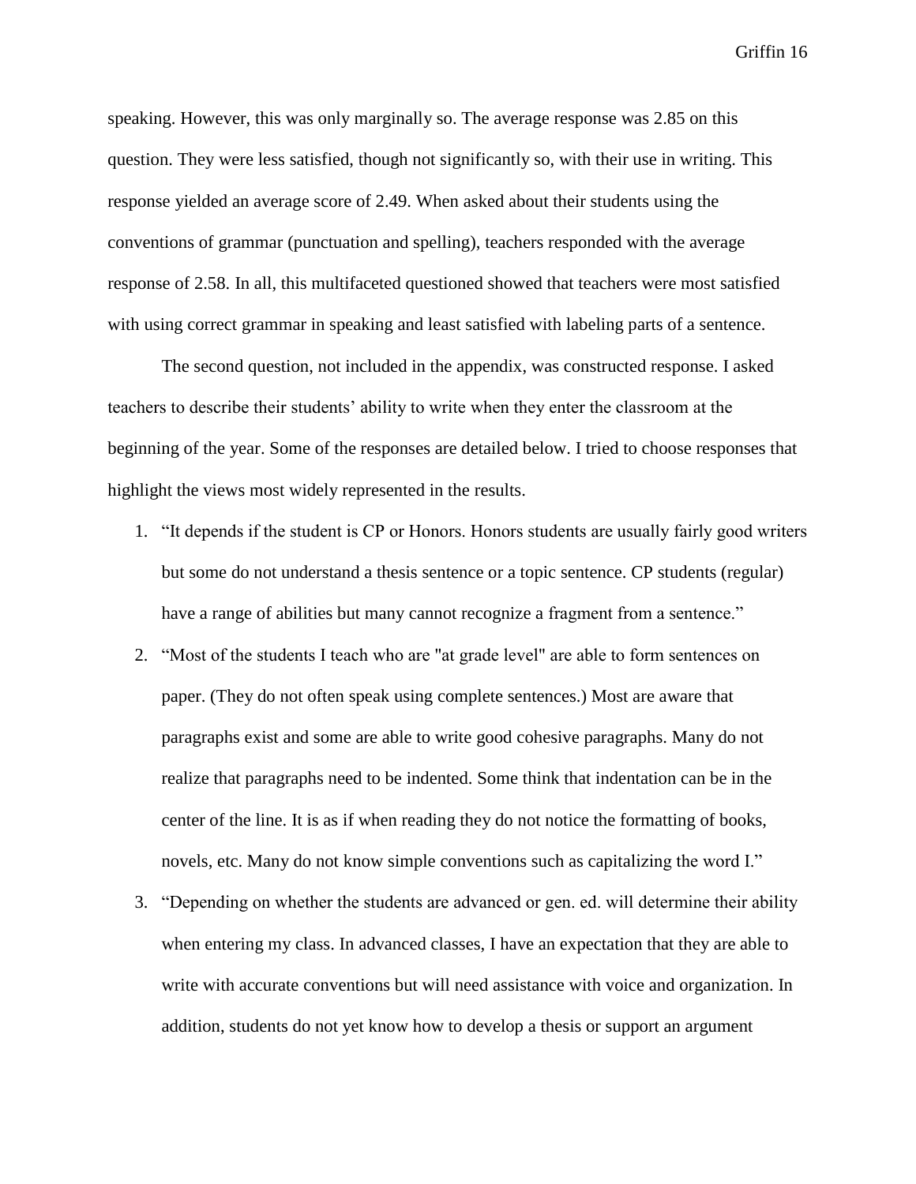speaking. However, this was only marginally so. The average response was 2.85 on this question. They were less satisfied, though not significantly so, with their use in writing. This response yielded an average score of 2.49. When asked about their students using the conventions of grammar (punctuation and spelling), teachers responded with the average response of 2.58. In all, this multifaceted questioned showed that teachers were most satisfied with using correct grammar in speaking and least satisfied with labeling parts of a sentence.

The second question, not included in the appendix, was constructed response. I asked teachers to describe their students' ability to write when they enter the classroom at the beginning of the year. Some of the responses are detailed below. I tried to choose responses that highlight the views most widely represented in the results.

1. "It depends if the student is CP or Honors. Honors students are usually fairly good writers but some do not understand a thesis sentence or a topic sentence. CP students (regular) have a range of abilities but many cannot recognize a fragment from a sentence."
2. "Most of the students I teach who are "at grade level" are able to form sentences on paper. (They do not often speak using complete sentences.) Most are aware that paragraphs exist and some are able to write good cohesive paragraphs. Many do not realize that paragraphs need to be indented. Some think that indentation can be in the center of the line. It is as if when reading they do not notice the formatting of books, novels, etc. Many do not know simple conventions such as capitalizing the word I."
3. "Depending on whether the students are advanced or gen. ed. will determine their ability when entering my class. In advanced classes, I have an expectation that they are able to write with accurate conventions but will need assistance with voice and organization. In addition, students do not yet know how to develop a thesis or support an argument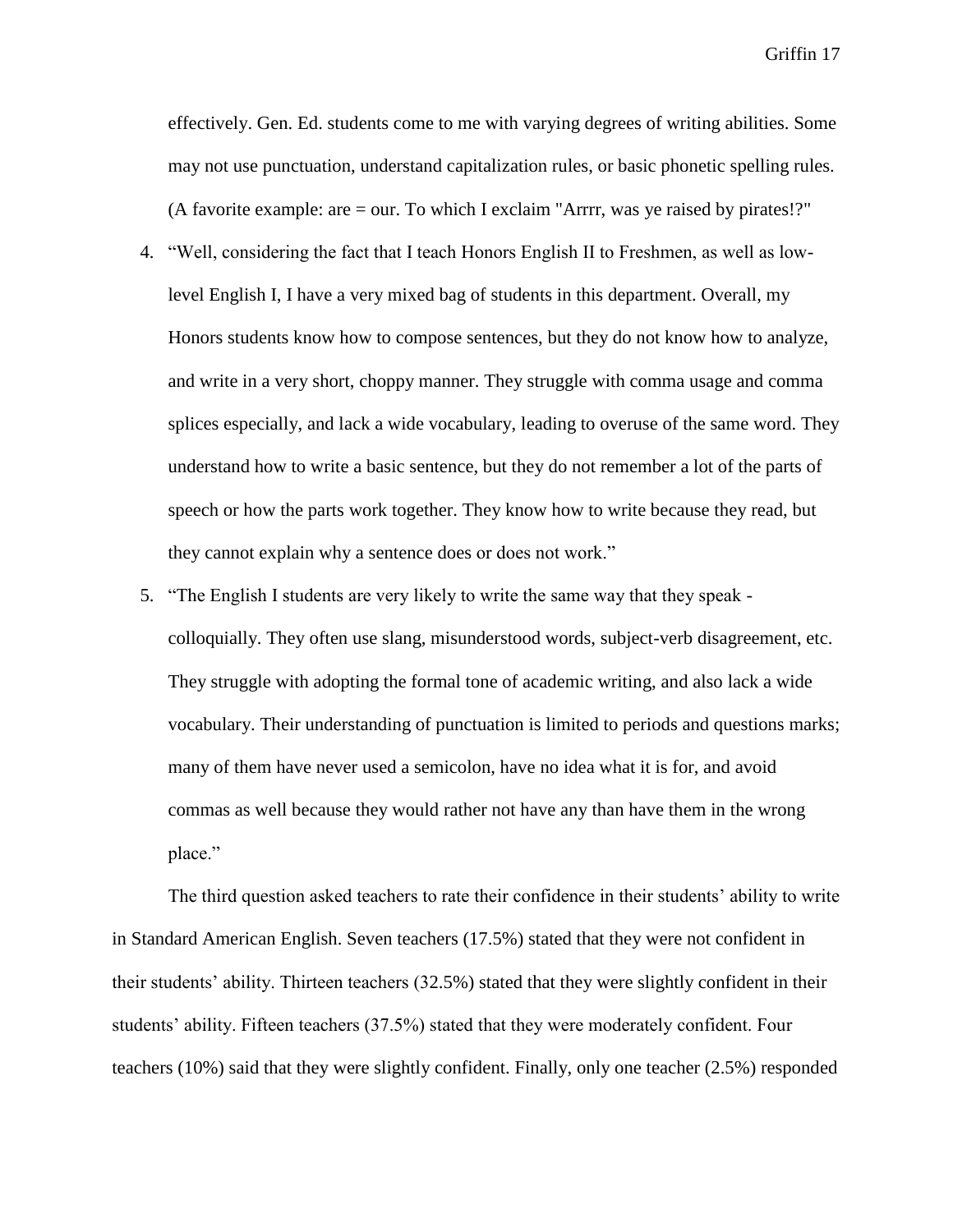effectively. Gen. Ed. students come to me with varying degrees of writing abilities. Some may not use punctuation, understand capitalization rules, or basic phonetic spelling rules. (A favorite example: are = our. To which I exclaim "Arrrr, was ye raised by pirates!?"

4. "Well, considering the fact that I teach Honors English II to Freshmen, as well as low-level English I, I have a very mixed bag of students in this department. Overall, my Honors students know how to compose sentences, but they do not know how to analyze, and write in a very short, choppy manner. They struggle with comma usage and comma splices especially, and lack a wide vocabulary, leading to overuse of the same word. They understand how to write a basic sentence, but they do not remember a lot of the parts of speech or how the parts work together. They know how to write because they read, but they cannot explain why a sentence does or does not work."
5. "The English I students are very likely to write the same way that they speak - colloquially. They often use slang, misunderstood words, subject-verb disagreement, etc. They struggle with adopting the formal tone of academic writing, and also lack a wide vocabulary. Their understanding of punctuation is limited to periods and questions marks; many of them have never used a semicolon, have no idea what it is for, and avoid commas as well because they would rather not have any than have them in the wrong place."

The third question asked teachers to rate their confidence in their students' ability to write in Standard American English. Seven teachers (17.5%) stated that they were not confident in their students' ability. Thirteen teachers (32.5%) stated that they were slightly confident in their students' ability. Fifteen teachers (37.5%) stated that they were moderately confident. Four teachers (10%) said that they were slightly confident. Finally, only one teacher (2.5%) responded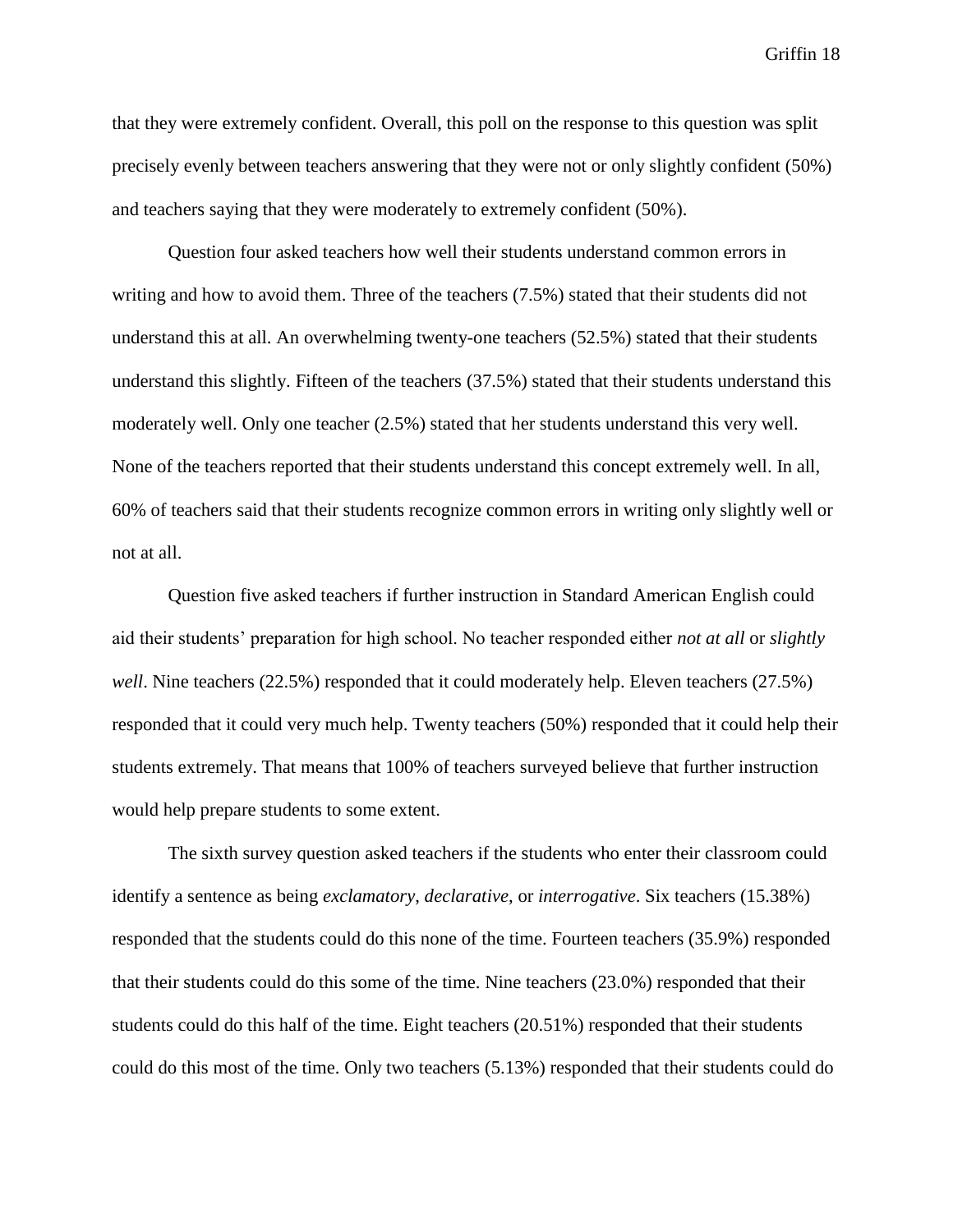that they were extremely confident. Overall, this poll on the response to this question was split precisely evenly between teachers answering that they were not or only slightly confident (50%) and teachers saying that they were moderately to extremely confident (50%).

Question four asked teachers how well their students understand common errors in writing and how to avoid them. Three of the teachers (7.5%) stated that their students did not understand this at all. An overwhelming twenty-one teachers (52.5%) stated that their students understand this slightly. Fifteen of the teachers (37.5%) stated that their students understand this moderately well. Only one teacher (2.5%) stated that her students understand this very well. None of the teachers reported that their students understand this concept extremely well. In all, 60% of teachers said that their students recognize common errors in writing only slightly well or not at all.

Question five asked teachers if further instruction in Standard American English could aid their students' preparation for high school. No teacher responded either *not at all* or *slightly well*. Nine teachers (22.5%) responded that it could moderately help. Eleven teachers (27.5%) responded that it could very much help. Twenty teachers (50%) responded that it could help their students extremely. That means that 100% of teachers surveyed believe that further instruction would help prepare students to some extent.

The sixth survey question asked teachers if the students who enter their classroom could identify a sentence as being *exclamatory*, *declarative*, or *interrogative*. Six teachers (15.38%) responded that the students could do this none of the time. Fourteen teachers (35.9%) responded that their students could do this some of the time. Nine teachers (23.0%) responded that their students could do this half of the time. Eight teachers (20.51%) responded that their students could do this most of the time. Only two teachers (5.13%) responded that their students could do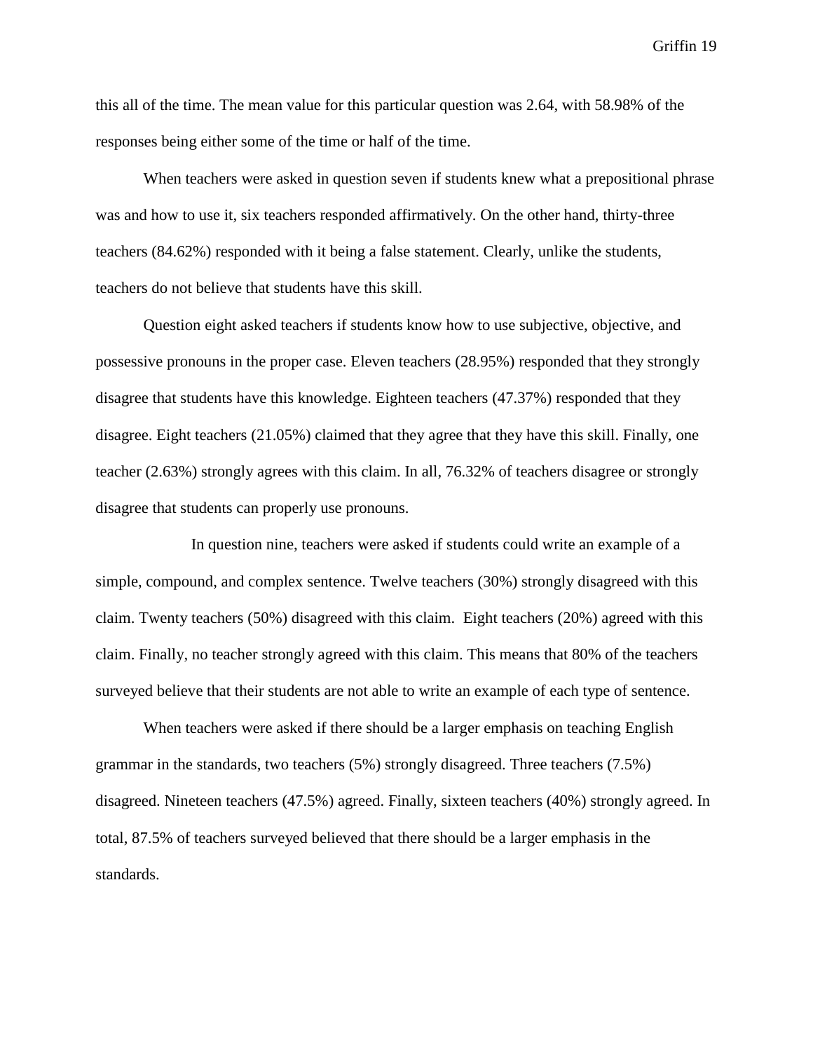this all of the time. The mean value for this particular question was 2.64, with 58.98% of the responses being either some of the time or half of the time.

When teachers were asked in question seven if students knew what a prepositional phrase was and how to use it, six teachers responded affirmatively. On the other hand, thirty-three teachers (84.62%) responded with it being a false statement. Clearly, unlike the students, teachers do not believe that students have this skill.

Question eight asked teachers if students know how to use subjective, objective, and possessive pronouns in the proper case. Eleven teachers (28.95%) responded that they strongly disagree that students have this knowledge. Eighteen teachers (47.37%) responded that they disagree. Eight teachers (21.05%) claimed that they agree that they have this skill. Finally, one teacher (2.63%) strongly agrees with this claim. In all, 76.32% of teachers disagree or strongly disagree that students can properly use pronouns.

In question nine, teachers were asked if students could write an example of a simple, compound, and complex sentence. Twelve teachers (30%) strongly disagreed with this claim. Twenty teachers (50%) disagreed with this claim. Eight teachers (20%) agreed with this claim. Finally, no teacher strongly agreed with this claim. This means that 80% of the teachers surveyed believe that their students are not able to write an example of each type of sentence.

When teachers were asked if there should be a larger emphasis on teaching English grammar in the standards, two teachers (5%) strongly disagreed. Three teachers (7.5%) disagreed. Nineteen teachers (47.5%) agreed. Finally, sixteen teachers (40%) strongly agreed. In total, 87.5% of teachers surveyed believed that there should be a larger emphasis in the standards.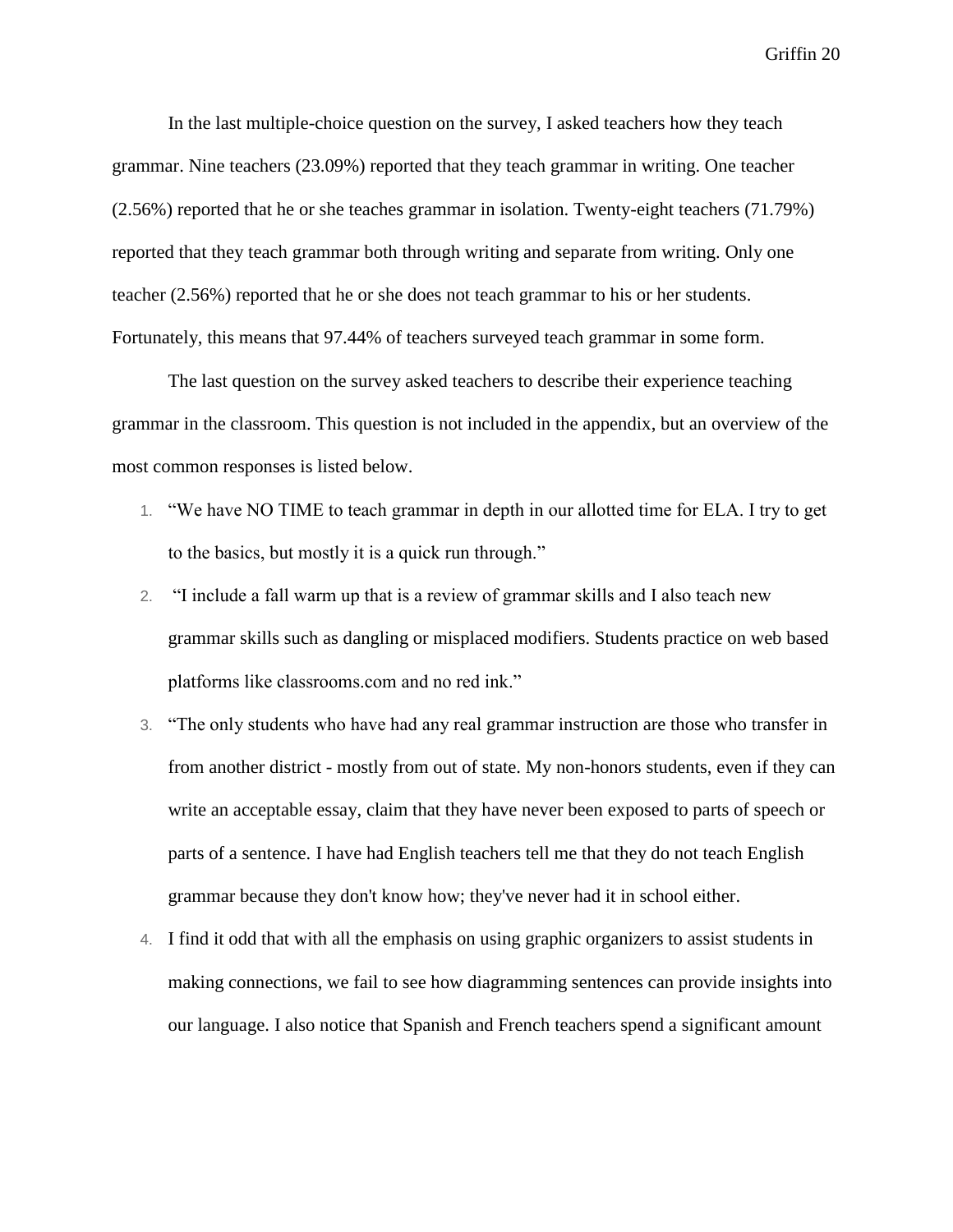In the last multiple-choice question on the survey, I asked teachers how they teach grammar. Nine teachers (23.09%) reported that they teach grammar in writing. One teacher (2.56%) reported that he or she teaches grammar in isolation. Twenty-eight teachers (71.79%) reported that they teach grammar both through writing and separate from writing. Only one teacher (2.56%) reported that he or she does not teach grammar to his or her students. Fortunately, this means that 97.44% of teachers surveyed teach grammar in some form.

The last question on the survey asked teachers to describe their experience teaching grammar in the classroom. This question is not included in the appendix, but an overview of the most common responses is listed below.

1. "We have NO TIME to teach grammar in depth in our allotted time for ELA. I try to get to the basics, but mostly it is a quick run through."
2. "I include a fall warm up that is a review of grammar skills and I also teach new grammar skills such as dangling or misplaced modifiers. Students practice on web based platforms like classrooms.com and no red ink."
3. "The only students who have had any real grammar instruction are those who transfer in from another district - mostly from out of state. My non-honors students, even if they can write an acceptable essay, claim that they have never been exposed to parts of speech or parts of a sentence. I have had English teachers tell me that they do not teach English grammar because they don't know how; they've never had it in school either.
4. I find it odd that with all the emphasis on using graphic organizers to assist students in making connections, we fail to see how diagramming sentences can provide insights into our language. I also notice that Spanish and French teachers spend a significant amount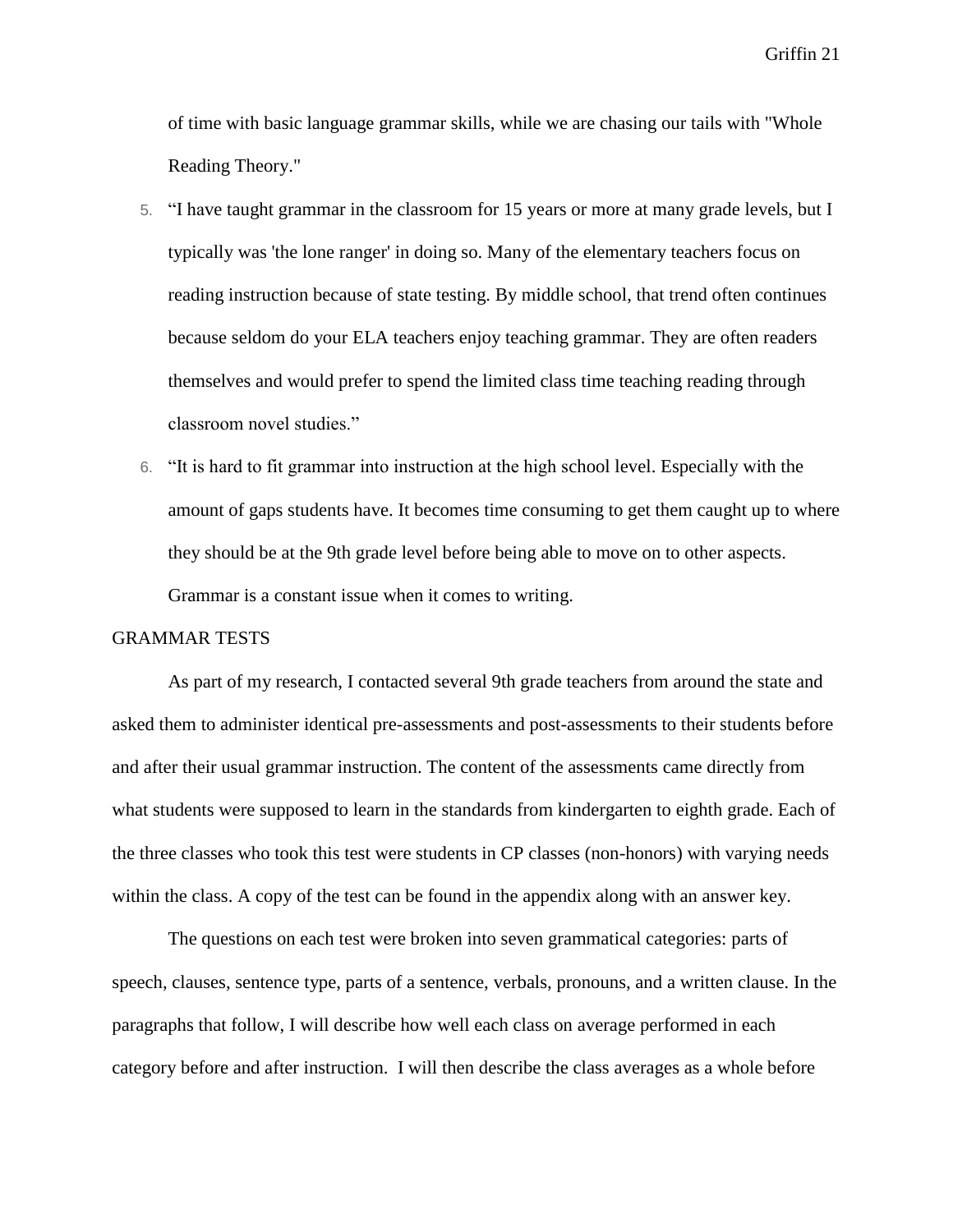of time with basic language grammar skills, while we are chasing our tails with "Whole Reading Theory."

5. "I have taught grammar in the classroom for 15 years or more at many grade levels, but I typically was 'the lone ranger' in doing so. Many of the elementary teachers focus on reading instruction because of state testing. By middle school, that trend often continues because seldom do your ELA teachers enjoy teaching grammar. They are often readers themselves and would prefer to spend the limited class time teaching reading through classroom novel studies."
6. "It is hard to fit grammar into instruction at the high school level. Especially with the amount of gaps students have. It becomes time consuming to get them caught up to where they should be at the 9th grade level before being able to move on to other aspects. Grammar is a constant issue when it comes to writing.

## GRAMMAR TESTS

As part of my research, I contacted several 9th grade teachers from around the state and asked them to administer identical pre-assessments and post-assessments to their students before and after their usual grammar instruction. The content of the assessments came directly from what students were supposed to learn in the standards from kindergarten to eighth grade. Each of the three classes who took this test were students in CP classes (non-honors) with varying needs within the class. A copy of the test can be found in the appendix along with an answer key.

The questions on each test were broken into seven grammatical categories: parts of speech, clauses, sentence type, parts of a sentence, verbals, pronouns, and a written clause. In the paragraphs that follow, I will describe how well each class on average performed in each category before and after instruction. I will then describe the class averages as a whole before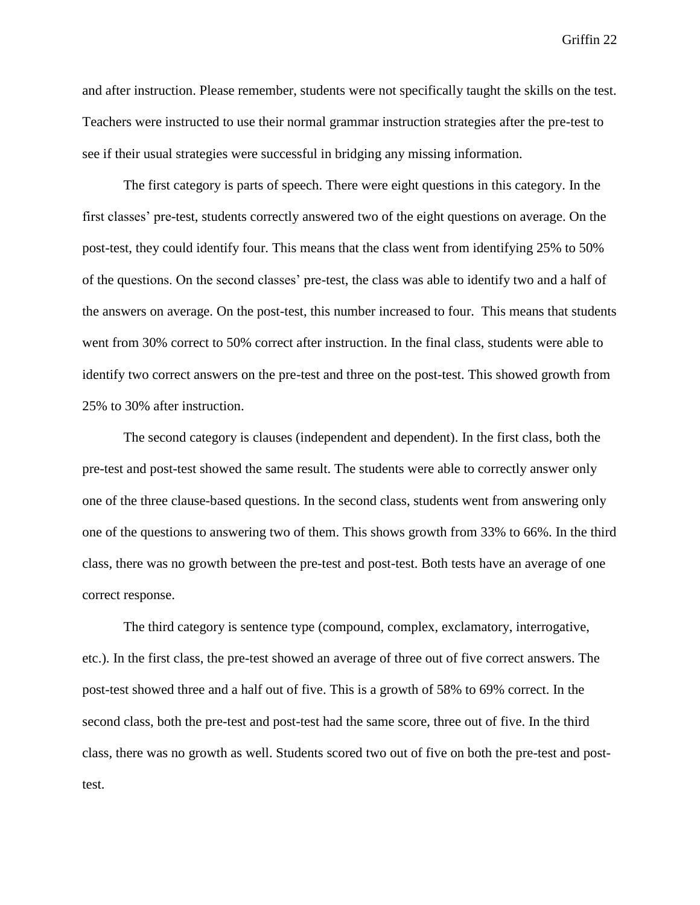and after instruction. Please remember, students were not specifically taught the skills on the test. Teachers were instructed to use their normal grammar instruction strategies after the pre-test to see if their usual strategies were successful in bridging any missing information.

The first category is parts of speech. There were eight questions in this category. In the first classes' pre-test, students correctly answered two of the eight questions on average. On the post-test, they could identify four. This means that the class went from identifying 25% to 50% of the questions. On the second classes' pre-test, the class was able to identify two and a half of the answers on average. On the post-test, this number increased to four. This means that students went from 30% correct to 50% correct after instruction. In the final class, students were able to identify two correct answers on the pre-test and three on the post-test. This showed growth from 25% to 30% after instruction.

The second category is clauses (independent and dependent). In the first class, both the pre-test and post-test showed the same result. The students were able to correctly answer only one of the three clause-based questions. In the second class, students went from answering only one of the questions to answering two of them. This shows growth from 33% to 66%. In the third class, there was no growth between the pre-test and post-test. Both tests have an average of one correct response.

The third category is sentence type (compound, complex, exclamatory, interrogative, etc.). In the first class, the pre-test showed an average of three out of five correct answers. The post-test showed three and a half out of five. This is a growth of 58% to 69% correct. In the second class, both the pre-test and post-test had the same score, three out of five. In the third class, there was no growth as well. Students scored two out of five on both the pre-test and post-test.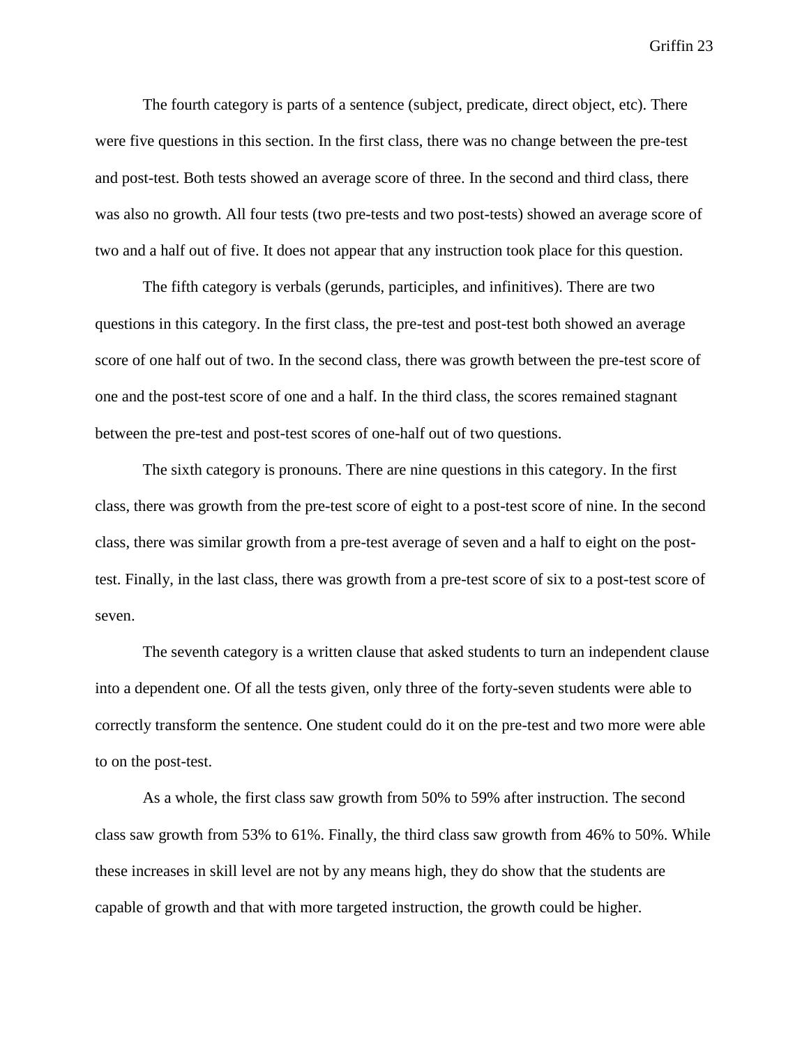The fourth category is parts of a sentence (subject, predicate, direct object, etc). There were five questions in this section. In the first class, there was no change between the pre-test and post-test. Both tests showed an average score of three. In the second and third class, there was also no growth. All four tests (two pre-tests and two post-tests) showed an average score of two and a half out of five. It does not appear that any instruction took place for this question.

The fifth category is verbals (gerunds, participles, and infinitives). There are two questions in this category. In the first class, the pre-test and post-test both showed an average score of one half out of two. In the second class, there was growth between the pre-test score of one and the post-test score of one and a half. In the third class, the scores remained stagnant between the pre-test and post-test scores of one-half out of two questions.

The sixth category is pronouns. There are nine questions in this category. In the first class, there was growth from the pre-test score of eight to a post-test score of nine. In the second class, there was similar growth from a pre-test average of seven and a half to eight on the post-test. Finally, in the last class, there was growth from a pre-test score of six to a post-test score of seven.

The seventh category is a written clause that asked students to turn an independent clause into a dependent one. Of all the tests given, only three of the forty-seven students were able to correctly transform the sentence. One student could do it on the pre-test and two more were able to on the post-test.

As a whole, the first class saw growth from 50% to 59% after instruction. The second class saw growth from 53% to 61%. Finally, the third class saw growth from 46% to 50%. While these increases in skill level are not by any means high, they do show that the students are capable of growth and that with more targeted instruction, the growth could be higher.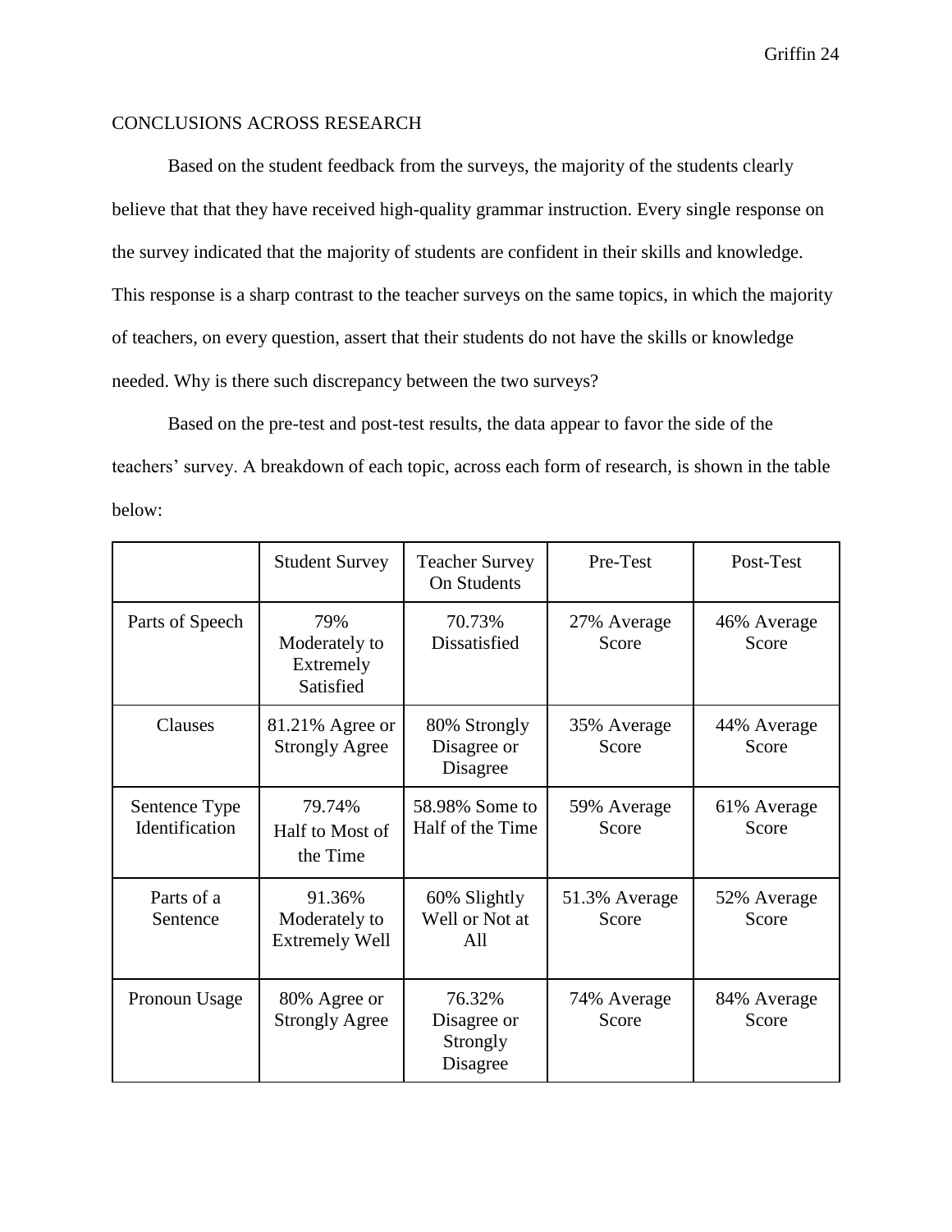## CONCLUSIONS ACROSS RESEARCH

Based on the student feedback from the surveys, the majority of the students clearly believe that that they have received high-quality grammar instruction. Every single response on the survey indicated that the majority of students are confident in their skills and knowledge. This response is a sharp contrast to the teacher surveys on the same topics, in which the majority of teachers, on every question, assert that their students do not have the skills or knowledge needed. Why is there such discrepancy between the two surveys?

Based on the pre-test and post-test results, the data appear to favor the side of the teachers' survey. A breakdown of each topic, across each form of research, is shown in the table below:

| | Student Survey | Teacher Survey On Students | Pre-Test | Post-Test |
|---|---|---|---|---|
| Parts of Speech | 79% Moderately to Extremely Satisfied | 70.73% Dissatisfied | 27% Average Score | 46% Average Score |
| Clauses | 81.21% Agree or Strongly Agree | 80% Strongly Disagree or Disagree | 35% Average Score | 44% Average Score |
| Sentence Type Identification | 79.74% Half to Most of the Time | 58.98% Some to Half of the Time | 59% Average Score | 61% Average Score |
| Parts of a Sentence | 91.36% Moderately to Extremely Well | 60% Slightly Well or Not at All | 51.3% Average Score | 52% Average Score |
| Pronoun Usage | 80% Agree or Strongly Agree | 76.32% Disagree or Strongly Disagree | 74% Average Score | 84% Average Score |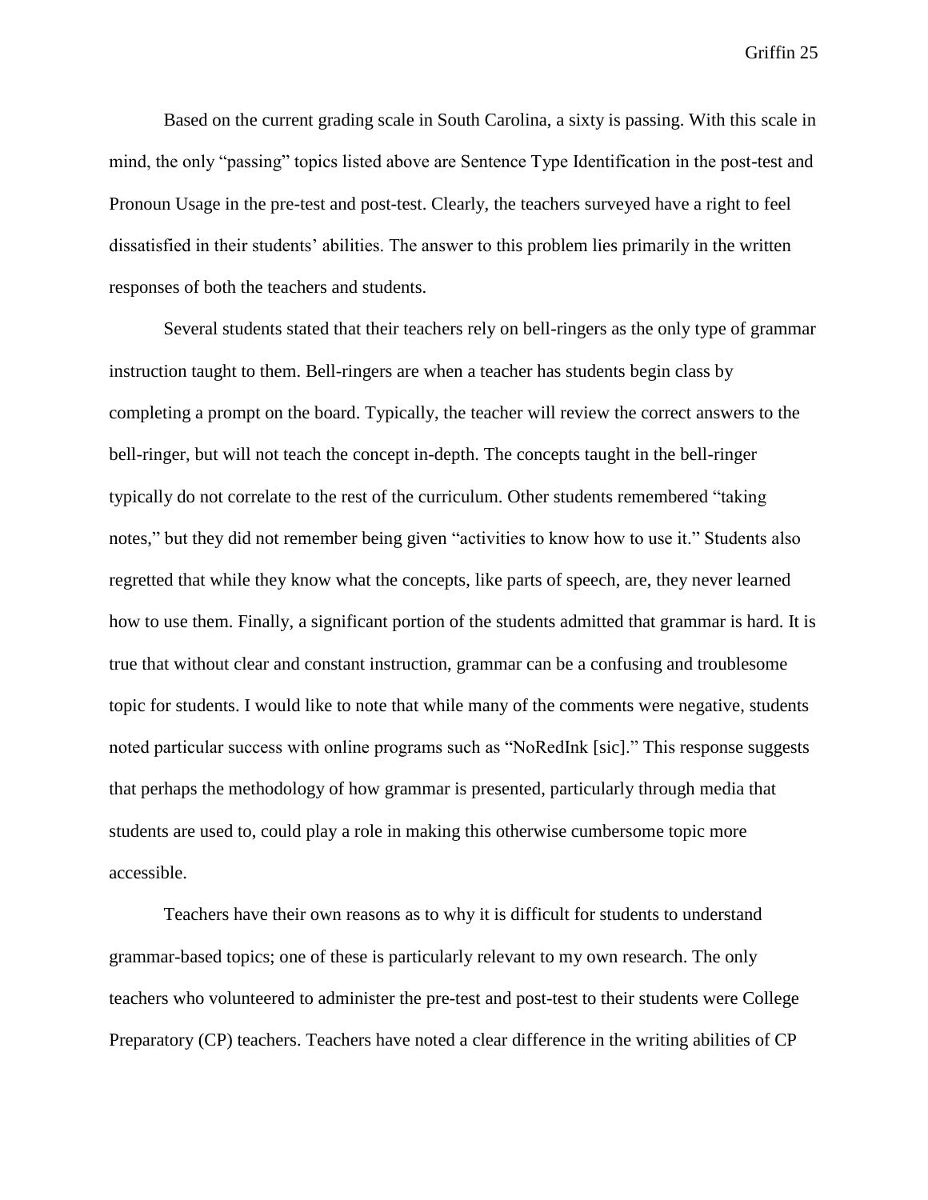Based on the current grading scale in South Carolina, a sixty is passing. With this scale in mind, the only "passing" topics listed above are Sentence Type Identification in the post-test and Pronoun Usage in the pre-test and post-test. Clearly, the teachers surveyed have a right to feel dissatisfied in their students' abilities. The answer to this problem lies primarily in the written responses of both the teachers and students.

Several students stated that their teachers rely on bell-ringers as the only type of grammar instruction taught to them. Bell-ringers are when a teacher has students begin class by completing a prompt on the board. Typically, the teacher will review the correct answers to the bell-ringer, but will not teach the concept in-depth. The concepts taught in the bell-ringer typically do not correlate to the rest of the curriculum. Other students remembered "taking notes," but they did not remember being given "activities to know how to use it." Students also regretted that while they know what the concepts, like parts of speech, are, they never learned how to use them. Finally, a significant portion of the students admitted that grammar is hard. It is true that without clear and constant instruction, grammar can be a confusing and troublesome topic for students. I would like to note that while many of the comments were negative, students noted particular success with online programs such as "NoRedInk [sic]." This response suggests that perhaps the methodology of how grammar is presented, particularly through media that students are used to, could play a role in making this otherwise cumbersome topic more accessible.

Teachers have their own reasons as to why it is difficult for students to understand grammar-based topics; one of these is particularly relevant to my own research. The only teachers who volunteered to administer the pre-test and post-test to their students were College Preparatory (CP) teachers. Teachers have noted a clear difference in the writing abilities of CP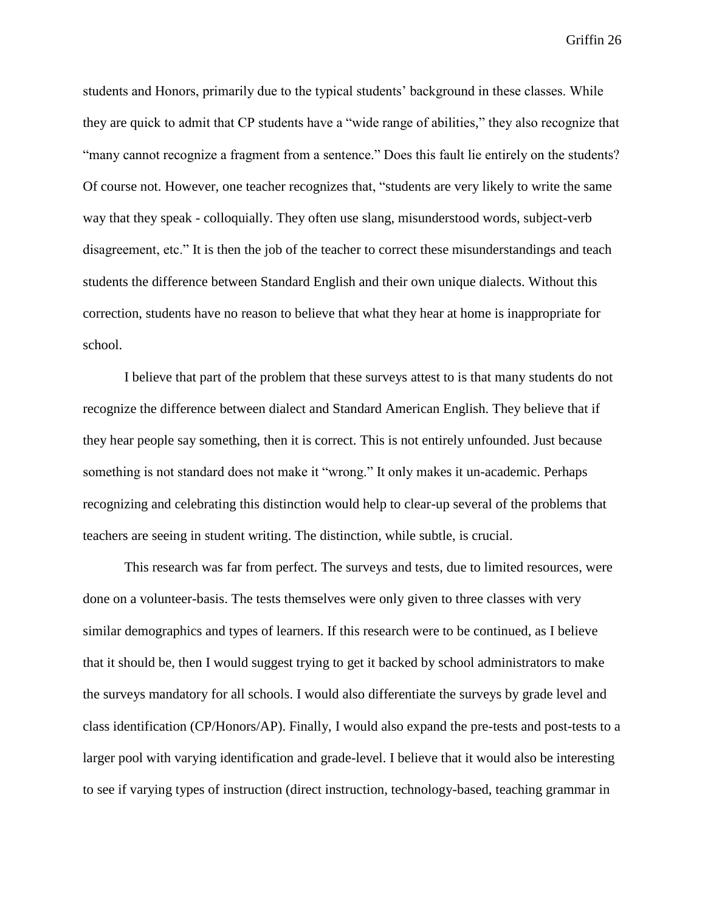students and Honors, primarily due to the typical students' background in these classes. While they are quick to admit that CP students have a "wide range of abilities," they also recognize that "many cannot recognize a fragment from a sentence." Does this fault lie entirely on the students? Of course not. However, one teacher recognizes that, "students are very likely to write the same way that they speak - colloquially. They often use slang, misunderstood words, subject-verb disagreement, etc." It is then the job of the teacher to correct these misunderstandings and teach students the difference between Standard English and their own unique dialects. Without this correction, students have no reason to believe that what they hear at home is inappropriate for school.

I believe that part of the problem that these surveys attest to is that many students do not recognize the difference between dialect and Standard American English. They believe that if they hear people say something, then it is correct. This is not entirely unfounded. Just because something is not standard does not make it "wrong." It only makes it un-academic. Perhaps recognizing and celebrating this distinction would help to clear-up several of the problems that teachers are seeing in student writing. The distinction, while subtle, is crucial.

This research was far from perfect. The surveys and tests, due to limited resources, were done on a volunteer-basis. The tests themselves were only given to three classes with very similar demographics and types of learners. If this research were to be continued, as I believe that it should be, then I would suggest trying to get it backed by school administrators to make the surveys mandatory for all schools. I would also differentiate the surveys by grade level and class identification (CP/Honors/AP). Finally, I would also expand the pre-tests and post-tests to a larger pool with varying identification and grade-level. I believe that it would also be interesting to see if varying types of instruction (direct instruction, technology-based, teaching grammar in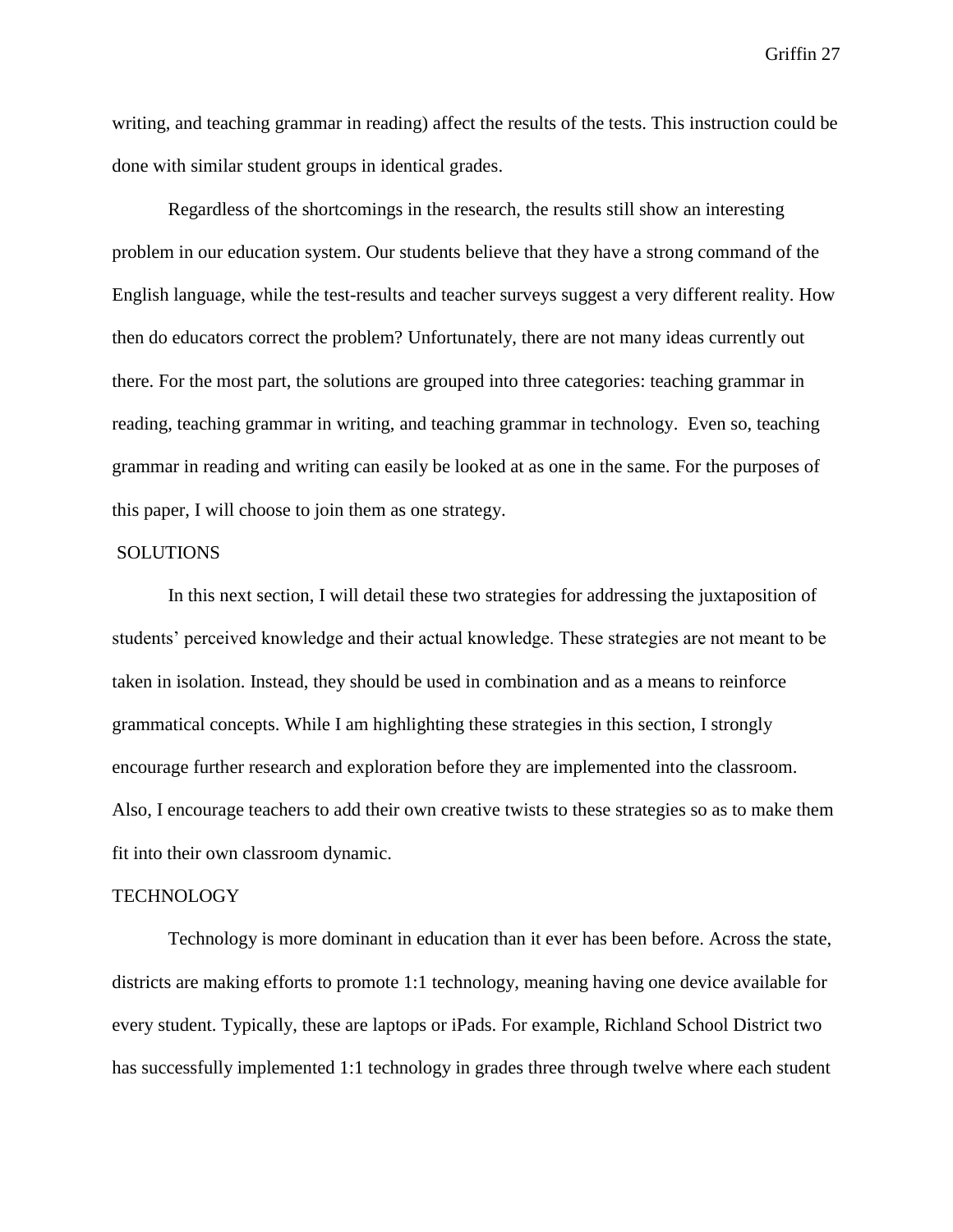writing, and teaching grammar in reading) affect the results of the tests. This instruction could be done with similar student groups in identical grades.

Regardless of the shortcomings in the research, the results still show an interesting problem in our education system. Our students believe that they have a strong command of the English language, while the test-results and teacher surveys suggest a very different reality. How then do educators correct the problem? Unfortunately, there are not many ideas currently out there. For the most part, the solutions are grouped into three categories: teaching grammar in reading, teaching grammar in writing, and teaching grammar in technology. Even so, teaching grammar in reading and writing can easily be looked at as one in the same. For the purposes of this paper, I will choose to join them as one strategy.

## SOLUTIONS

In this next section, I will detail these two strategies for addressing the juxtaposition of students' perceived knowledge and their actual knowledge. These strategies are not meant to be taken in isolation. Instead, they should be used in combination and as a means to reinforce grammatical concepts. While I am highlighting these strategies in this section, I strongly encourage further research and exploration before they are implemented into the classroom. Also, I encourage teachers to add their own creative twists to these strategies so as to make them fit into their own classroom dynamic.

## TECHNOLOGY

Technology is more dominant in education than it ever has been before. Across the state, districts are making efforts to promote 1:1 technology, meaning having one device available for every student. Typically, these are laptops or iPads. For example, Richland School District two has successfully implemented 1:1 technology in grades three through twelve where each student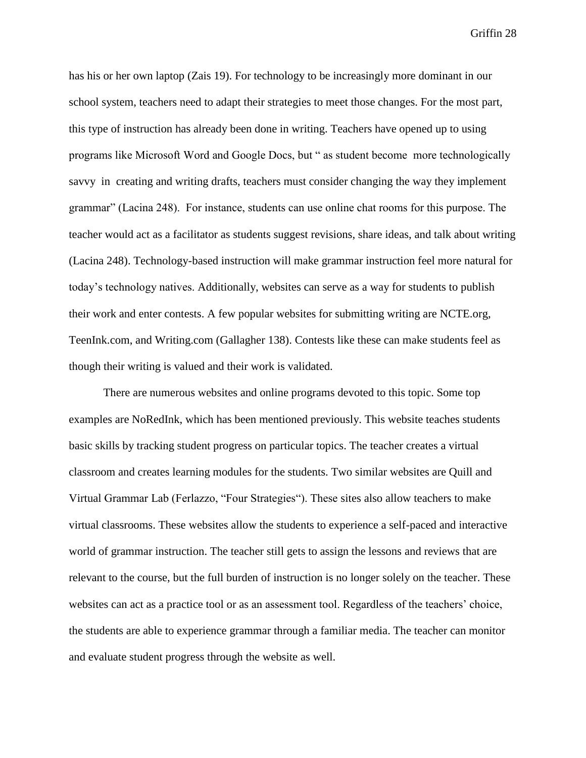has his or her own laptop (Zais 19). For technology to be increasingly more dominant in our school system, teachers need to adapt their strategies to meet those changes. For the most part, this type of instruction has already been done in writing. Teachers have opened up to using programs like Microsoft Word and Google Docs, but " as student become more technologically savvy in creating and writing drafts, teachers must consider changing the way they implement grammar" (Lacina 248). For instance, students can use online chat rooms for this purpose. The teacher would act as a facilitator as students suggest revisions, share ideas, and talk about writing (Lacina 248). Technology-based instruction will make grammar instruction feel more natural for today's technology natives. Additionally, websites can serve as a way for students to publish their work and enter contests. A few popular websites for submitting writing are NCTE.org, TeenInk.com, and Writing.com (Gallagher 138). Contests like these can make students feel as though their writing is valued and their work is validated.

There are numerous websites and online programs devoted to this topic. Some top examples are NoRedInk, which has been mentioned previously. This website teaches students basic skills by tracking student progress on particular topics. The teacher creates a virtual classroom and creates learning modules for the students. Two similar websites are Quill and Virtual Grammar Lab (Ferlazzo, "Four Strategies"). These sites also allow teachers to make virtual classrooms. These websites allow the students to experience a self-paced and interactive world of grammar instruction. The teacher still gets to assign the lessons and reviews that are relevant to the course, but the full burden of instruction is no longer solely on the teacher. These websites can act as a practice tool or as an assessment tool. Regardless of the teachers' choice, the students are able to experience grammar through a familiar media. The teacher can monitor and evaluate student progress through the website as well.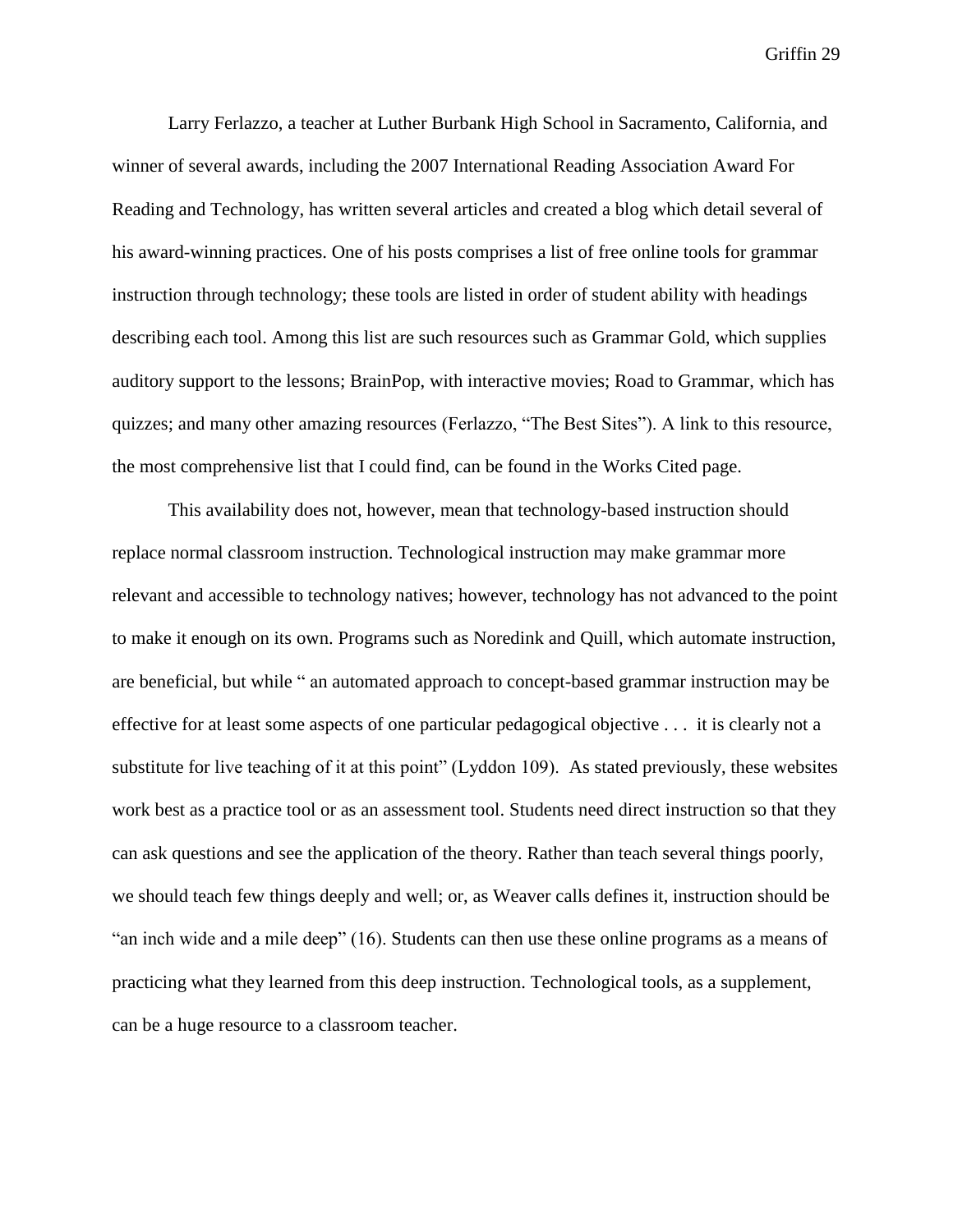Larry Ferlazzo, a teacher at Luther Burbank High School in Sacramento, California, and winner of several awards, including the 2007 International Reading Association Award For Reading and Technology, has written several articles and created a blog which detail several of his award-winning practices. One of his posts comprises a list of free online tools for grammar instruction through technology; these tools are listed in order of student ability with headings describing each tool. Among this list are such resources such as Grammar Gold, which supplies auditory support to the lessons; BrainPop, with interactive movies; Road to Grammar, which has quizzes; and many other amazing resources (Ferlazzo, "The Best Sites"). A link to this resource, the most comprehensive list that I could find, can be found in the Works Cited page.

This availability does not, however, mean that technology-based instruction should replace normal classroom instruction. Technological instruction may make grammar more relevant and accessible to technology natives; however, technology has not advanced to the point to make it enough on its own. Programs such as Noredink and Quill, which automate instruction, are beneficial, but while " an automated approach to concept-based grammar instruction may be effective for at least some aspects of one particular pedagogical objective . . . it is clearly not a substitute for live teaching of it at this point" (Lyddon 109). As stated previously, these websites work best as a practice tool or as an assessment tool. Students need direct instruction so that they can ask questions and see the application of the theory. Rather than teach several things poorly, we should teach few things deeply and well; or, as Weaver calls defines it, instruction should be "an inch wide and a mile deep" (16). Students can then use these online programs as a means of practicing what they learned from this deep instruction. Technological tools, as a supplement, can be a huge resource to a classroom teacher.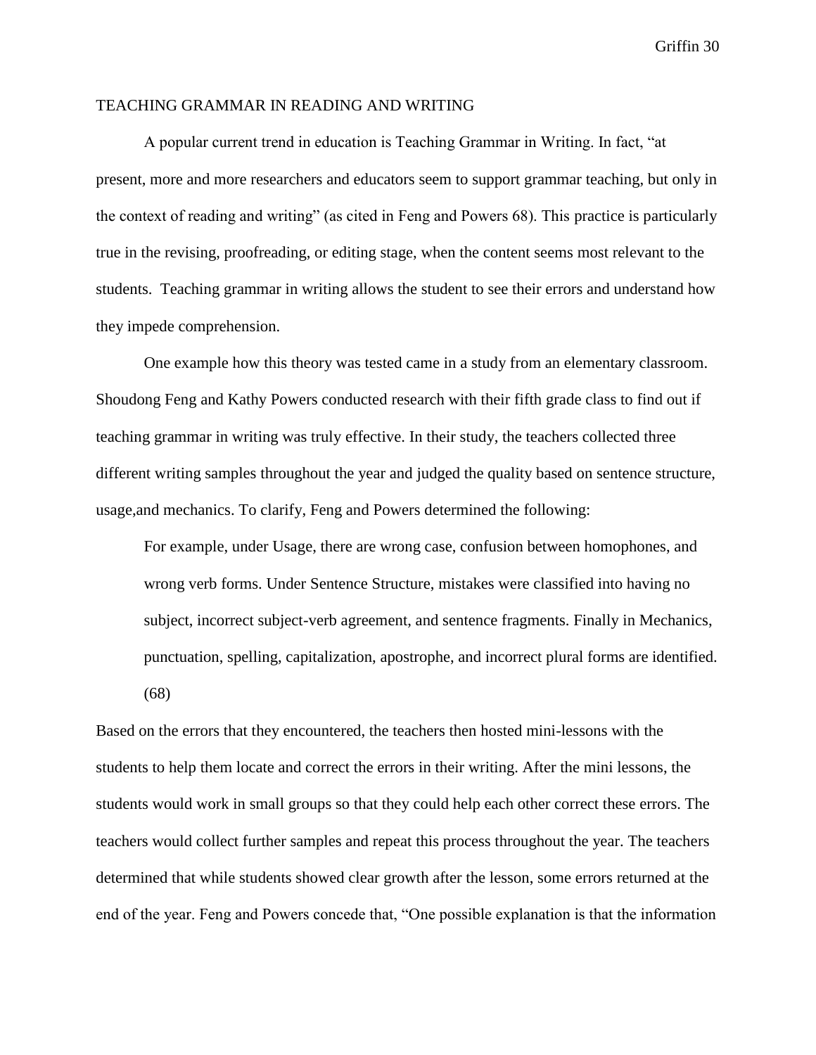TEACHING GRAMMAR IN READING AND WRITING

A popular current trend in education is Teaching Grammar in Writing. In fact, "at present, more and more researchers and educators seem to support grammar teaching, but only in the context of reading and writing" (as cited in Feng and Powers 68). This practice is particularly true in the revising, proofreading, or editing stage, when the content seems most relevant to the students. Teaching grammar in writing allows the student to see their errors and understand how they impede comprehension.

One example how this theory was tested came in a study from an elementary classroom. Shoudong Feng and Kathy Powers conducted research with their fifth grade class to find out if teaching grammar in writing was truly effective. In their study, the teachers collected three different writing samples throughout the year and judged the quality based on sentence structure, usage,and mechanics. To clarify, Feng and Powers determined the following:

> For example, under Usage, there are wrong case, confusion between homophones, and wrong verb forms. Under Sentence Structure, mistakes were classified into having no subject, incorrect subject-verb agreement, and sentence fragments. Finally in Mechanics, punctuation, spelling, capitalization, apostrophe, and incorrect plural forms are identified. (68)

Based on the errors that they encountered, the teachers then hosted mini-lessons with the students to help them locate and correct the errors in their writing. After the mini lessons, the students would work in small groups so that they could help each other correct these errors. The teachers would collect further samples and repeat this process throughout the year. The teachers determined that while students showed clear growth after the lesson, some errors returned at the end of the year. Feng and Powers concede that, "One possible explanation is that the information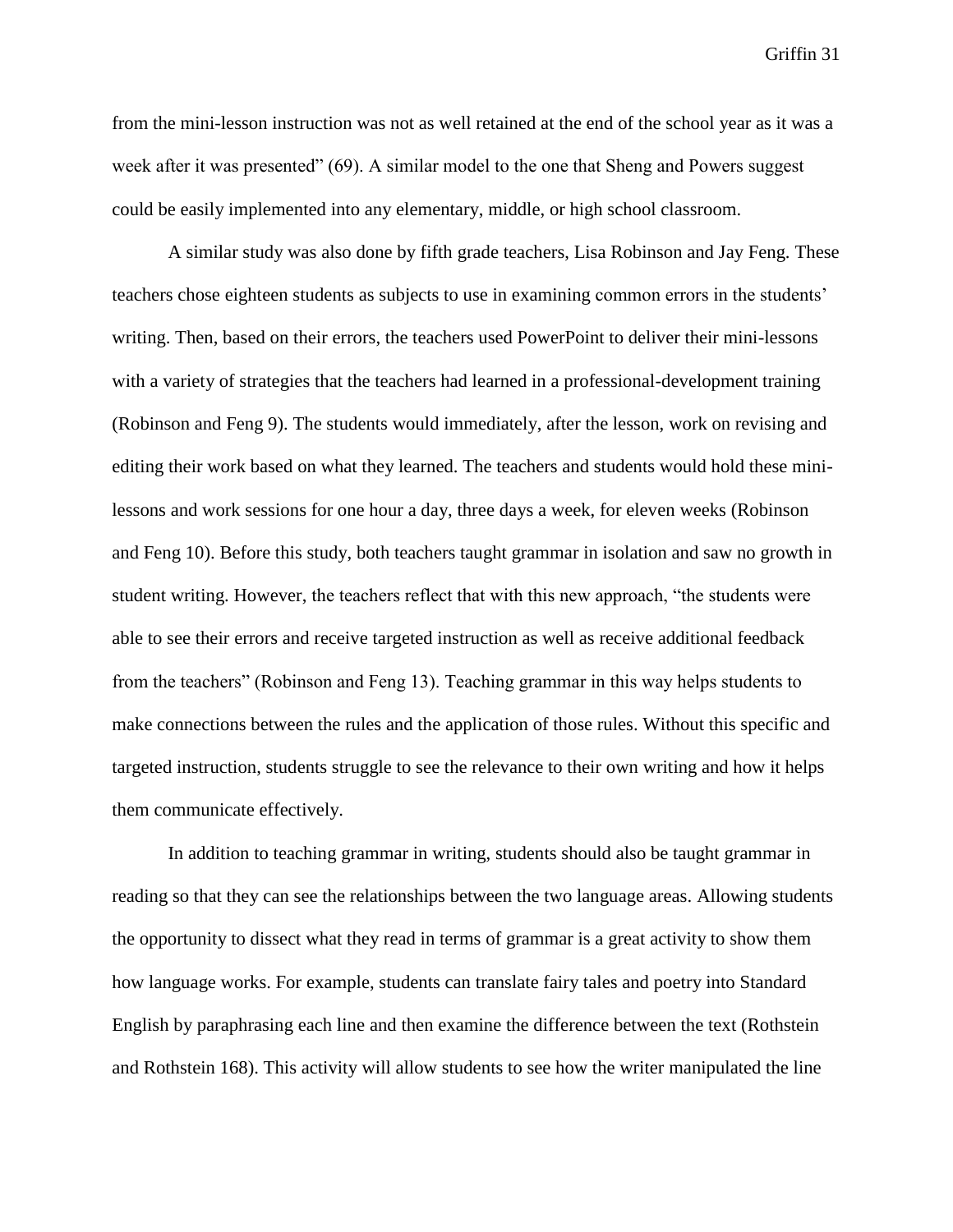from the mini-lesson instruction was not as well retained at the end of the school year as it was a week after it was presented" (69). A similar model to the one that Sheng and Powers suggest could be easily implemented into any elementary, middle, or high school classroom.

A similar study was also done by fifth grade teachers, Lisa Robinson and Jay Feng. These teachers chose eighteen students as subjects to use in examining common errors in the students' writing. Then, based on their errors, the teachers used PowerPoint to deliver their mini-lessons with a variety of strategies that the teachers had learned in a professional-development training (Robinson and Feng 9). The students would immediately, after the lesson, work on revising and editing their work based on what they learned. The teachers and students would hold these mini-lessons and work sessions for one hour a day, three days a week, for eleven weeks (Robinson and Feng 10). Before this study, both teachers taught grammar in isolation and saw no growth in student writing. However, the teachers reflect that with this new approach, "the students were able to see their errors and receive targeted instruction as well as receive additional feedback from the teachers" (Robinson and Feng 13). Teaching grammar in this way helps students to make connections between the rules and the application of those rules. Without this specific and targeted instruction, students struggle to see the relevance to their own writing and how it helps them communicate effectively.

In addition to teaching grammar in writing, students should also be taught grammar in reading so that they can see the relationships between the two language areas. Allowing students the opportunity to dissect what they read in terms of grammar is a great activity to show them how language works. For example, students can translate fairy tales and poetry into Standard English by paraphrasing each line and then examine the difference between the text (Rothstein and Rothstein 168). This activity will allow students to see how the writer manipulated the line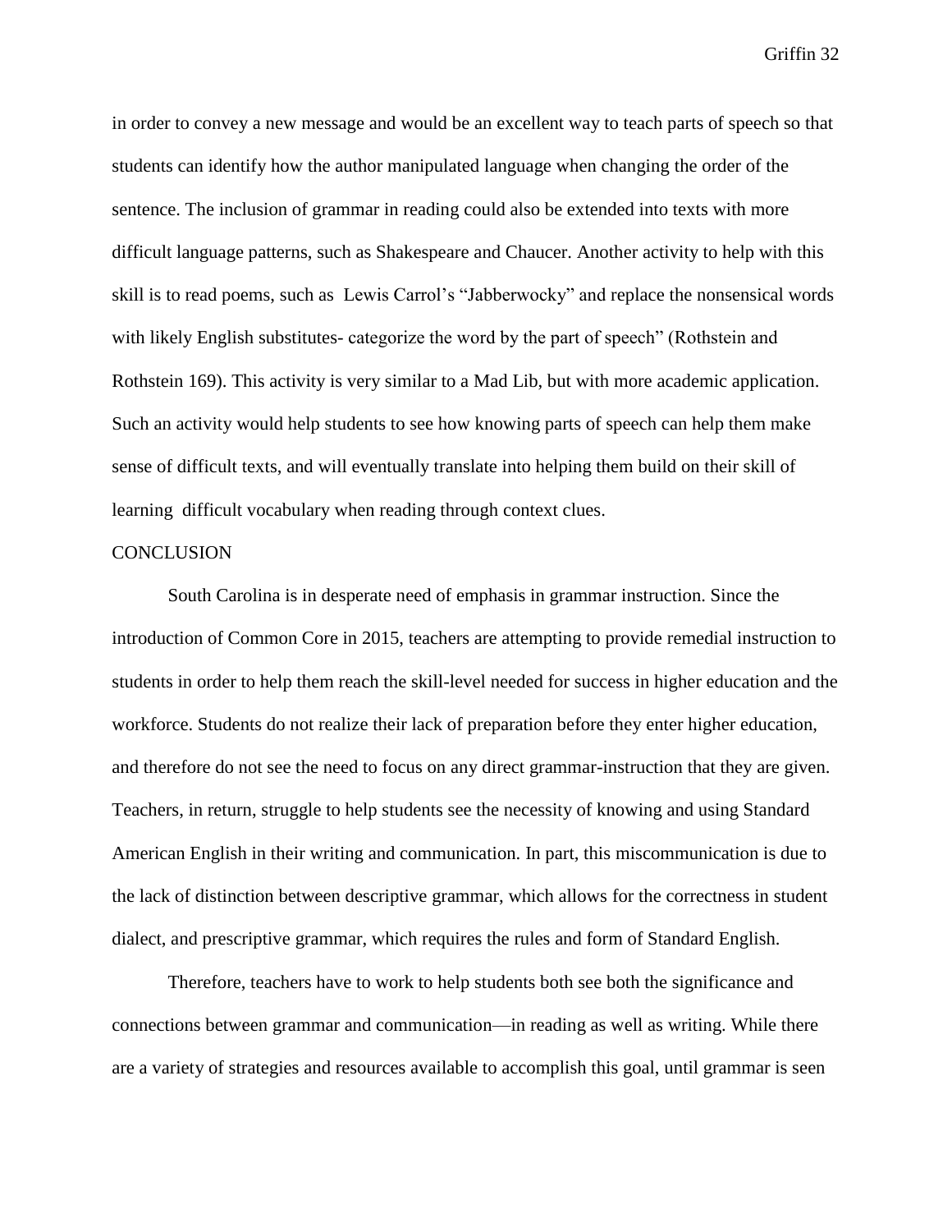in order to convey a new message and would be an excellent way to teach parts of speech so that students can identify how the author manipulated language when changing the order of the sentence. The inclusion of grammar in reading could also be extended into texts with more difficult language patterns, such as Shakespeare and Chaucer. Another activity to help with this skill is to read poems, such as Lewis Carrol's "Jabberwocky" and replace the nonsensical words with likely English substitutes- categorize the word by the part of speech" (Rothstein and Rothstein 169). This activity is very similar to a Mad Lib, but with more academic application. Such an activity would help students to see how knowing parts of speech can help them make sense of difficult texts, and will eventually translate into helping them build on their skill of learning difficult vocabulary when reading through context clues.

## CONCLUSION

South Carolina is in desperate need of emphasis in grammar instruction. Since the introduction of Common Core in 2015, teachers are attempting to provide remedial instruction to students in order to help them reach the skill-level needed for success in higher education and the workforce. Students do not realize their lack of preparation before they enter higher education, and therefore do not see the need to focus on any direct grammar-instruction that they are given. Teachers, in return, struggle to help students see the necessity of knowing and using Standard American English in their writing and communication. In part, this miscommunication is due to the lack of distinction between descriptive grammar, which allows for the correctness in student dialect, and prescriptive grammar, which requires the rules and form of Standard English.

Therefore, teachers have to work to help students both see both the significance and connections between grammar and communication—in reading as well as writing. While there are a variety of strategies and resources available to accomplish this goal, until grammar is seen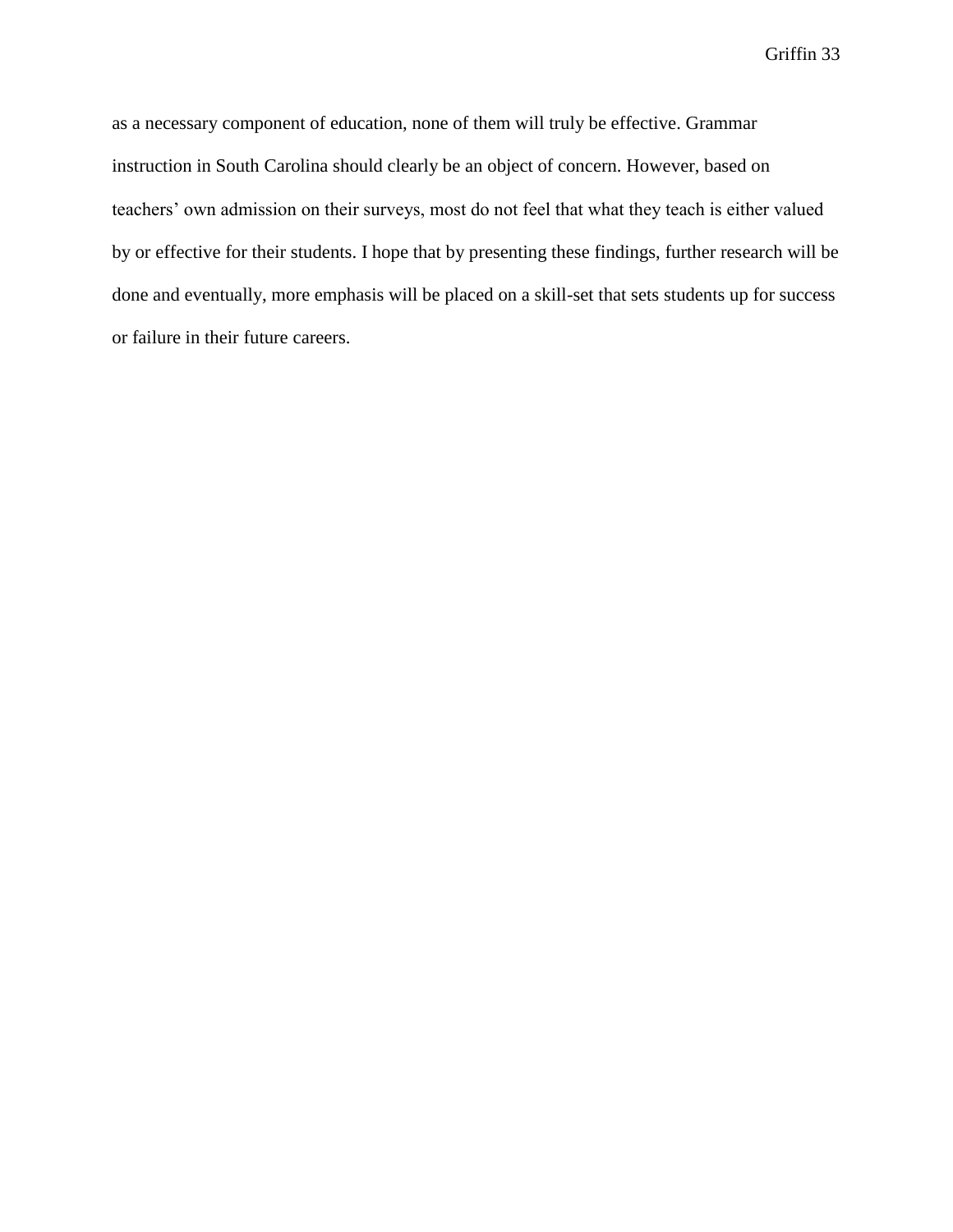as a necessary component of education, none of them will truly be effective. Grammar instruction in South Carolina should clearly be an object of concern. However, based on teachers' own admission on their surveys, most do not feel that what they teach is either valued by or effective for their students. I hope that by presenting these findings, further research will be done and eventually, more emphasis will be placed on a skill-set that sets students up for success or failure in their future careers.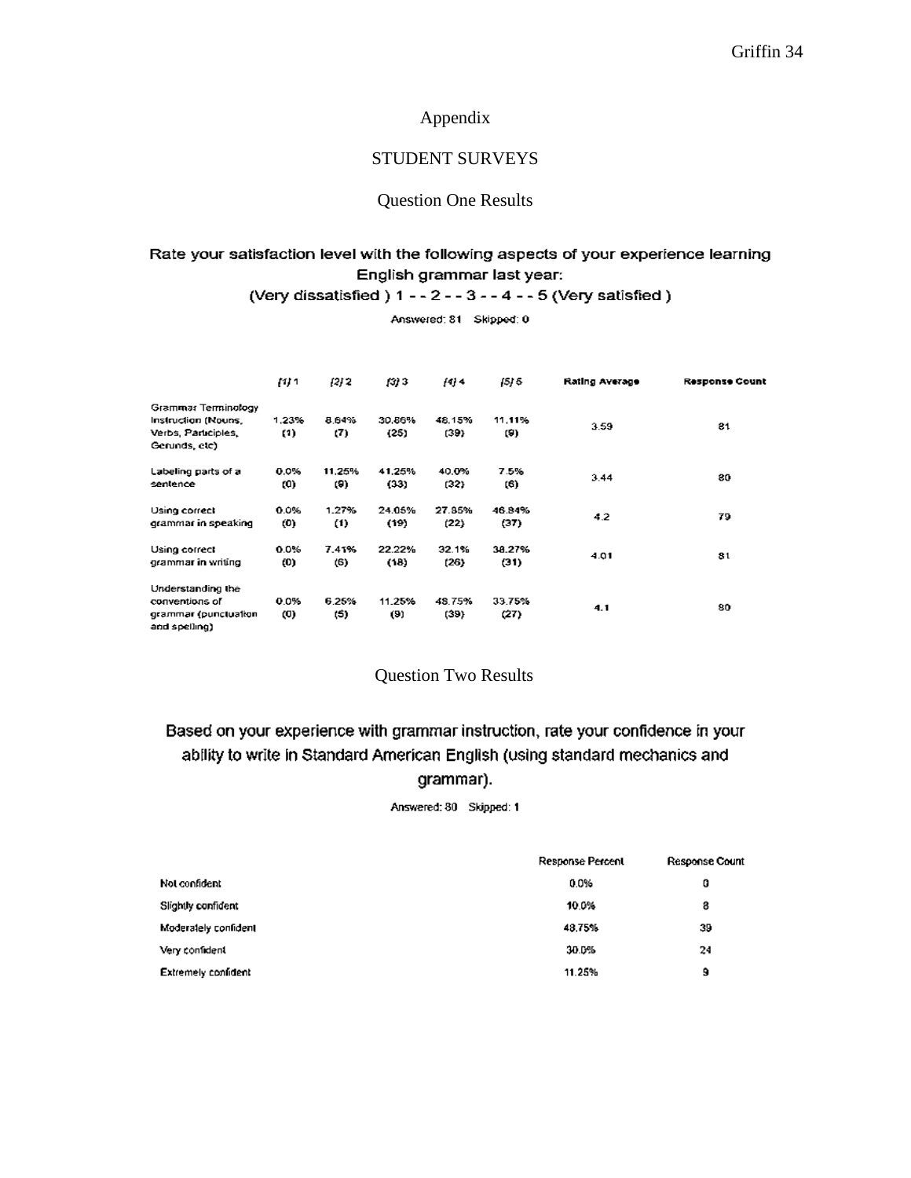# Appendix

## STUDENT SURVEYS

### Question One Results

**Rate your satisfaction level with the following aspects of your experience learning English grammar last year: (Very dissatisfied ) 1 - - 2 - - 3 - - 4 - - 5 (Very satisfied )**

Answered: 81 Skipped: 0

| | (1) 1 | (2) 2 | (3) 3 | (4) 4 | (5) 5 | Rating Average | Response Count |
|---|---|---|---|---|---|---|---|
| Grammar Terminology Instruction (Nouns, Verbs, Participles, Gerunds, etc) | 1.23% (1) | 8.64% (7) | 30.86% (25) | 48.15% (39) | 11.11% (9) | 3.59 | 81 |
| Labeling parts of a sentence | 0.0% (0) | 11.25% (9) | 41.25% (33) | 40.0% (32) | 7.5% (6) | 3.44 | 80 |
| Using correct grammar in speaking | 0.0% (0) | 1.27% (1) | 24.05% (19) | 27.85% (22) | 46.84% (37) | 4.2 | 79 |
| Using correct grammar in writing | 0.0% (0) | 7.41% (6) | 22.22% (18) | 32.1% (26) | 38.27% (31) | 4.01 | 81 |
| Understanding the conventions of grammar (punctuation and spelling) | 0.0% (0) | 6.25% (5) | 11.25% (9) | 48.75% (39) | 33.75% (27) | 4.1 | 80 |

### Question Two Results

**Based on your experience with grammar instruction, rate your confidence in your ability to write in Standard American English (using standard mechanics and grammar).**

Answered: 80 Skipped: 1

| | Response Percent | Response Count |
|---|---|---|
| Not confident | 0.0% | 0 |
| Slightly confident | 10.0% | 8 |
| Moderately confident | 48.75% | 39 |
| Very confident | 30.0% | 24 |
| Extremely confident | 11.25% | 9 |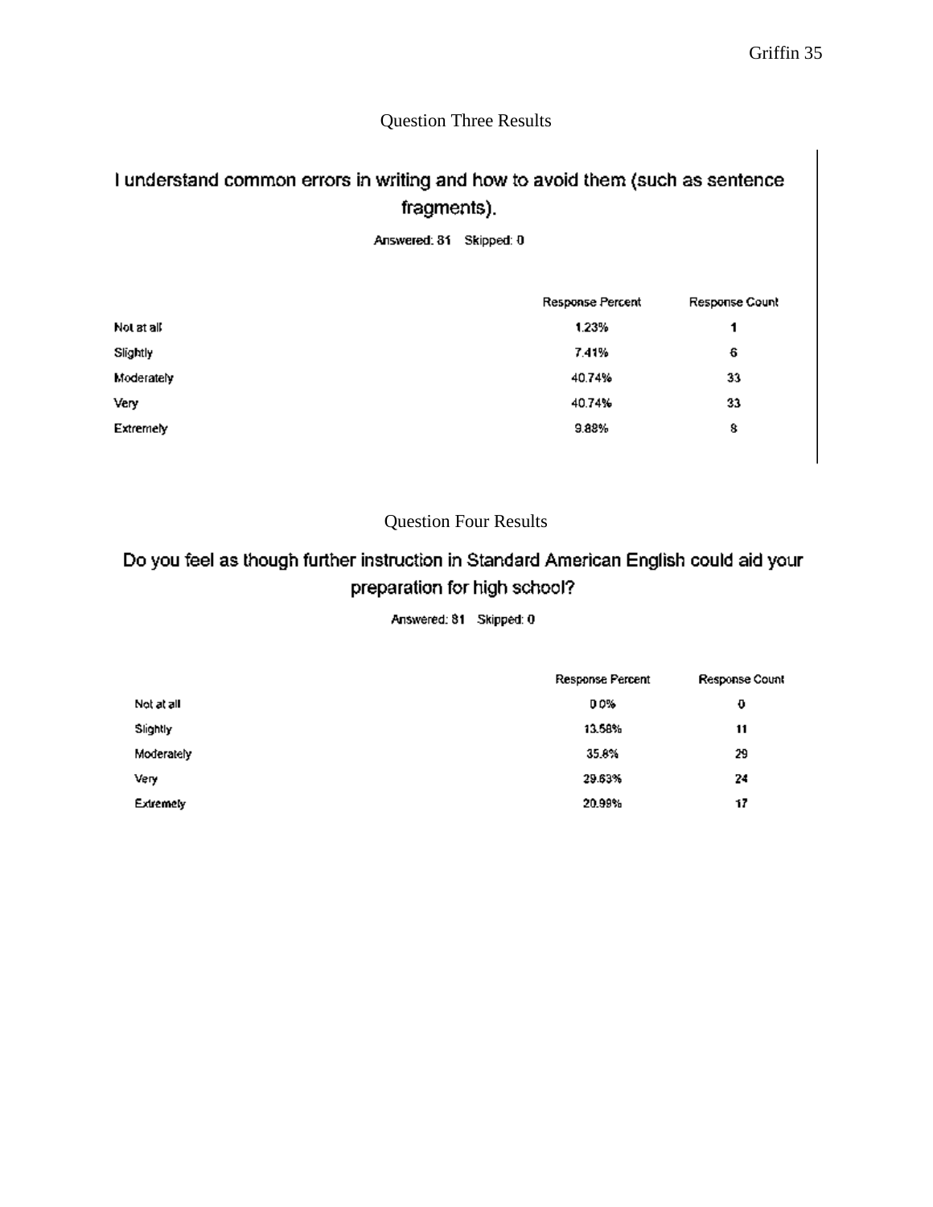Question Three Results

I understand common errors in writing and how to avoid them (such as sentence fragments).

Answered: 81 Skipped: 0

| | Response Percent | Response Count |
|---|---|---|
| Not at all | 1.23% | 1 |
| Slightly | 7.41% | 6 |
| Moderately | 40.74% | 33 |
| Very | 40.74% | 33 |
| Extremely | 9.88% | 8 |

Question Four Results

Do you feel as though further instruction in Standard American English could aid your preparation for high school?

Answered: 81 Skipped: 0

| | Response Percent | Response Count |
|---|---|---|
| Not at all | 0.0% | 0 |
| Slightly | 13.58% | 11 |
| Moderately | 35.8% | 29 |
| Very | 29.63% | 24 |
| Extremely | 20.99% | 17 |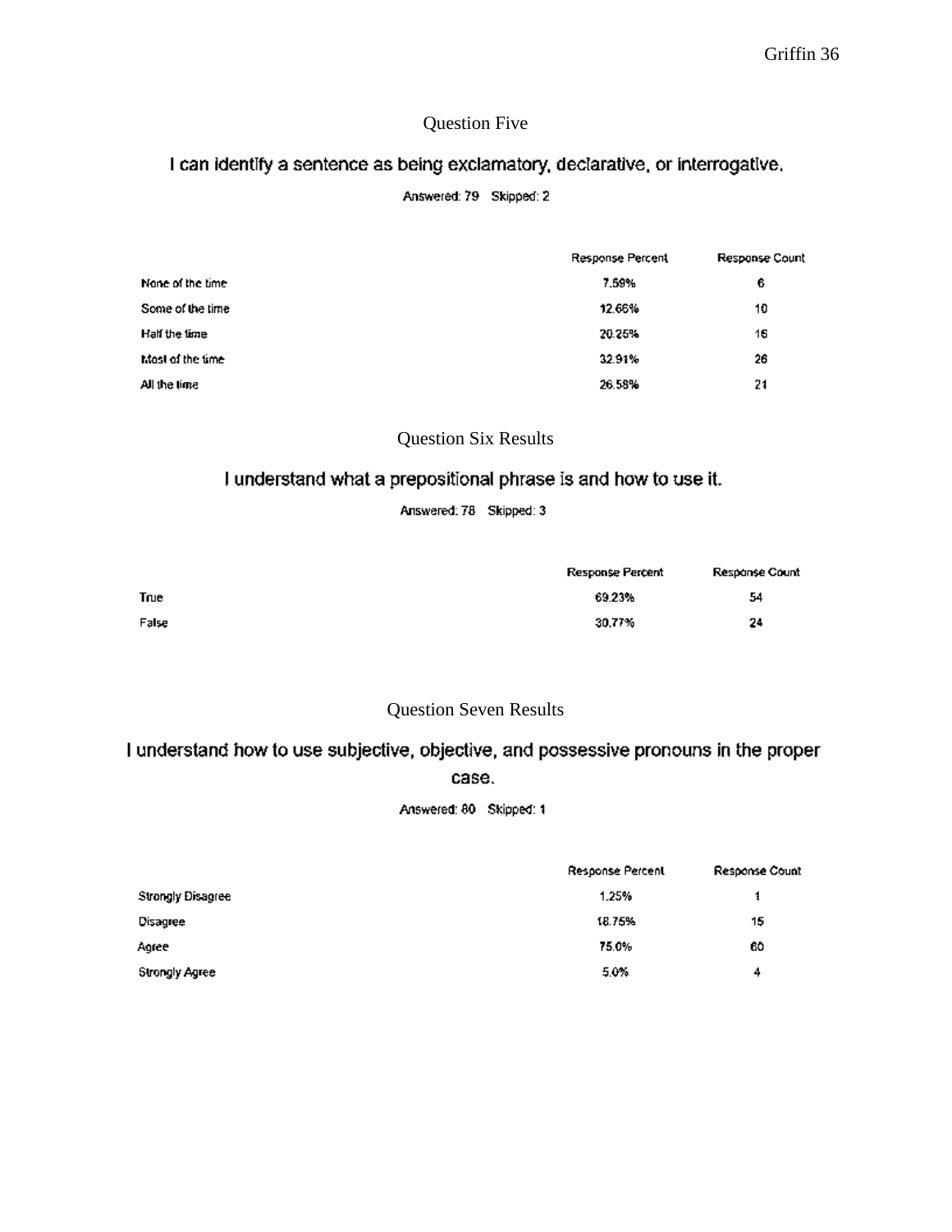Question Five

I can identify a sentence as being exclamatory, declarative, or interrogative.

Answered: 79 Skipped: 2

| | Response Percent | Response Count |
|---|---|---|
| None of the time | 7.59% | 6 |
| Some of the time | 12.66% | 10 |
| Half the time | 20.25% | 16 |
| Most of the time | 32.91% | 26 |
| All the time | 26.58% | 21 |

Question Six Results

I understand what a prepositional phrase is and how to use it.

Answered: 78 Skipped: 3

| | Response Percent | Response Count |
|---|---|---|
| True | 69.23% | 54 |
| False | 30.77% | 24 |

Question Seven Results

I understand how to use subjective, objective, and possessive pronouns in the proper case.

Answered: 80 Skipped: 1

| | Response Percent | Response Count |
|---|---|---|
| Strongly Disagree | 1.25% | 1 |
| Disagree | 18.75% | 15 |
| Agree | 75.0% | 60 |
| Strongly Agree | 5.0% | 4 |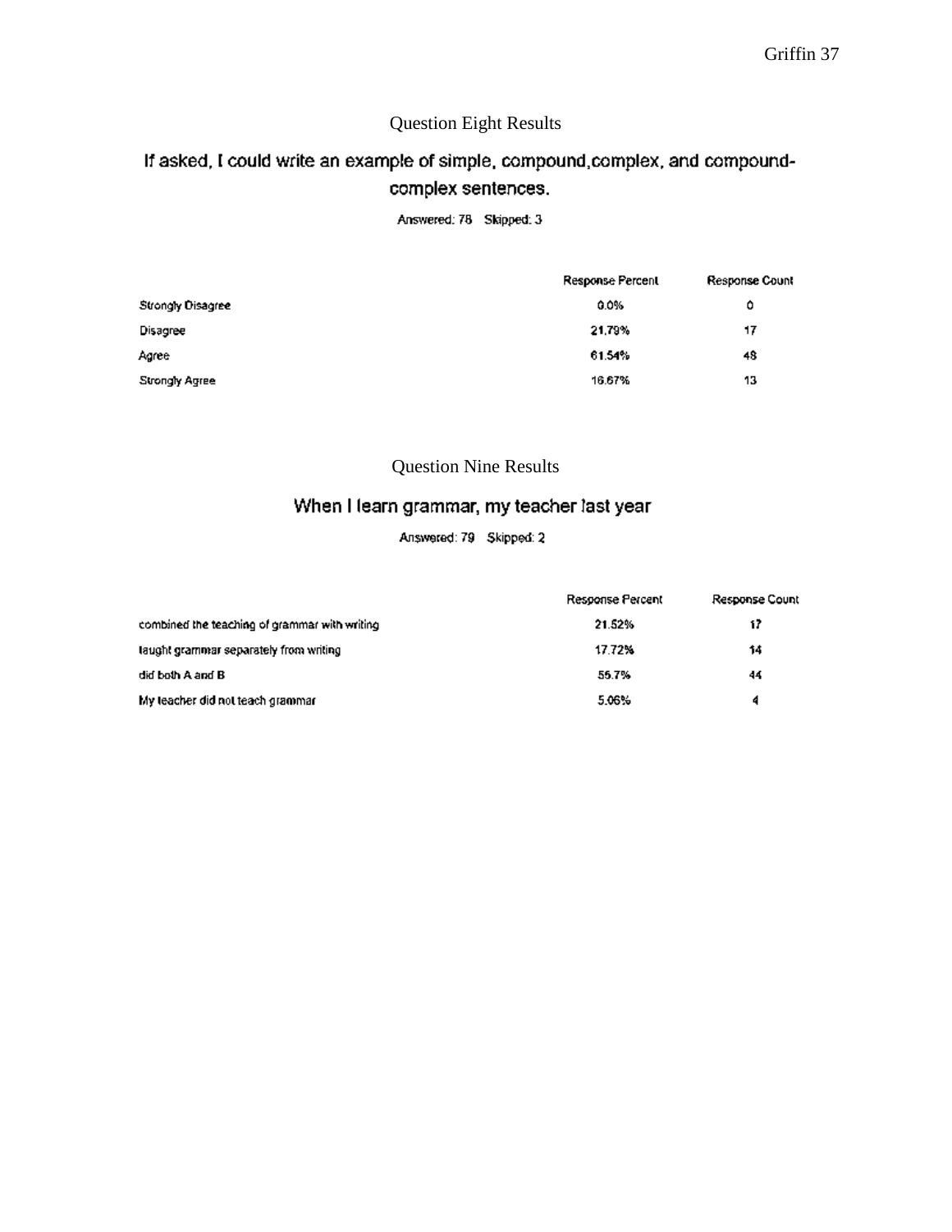Question Eight Results

## If asked, I could write an example of simple, compound,complex, and compound-complex sentences.

Answered: 78 Skipped: 3

| | Response Percent | Response Count |
|---|---|---|
| Strongly Disagree | 0.0% | 0 |
| Disagree | 21.79% | 17 |
| Agree | 61.54% | 48 |
| Strongly Agree | 16.67% | 13 |

Question Nine Results

## When I learn grammar, my teacher last year

Answered: 79 Skipped: 2

| | Response Percent | Response Count |
|---|---|---|
| combined the teaching of grammar with writing | 21.52% | 17 |
| taught grammar separately from writing | 17.72% | 14 |
| did both A and B | 55.7% | 44 |
| My teacher did not teach grammar | 5.06% | 4 |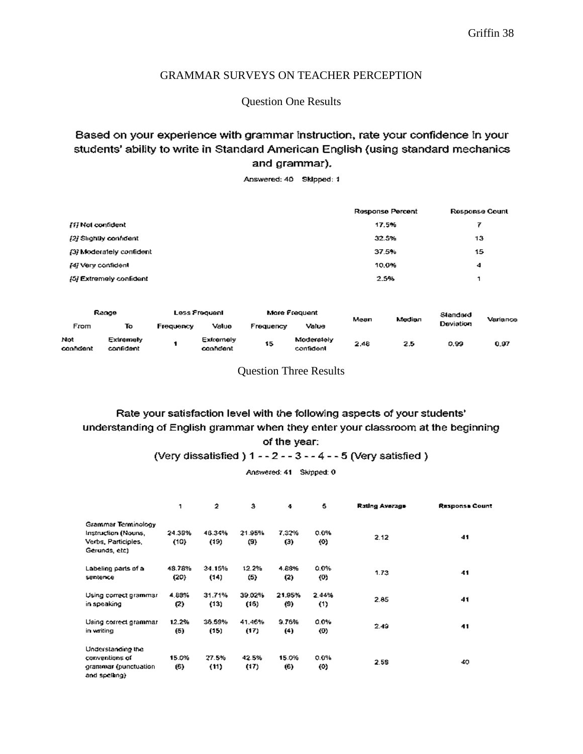## GRAMMAR SURVEYS ON TEACHER PERCEPTION

### Question One Results

**Based on your experience with grammar instruction, rate your confidence in your students' ability to write in Standard American English (using standard mechanics and grammar).**

Answered: 40 Skipped: 1

| | Response Percent | Response Count |
|---|---|---|
| *[1]* Not confident | 17.5% | 7 |
| *[2]* Slightly confident | 32.5% | 13 |
| *[3]* Moderately confident | 37.5% | 15 |
| *[4]* Very confident | 10.0% | 4 |
| *[5]* Extremely confident | 2.5% | 1 |

| Range | | Less Frequent | | More Frequent | | Mean | Median | Standard Deviation | Variance |
|---|---|---|---|---|---|---|---|---|---|
| From | To | Frequency | Value | Frequency | Value | | | | |
| Not confident | Extremely confident | 1 | Extremely confident | 15 | Moderately confident | 2.48 | 2.5 | 0.99 | 0.97 |

### Question Three Results

**Rate your satisfaction level with the following aspects of your students' understanding of English grammar when they enter your classroom at the beginning of the year:**

**(Very dissatisfied ) 1 - - 2 - - 3 - - 4 - - 5 (Very satisfied )**

Answered: 41 Skipped: 0

| | 1 | 2 | 3 | 4 | 5 | Rating Average | Response Count |
|---|---|---|---|---|---|---|---|
| Grammar Terminology Instruction (Nouns, Verbs, Participles, Gerunds, etc) | 24.39% (10) | 46.34% (19) | 21.95% (9) | 7.32% (3) | 0.0% (0) | 2.12 | 41 |
| Labeling parts of a sentence | 48.78% (20) | 34.15% (14) | 12.2% (5) | 4.88% (2) | 0.0% (0) | 1.73 | 41 |
| Using correct grammar in speaking | 4.88% (2) | 31.71% (13) | 39.02% (16) | 21.95% (9) | 2.44% (1) | 2.85 | 41 |
| Using correct grammar in writing | 12.2% (5) | 36.59% (15) | 41.46% (17) | 9.76% (4) | 0.0% (0) | 2.49 | 41 |
| Understanding the conventions of grammar (punctuation and spelling) | 15.0% (6) | 27.5% (11) | 42.5% (17) | 15.0% (6) | 0.0% (0) | 2.58 | 40 |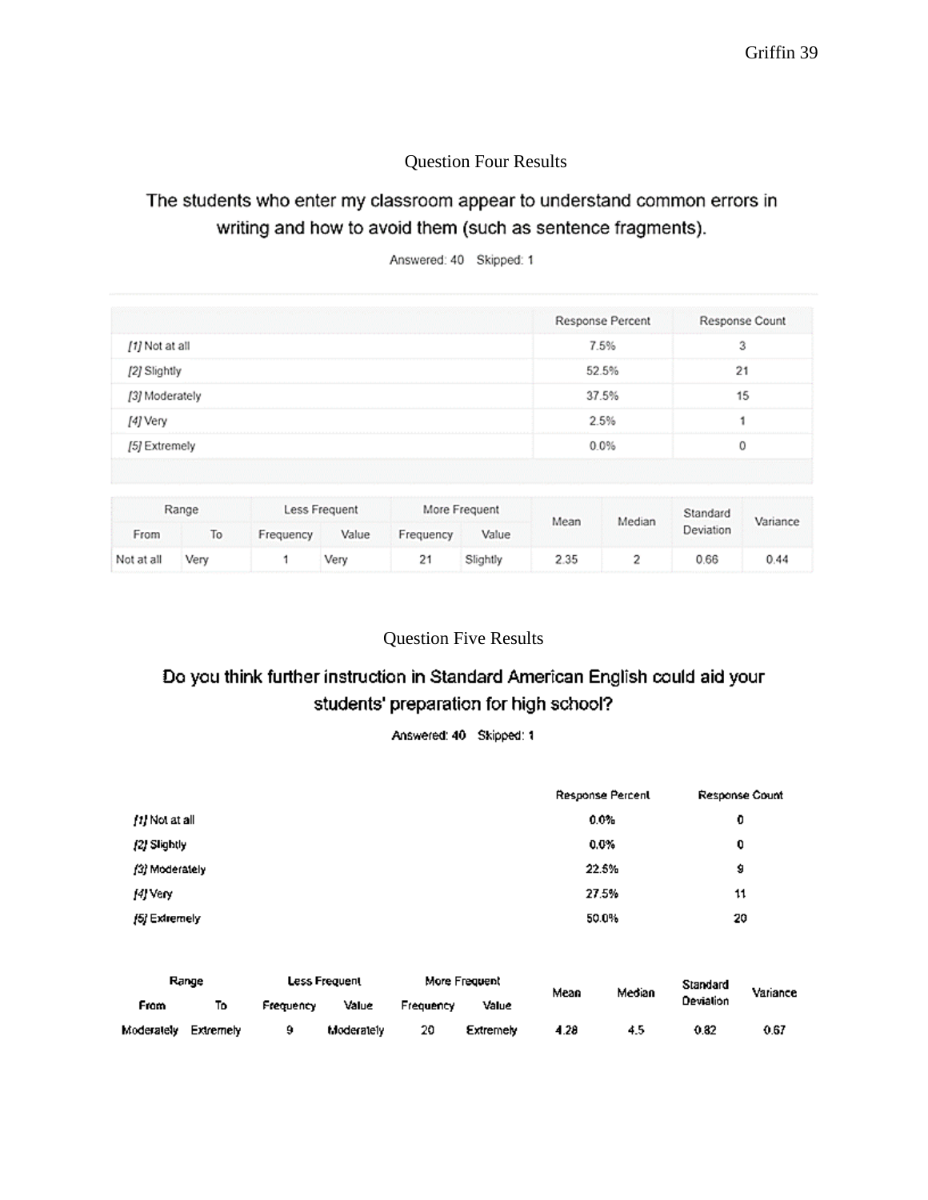## Question Four Results

### The students who enter my classroom appear to understand common errors in writing and how to avoid them (such as sentence fragments).

Answered: 40 Skipped: 1

| | Response Percent | Response Count |
|---|---|---|
| [1] Not at all | 7.5% | 3 |
| [2] Slightly | 52.5% | 21 |
| [3] Moderately | 37.5% | 15 |
| [4] Very | 2.5% | 1 |
| [5] Extremely | 0.0% | 0 |

| Range | | Less Frequent | | More Frequent | | Mean | Median | Standard Deviation | Variance |
|---|---|---|---|---|---|---|---|---|---|
| From | To | Frequency | Value | Frequency | Value | | | | |
| Not at all | Very | 1 | Very | 21 | Slightly | 2.35 | 2 | 0.66 | 0.44 |

## Question Five Results

### Do you think further instruction in Standard American English could aid your students' preparation for high school?

Answered: 40 Skipped: 1

| | Response Percent | Response Count |
|---|---|---|
| [1] Not at all | 0.0% | 0 |
| [2] Slightly | 0.0% | 0 |
| [3] Moderately | 22.5% | 9 |
| [4] Very | 27.5% | 11 |
| [5] Extremely | 50.0% | 20 |

| Range | | Less Frequent | | More Frequent | | Mean | Median | Standard Deviation | Variance |
|---|---|---|---|---|---|---|---|---|---|
| From | To | Frequency | Value | Frequency | Value | | | | |
| Moderately | Extremely | 9 | Moderately | 20 | Extremely | 4.28 | 4.5 | 0.82 | 0.67 |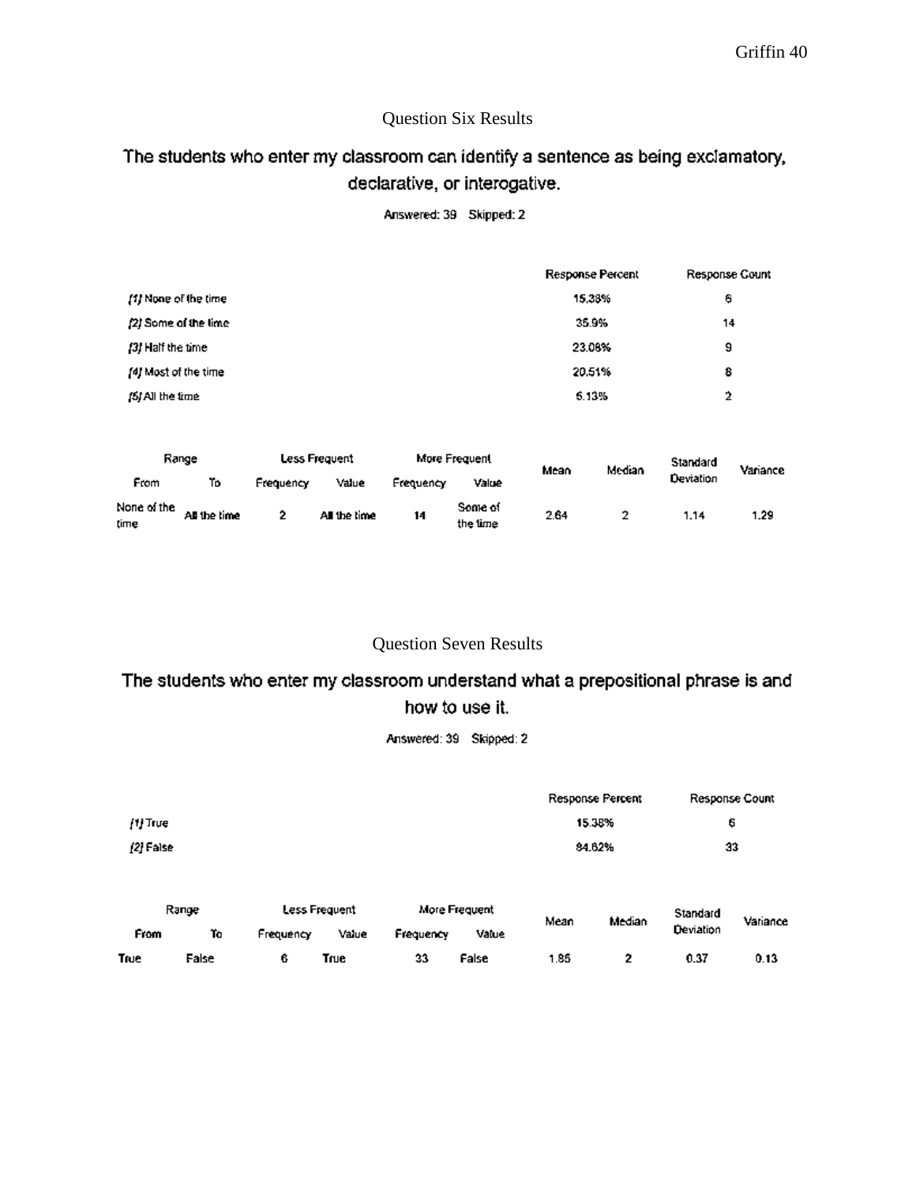## Question Six Results

### The students who enter my classroom can identify a sentence as being exclamatory, declarative, or interogative.

Answered: 39 Skipped: 2

| | Response Percent | Response Count |
|---|---|---|
| [1] None of the time | 15.38% | 6 |
| [2] Some of the time | 35.9% | 14 |
| [3] Half the time | 23.08% | 9 |
| [4] Most of the time | 20.51% | 8 |
| [5] All the time | 5.13% | 2 |

| Range | | Less Frequent | | More Frequent | | Mean | Median | Standard Deviation | Variance |
|---|---|---|---|---|---|---|---|---|---|
| From | To | Frequency | Value | Frequency | Value | | | | |
| None of the time | All the time | 2 | All the time | 14 | Some of the time | 2.64 | 2 | 1.14 | 1.29 |

## Question Seven Results

### The students who enter my classroom understand what a prepositional phrase is and how to use it.

Answered: 39 Skipped: 2

| | Response Percent | Response Count |
|---|---|---|
| [1] True | 15.38% | 6 |
| [2] False | 84.62% | 33 |

| Range | | Less Frequent | | More Frequent | | Mean | Median | Standard Deviation | Variance |
|---|---|---|---|---|---|---|---|---|---|
| From | To | Frequency | Value | Frequency | Value | | | | |
| True | False | 6 | True | 33 | False | 1.85 | 2 | 0.37 | 0.13 |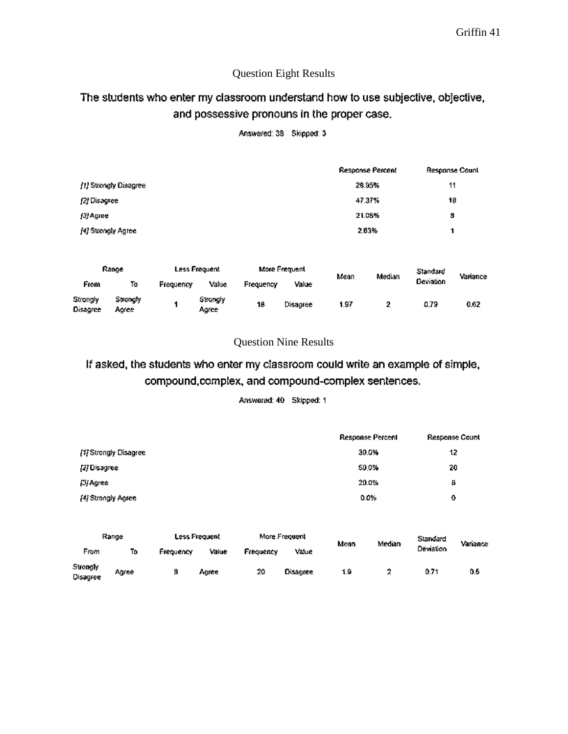## Question Eight Results

### The students who enter my classroom understand how to use subjective, objective, and possessive pronouns in the proper case.

Answered: 38 Skipped: 3

| | Response Percent | Response Count |
|---|---|---|
| [1] Strongly Disagree | 28.95% | 11 |
| [2] Disagree | 47.37% | 18 |
| [3] Agree | 21.05% | 8 |
| [4] Strongly Agree | 2.63% | 1 |

| Range | | Less Frequent | | More Frequent | | Mean | Median | Standard Deviation | Variance |
|---|---|---|---|---|---|---|---|---|---|
| From | To | Frequency | Value | Frequency | Value | | | | |
| Strongly Disagree | Strongly Agree | 1 | Strongly Agree | 18 | Disagree | 1.97 | 2 | 0.79 | 0.62 |

## Question Nine Results

### If asked, the students who enter my classroom could write an example of simple, compound,complex, and compound-complex sentences.

Answered: 40 Skipped: 1

| | Response Percent | Response Count |
|---|---|---|
| [1] Strongly Disagree | 30.0% | 12 |
| [2] Disagree | 50.0% | 20 |
| [3] Agree | 20.0% | 8 |
| [4] Strongly Agree | 0.0% | 0 |

| Range | | Less Frequent | | More Frequent | | Mean | Median | Standard Deviation | Variance |
|---|---|---|---|---|---|---|---|---|---|
| From | To | Frequency | Value | Frequency | Value | | | | |
| Strongly Disagree | Agree | 8 | Agree | 20 | Disagree | 1.9 | 2 | 0.71 | 0.5 |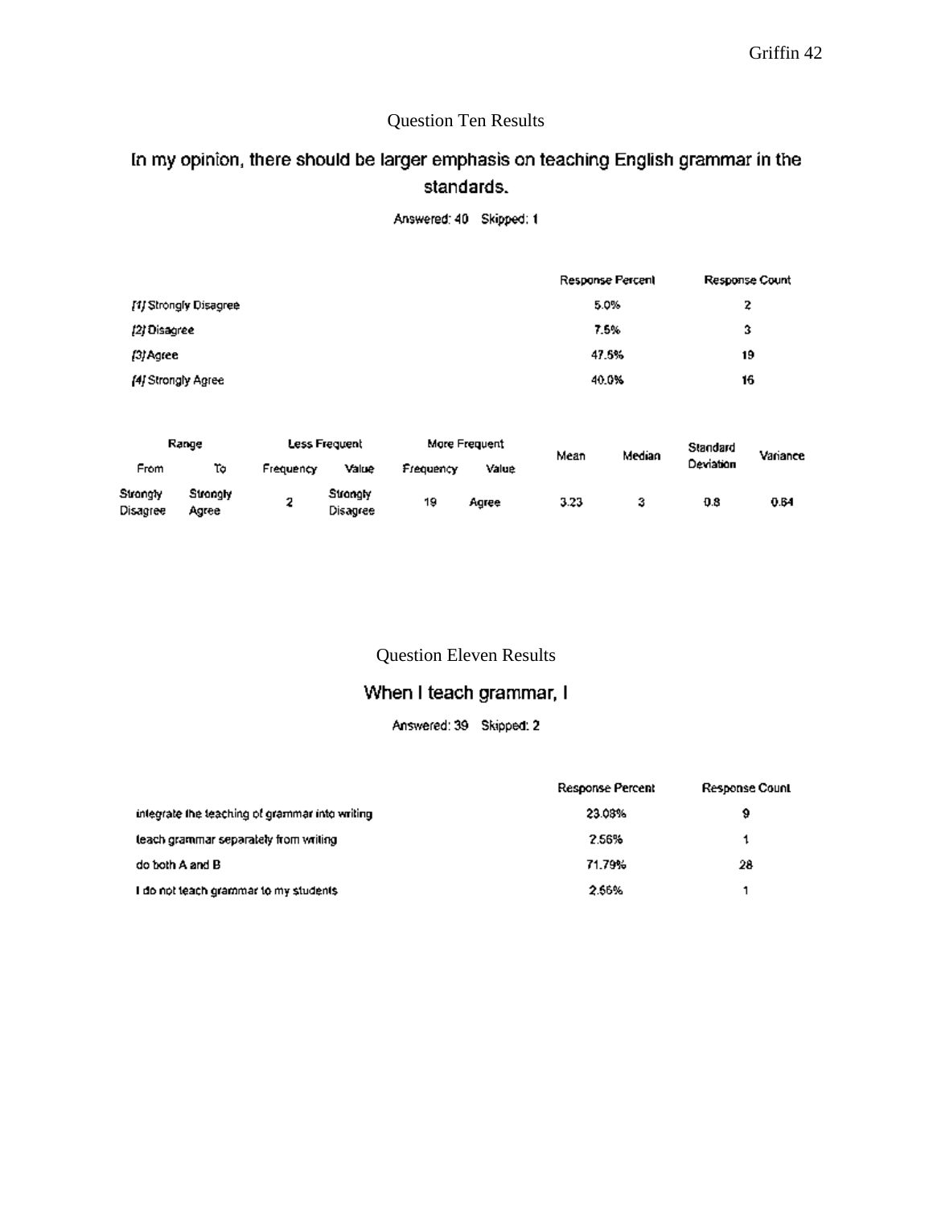## Question Ten Results

### In my opinion, there should be larger emphasis on teaching English grammar in the standards.

Answered: 40 Skipped: 1

| | Response Percent | Response Count |
|---|---|---|
| [1] Strongly Disagree | 5.0% | 2 |
| [2] Disagree | 7.5% | 3 |
| [3] Agree | 47.5% | 19 |
| [4] Strongly Agree | 40.0% | 16 |

| Range | | Less Frequent | | More Frequent | | Mean | Median | Standard Deviation | Variance |
|---|---|---|---|---|---|---|---|---|---|
| From | To | Frequency | Value | Frequency | Value | | | | |
| Strongly Disagree | Strongly Agree | 2 | Strongly Disagree | 19 | Agree | 3.23 | 3 | 0.8 | 0.64 |

## Question Eleven Results

### When I teach grammar, I

Answered: 39 Skipped: 2

| | Response Percent | Response Count |
|---|---|---|
| integrate the teaching of grammar into writing | 23.08% | 9 |
| teach grammar separately from writing | 2.56% | 1 |
| do both A and B | 71.79% | 28 |
| I do not teach grammar to my students | 2.56% | 1 |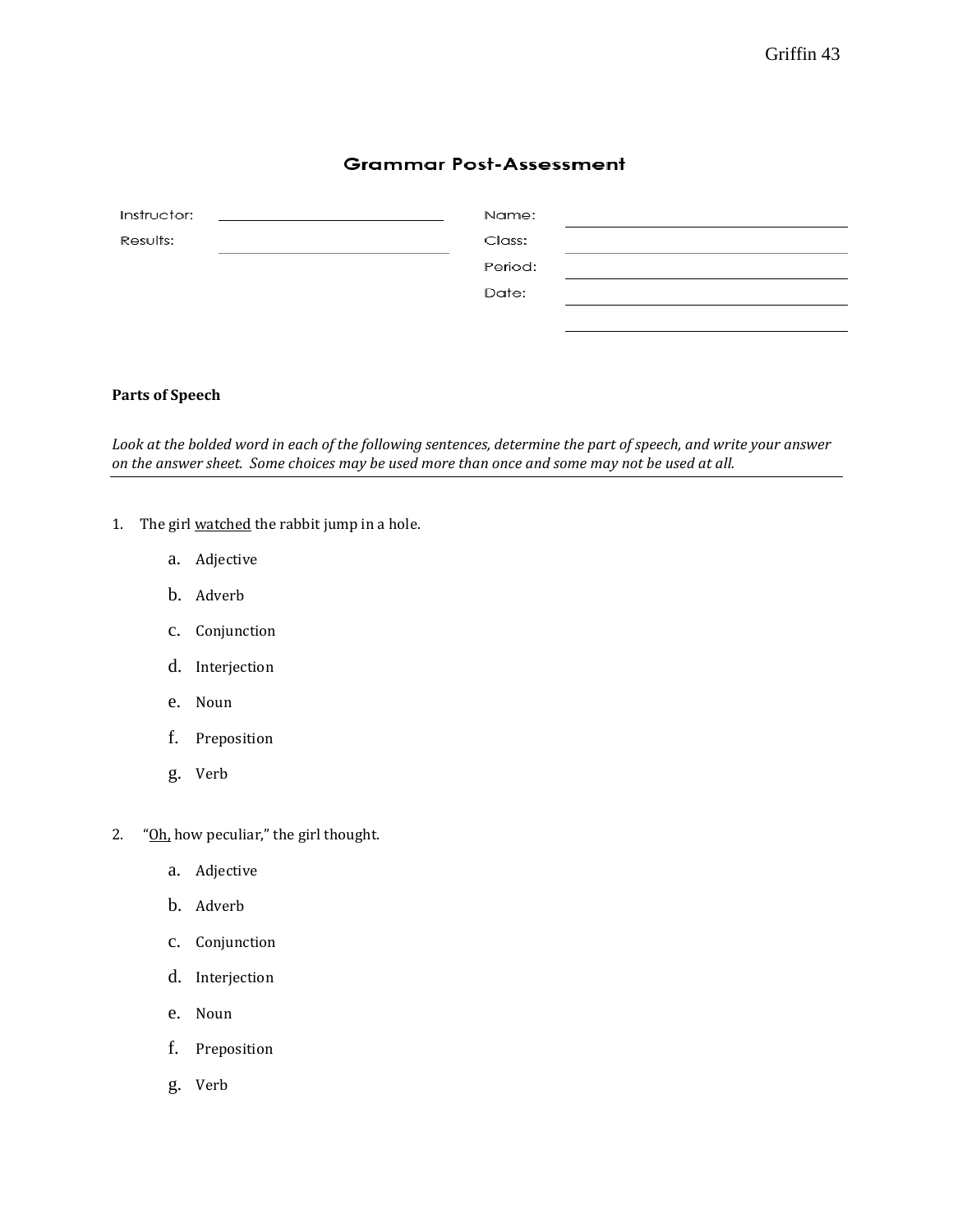## Grammar Post-Assessment

| Instructor: | | Name: | |
|---|---|---|---|
| Results: | | Class: | |
| | | Period: | |
| | | Date: | |

**Parts of Speech**

*Look at the bolded word in each of the following sentences, determine the part of speech, and write your answer on the answer sheet. Some choices may be used more than once and some may not be used at all.*

1. The girl <u>watched</u> the rabbit jump in a hole.
   a. Adjective
   b. Adverb
   c. Conjunction
   d. Interjection
   e. Noun
   f. Preposition
   g. Verb

2. "<u>Oh,</u> how peculiar," the girl thought.
   a. Adjective
   b. Adverb
   c. Conjunction
   d. Interjection
   e. Noun
   f. Preposition
   g. Verb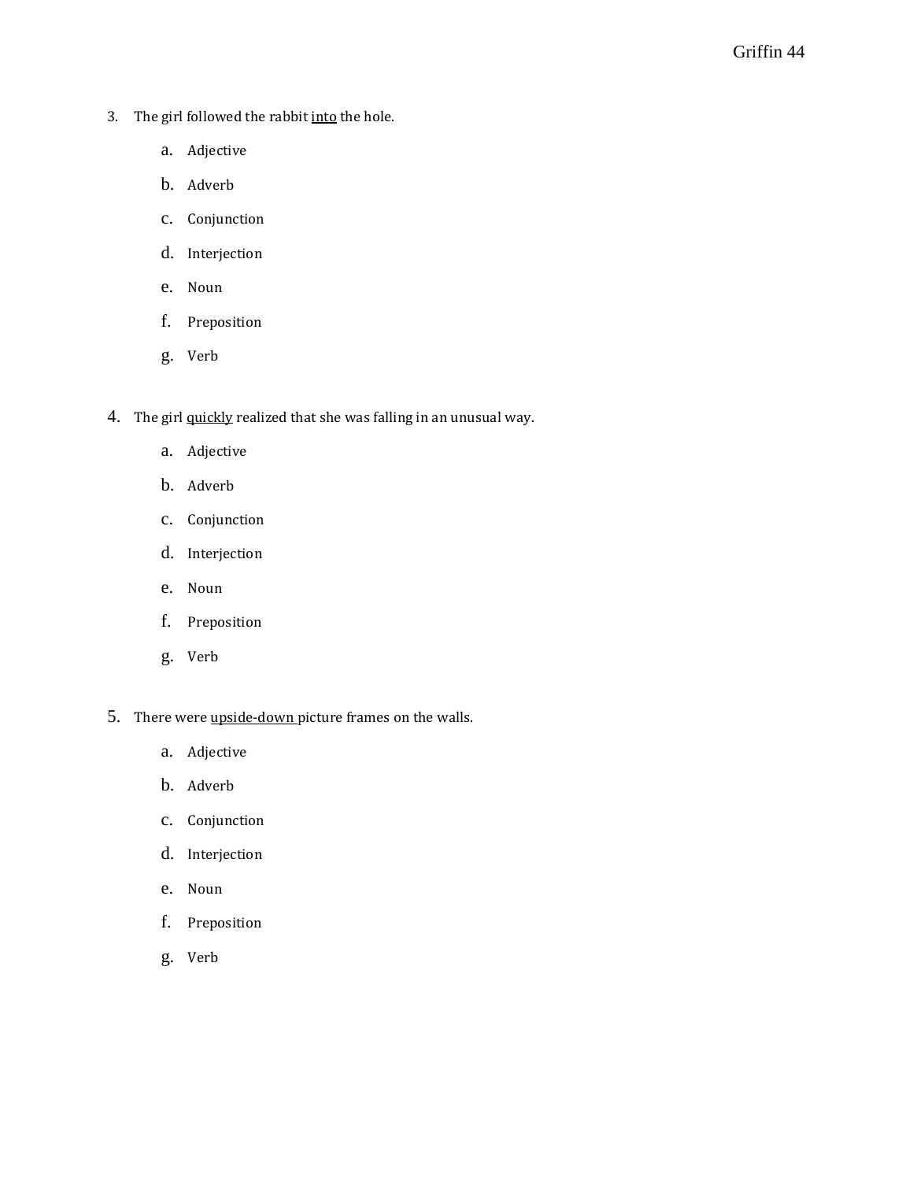3. The girl followed the rabbit <u>into</u> the hole.

    a. Adjective
    b. Adverb
    c. Conjunction
    d. Interjection
    e. Noun
    f. Preposition
    g. Verb

4. The girl <u>quickly</u> realized that she was falling in an unusual way.

    a. Adjective
    b. Adverb
    c. Conjunction
    d. Interjection
    e. Noun
    f. Preposition
    g. Verb

5. There were <u>upside-down</u> picture frames on the walls.

    a. Adjective
    b. Adverb
    c. Conjunction
    d. Interjection
    e. Noun
    f. Preposition
    g. Verb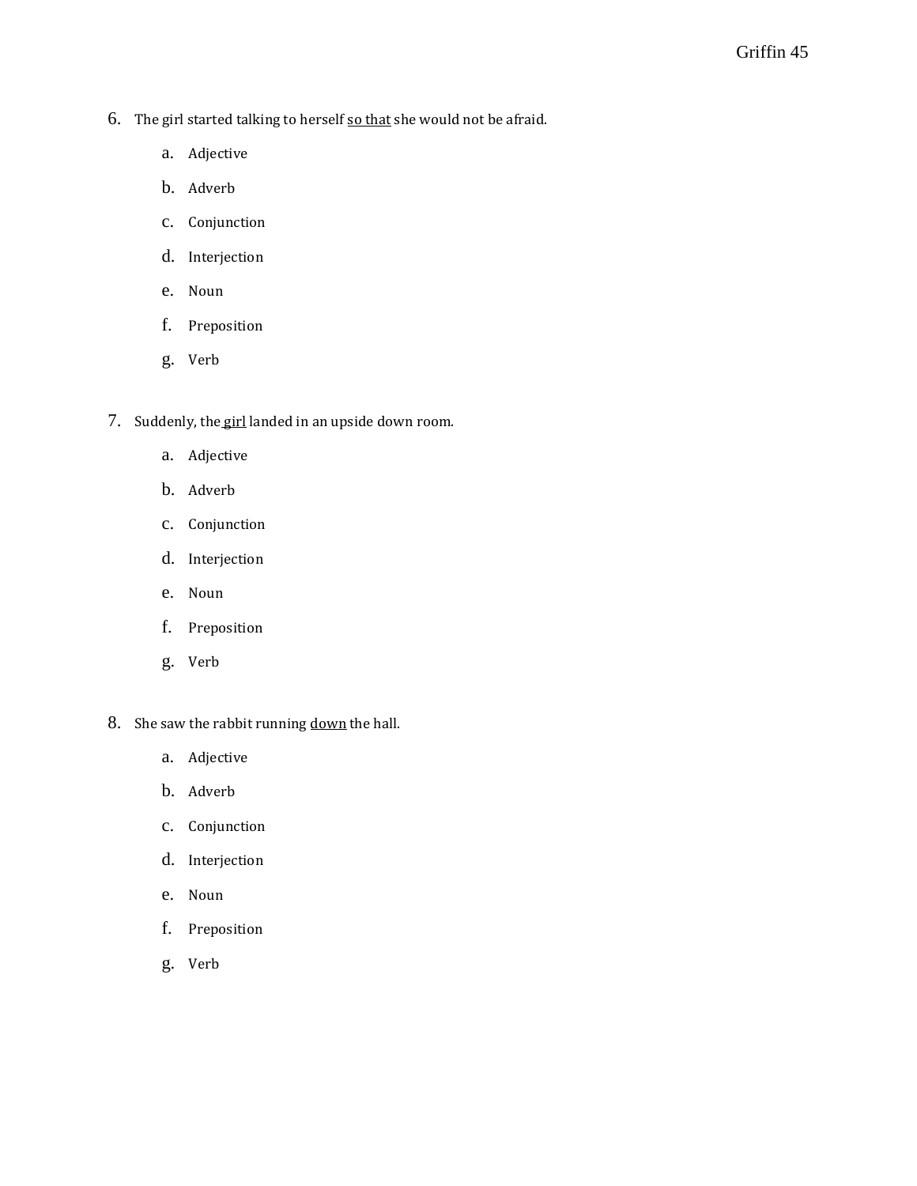6. The girl started talking to herself <u>so that</u> she would not be afraid.
    a. Adjective
    b. Adverb
    c. Conjunction
    d. Interjection
    e. Noun
    f. Preposition
    g. Verb

7. Suddenly, the <u>girl</u> landed in an upside down room.
    a. Adjective
    b. Adverb
    c. Conjunction
    d. Interjection
    e. Noun
    f. Preposition
    g. Verb

8. She saw the rabbit running <u>down</u> the hall.
    a. Adjective
    b. Adverb
    c. Conjunction
    d. Interjection
    e. Noun
    f. Preposition
    g. Verb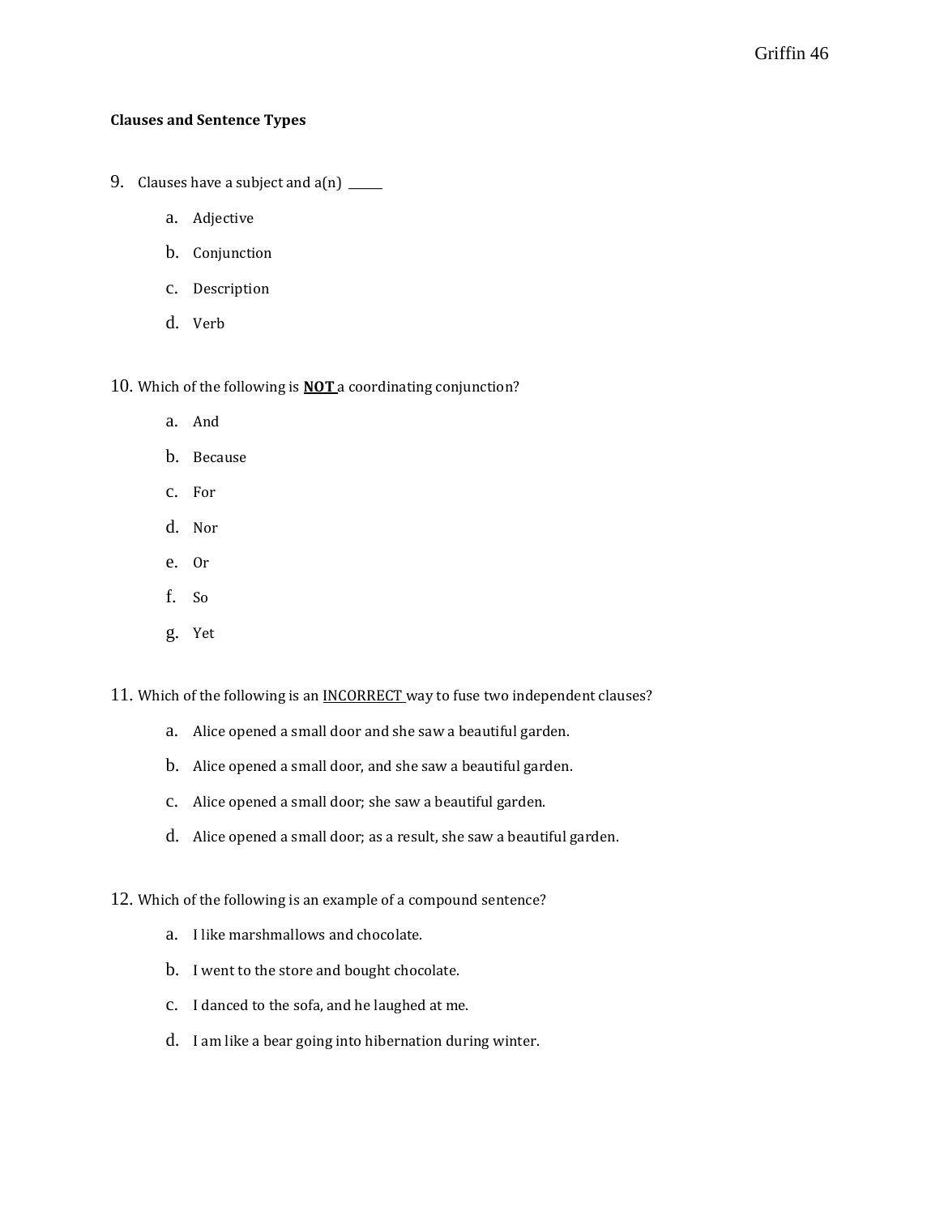**Clauses and Sentence Types**

9. Clauses have a subject and a(n) ______

   a. Adjective

   b. Conjunction

   c. Description

   d. Verb

10. Which of the following is **<u>NOT</u>** a coordinating conjunction?

   a. And

   b. Because

   c. For

   d. Nor

   e. Or

   f. So

   g. Yet

11. Which of the following is an <u>INCORRECT</u> way to fuse two independent clauses?

   a. Alice opened a small door and she saw a beautiful garden.

   b. Alice opened a small door, and she saw a beautiful garden.

   c. Alice opened a small door; she saw a beautiful garden.

   d. Alice opened a small door; as a result, she saw a beautiful garden.

12. Which of the following is an example of a compound sentence?

   a. I like marshmallows and chocolate.

   b. I went to the store and bought chocolate.

   c. I danced to the sofa, and he laughed at me.

   d. I am like a bear going into hibernation during winter.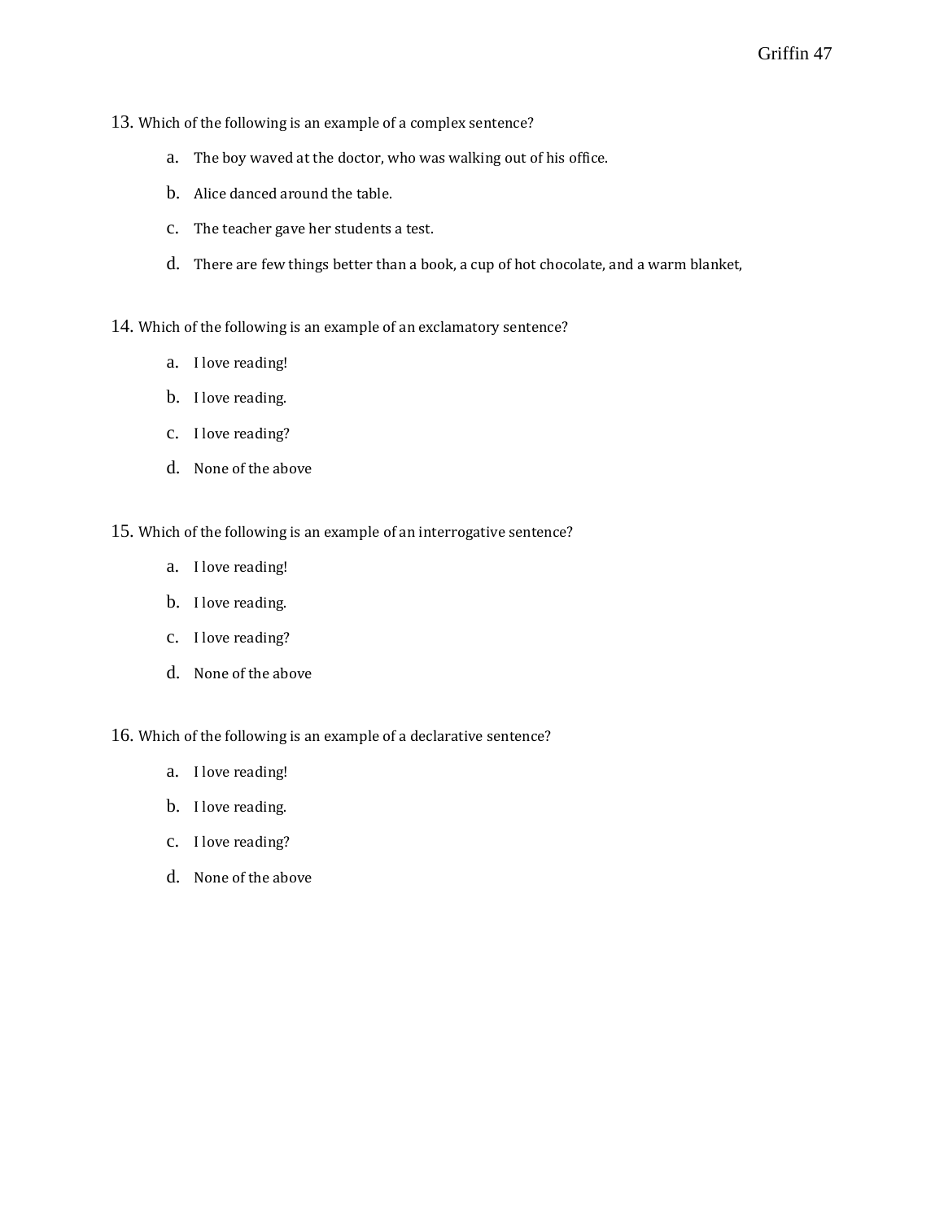13. Which of the following is an example of a complex sentence?

    a. The boy waved at the doctor, who was walking out of his office.

    b. Alice danced around the table.

    c. The teacher gave her students a test.

    d. There are few things better than a book, a cup of hot chocolate, and a warm blanket,

14. Which of the following is an example of an exclamatory sentence?

    a. I love reading!

    b. I love reading.

    c. I love reading?

    d. None of the above

15. Which of the following is an example of an interrogative sentence?

    a. I love reading!

    b. I love reading.

    c. I love reading?

    d. None of the above

16. Which of the following is an example of a declarative sentence?

    a. I love reading!

    b. I love reading.

    c. I love reading?

    d. None of the above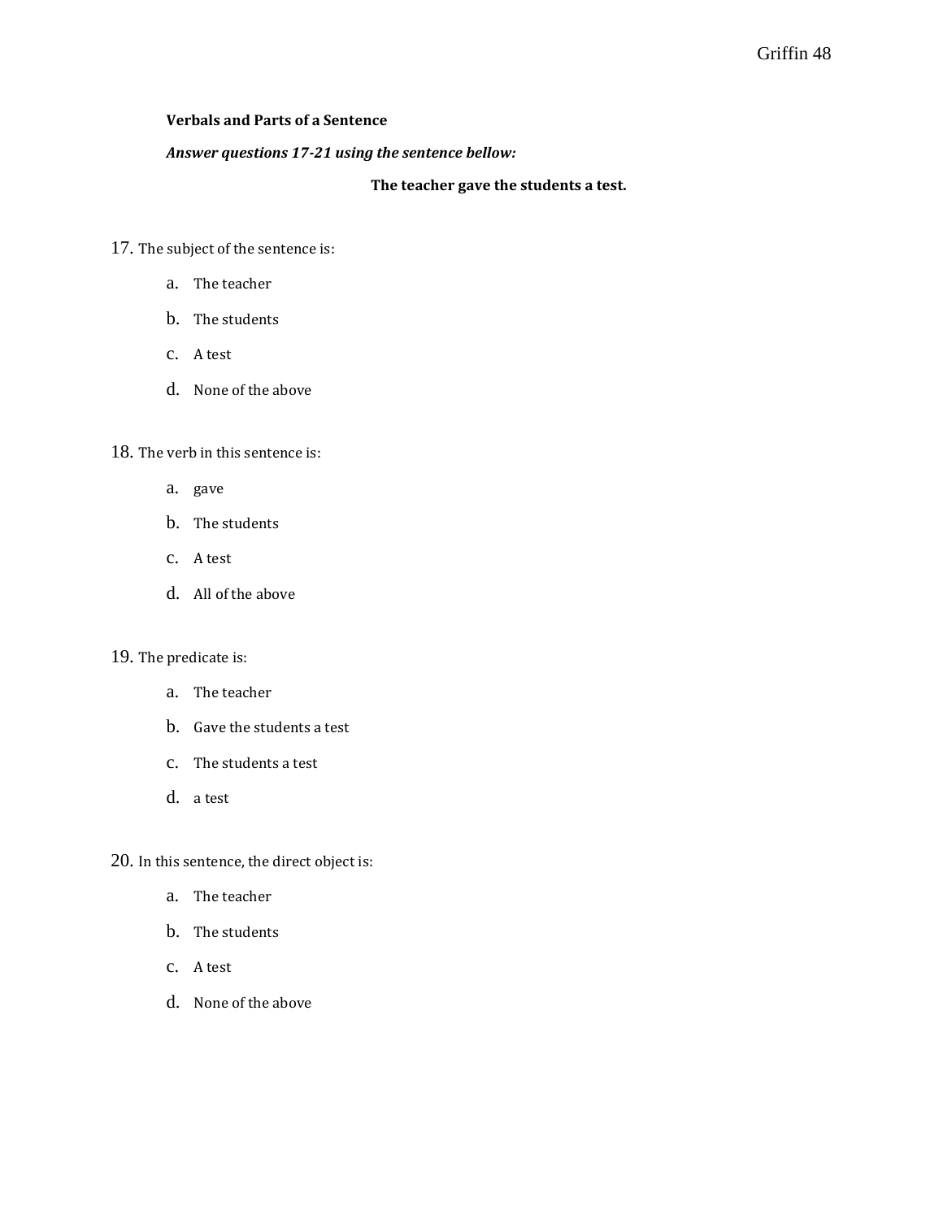**Verbals and Parts of a Sentence**

***Answer questions 17-21 using the sentence bellow:***

**The teacher gave the students a test.**

17. The subject of the sentence is:

   a. The teacher
   b. The students
   c. A test
   d. None of the above

18. The verb in this sentence is:

   a. gave
   b. The students
   c. A test
   d. All of the above

19. The predicate is:

   a. The teacher
   b. Gave the students a test
   c. The students a test
   d. a test

20. In this sentence, the direct object is:

   a. The teacher
   b. The students
   c. A test
   d. None of the above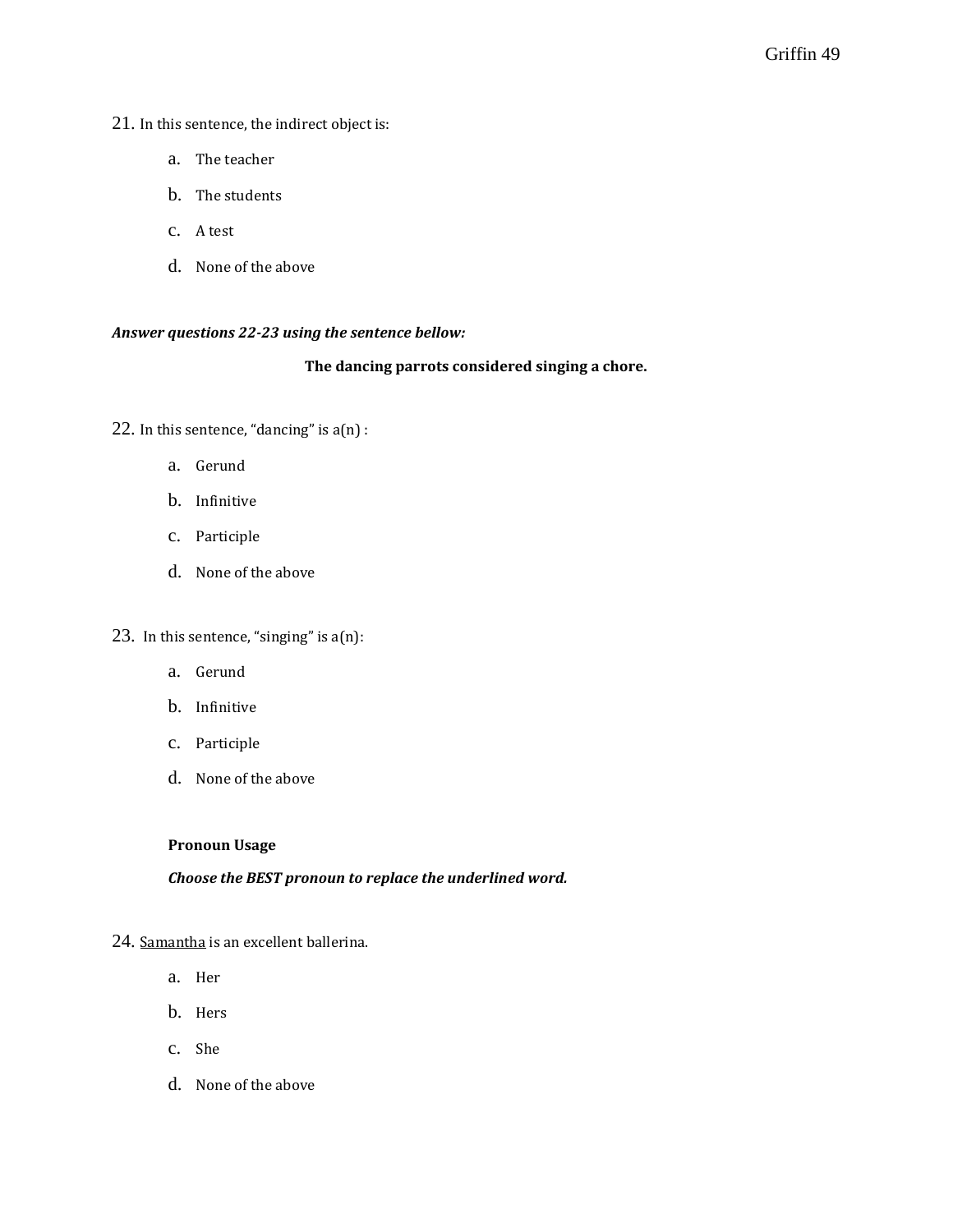21. In this sentence, the indirect object is:

   a. The teacher

   b. The students

   c. A test

   d. None of the above

***Answer questions 22-23 using the sentence bellow:***

**The dancing parrots considered singing a chore.**

22. In this sentence, "dancing" is a(n) :

   a. Gerund

   b. Infinitive

   c. Participle

   d. None of the above

23. In this sentence, "singing" is a(n):

   a. Gerund

   b. Infinitive

   c. Participle

   d. None of the above

**Pronoun Usage**

***Choose the BEST pronoun to replace the underlined word.***

24. <u>Samantha</u> is an excellent ballerina.

   a. Her

   b. Hers

   c. She

   d. None of the above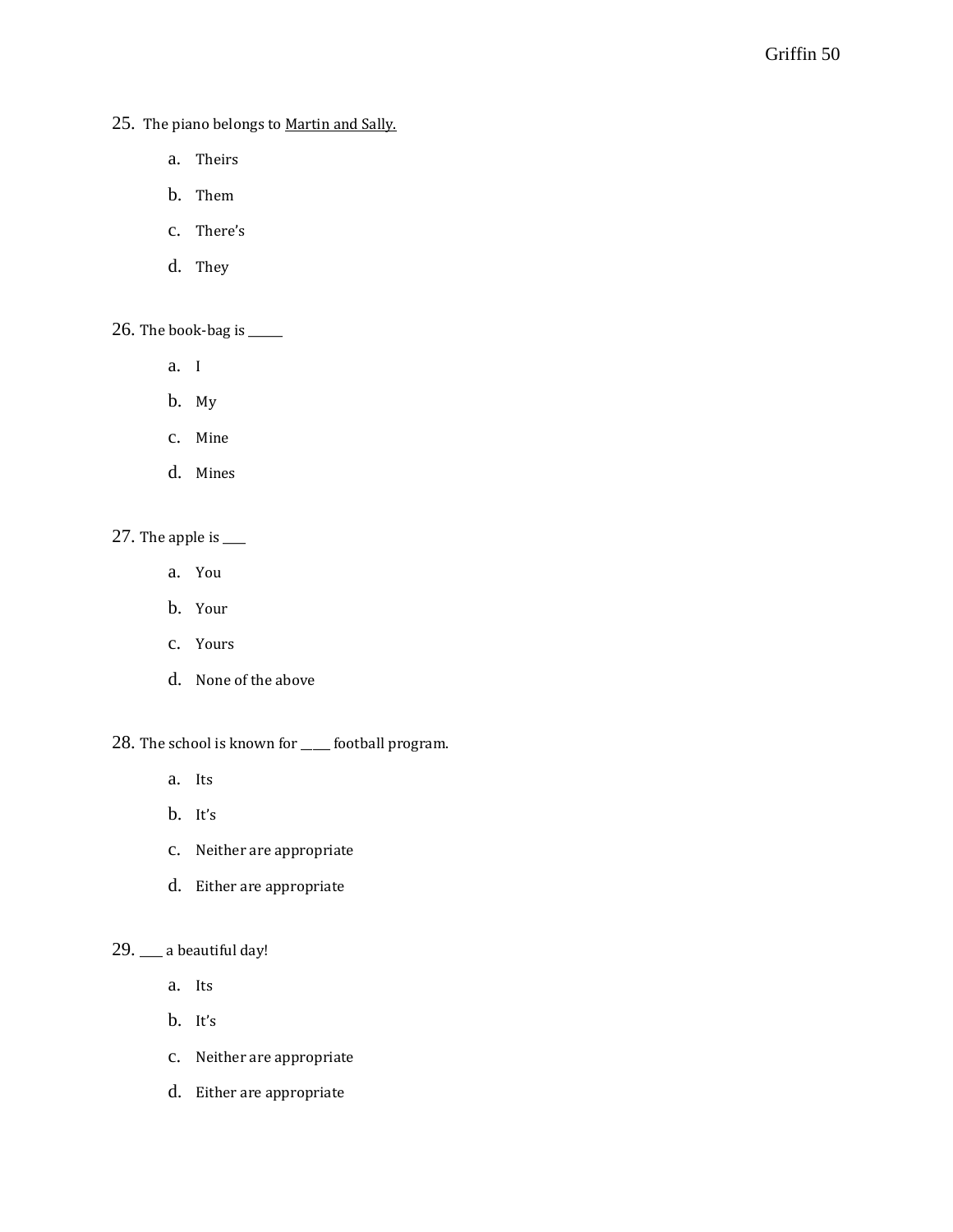25. The piano belongs to <u>Martin and Sally.</u>

   a. Theirs
   b. Them
   c. There's
   d. They

26. The book-bag is ______

   a. I
   b. My
   c. Mine
   d. Mines

27. The apple is ____

   a. You
   b. Your
   c. Yours
   d. None of the above

28. The school is known for _____ football program.

   a. Its
   b. It's
   c. Neither are appropriate
   d. Either are appropriate

29. ____ a beautiful day!

   a. Its
   b. It's
   c. Neither are appropriate
   d. Either are appropriate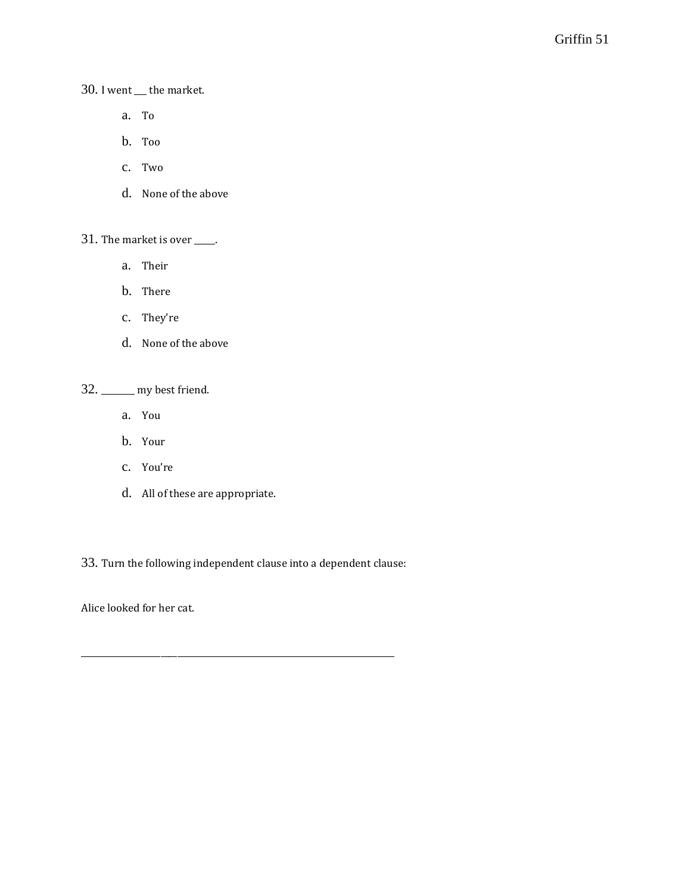30. I went ___ the market.

   a. To
   b. Too
   c. Two
   d. None of the above

31. The market is over _____.

   a. Their
   b. There
   c. They're
   d. None of the above

32. ________ my best friend.

   a. You
   b. Your
   c. You're
   d. All of these are appropriate.

33. Turn the following independent clause into a dependent clause:

Alice looked for her cat.

______________________________________________________________________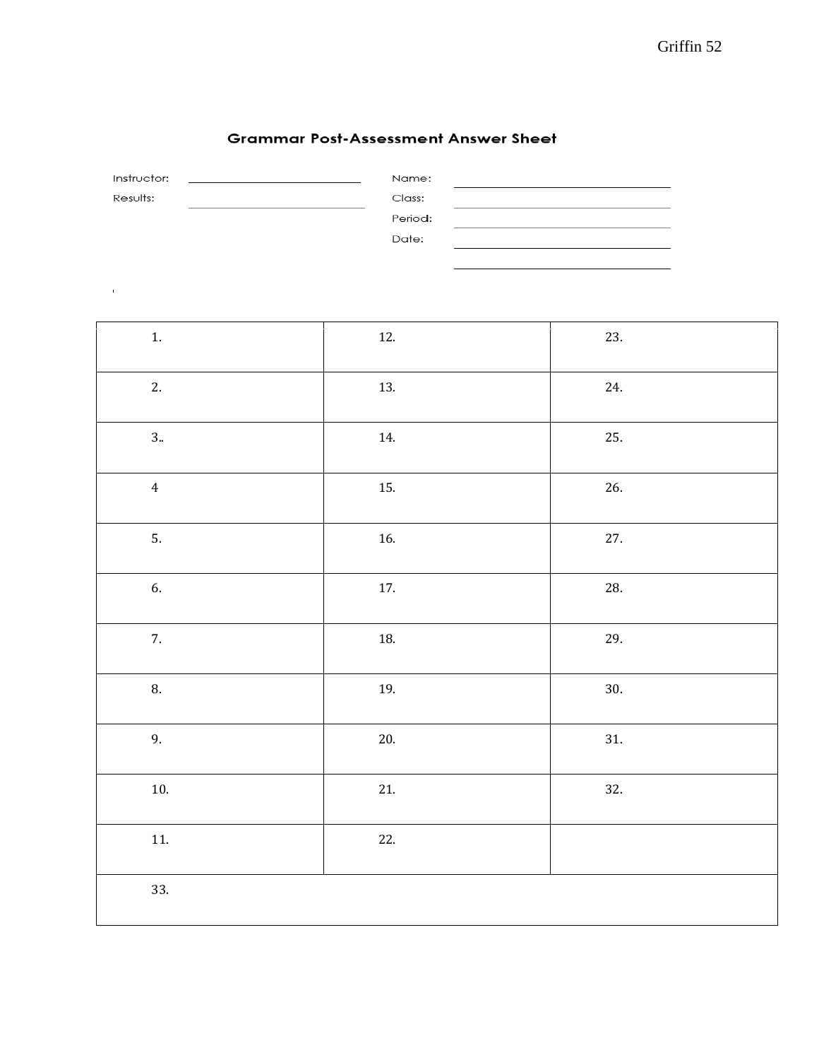## Grammar Post-Assessment Answer Sheet

Instructor: ______________________

Results: ______________________

Name: ______________________

Class: ______________________

Period: ______________________

Date: ______________________

| | | |
|---|---|---|
| 1. | 12. | 23. |
| 2. | 13. | 24. |
| 3.. | 14. | 25. |
| 4 | 15. | 26. |
| 5. | 16. | 27. |
| 6. | 17. | 28. |
| 7. | 18. | 29. |
| 8. | 19. | 30. |
| 9. | 20. | 31. |
| 10. | 21. | 32. |
| 11. | 22. | |
| 33. | | |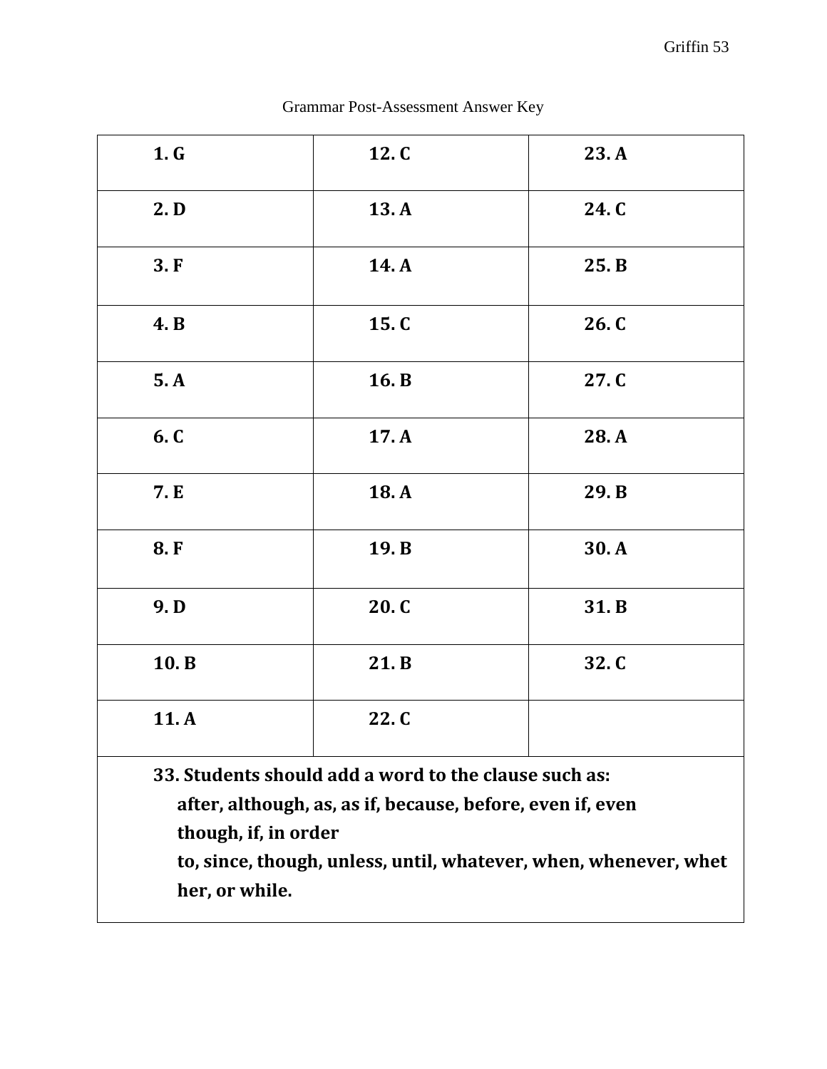Grammar Post-Assessment Answer Key

| | | |
|---|---|---|
| **1. G** | **12. C** | **23. A** |
| **2. D** | **13. A** | **24. C** |
| **3. F** | **14. A** | **25. B** |
| **4. B** | **15. C** | **26. C** |
| **5. A** | **16. B** | **27. C** |
| **6. C** | **17. A** | **28. A** |
| **7. E** | **18. A** | **29. B** |
| **8. F** | **19. B** | **30. A** |
| **9. D** | **20. C** | **31. B** |
| **10. B** | **21. B** | **32. C** |
| **11. A** | **22. C** | |

**33. Students should add a word to the clause such as: after, although, as, as if, because, before, even if, even though, if, in order to, since, though, unless, until, whatever, when, whenever, whether, or while.**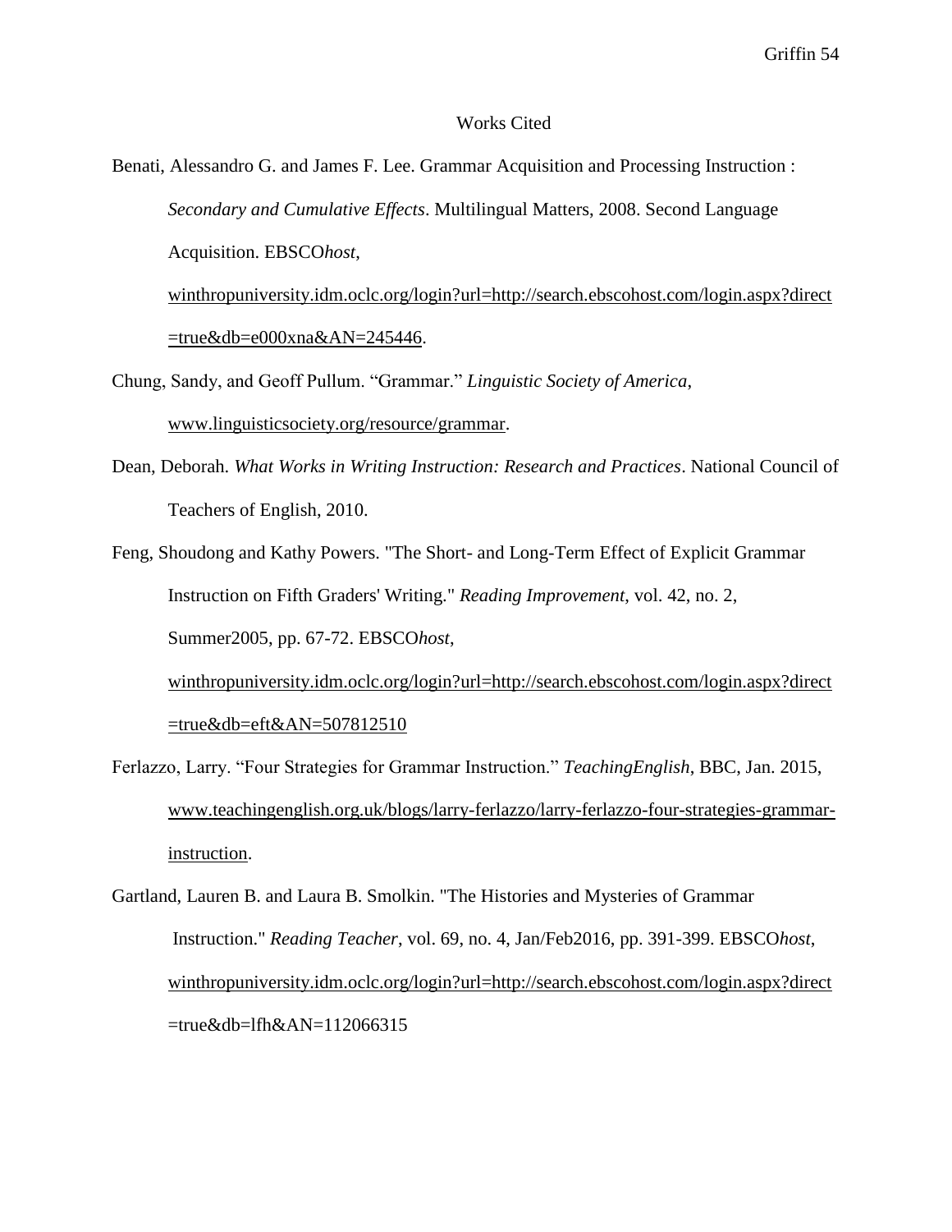# Works Cited

Benati, Alessandro G. and James F. Lee. Grammar Acquisition and Processing Instruction : *Secondary and Cumulative Effects*. Multilingual Matters, 2008. Second Language Acquisition. EBSCO*host*, winthropuniversity.idm.oclc.org/login?url=http://search.ebscohost.com/login.aspx?direct=true&db=e000xna&AN=245446.

Chung, Sandy, and Geoff Pullum. "Grammar." *Linguistic Society of America*, www.linguisticsociety.org/resource/grammar.

Dean, Deborah. *What Works in Writing Instruction: Research and Practices*. National Council of Teachers of English, 2010.

Feng, Shoudong and Kathy Powers. "The Short- and Long-Term Effect of Explicit Grammar Instruction on Fifth Graders' Writing." *Reading Improvement*, vol. 42, no. 2, Summer2005, pp. 67-72. EBSCO*host*, winthropuniversity.idm.oclc.org/login?url=http://search.ebscohost.com/login.aspx?direct=true&db=eft&AN=507812510

Ferlazzo, Larry. "Four Strategies for Grammar Instruction." *TeachingEnglish*, BBC, Jan. 2015, www.teachingenglish.org.uk/blogs/larry-ferlazzo/larry-ferlazzo-four-strategies-grammar-instruction.

Gartland, Lauren B. and Laura B. Smolkin. "The Histories and Mysteries of Grammar Instruction." *Reading Teacher*, vol. 69, no. 4, Jan/Feb2016, pp. 391-399. EBSCO*host*, winthropuniversity.idm.oclc.org/login?url=http://search.ebscohost.com/login.aspx?direct=true&db=lfh&AN=112066315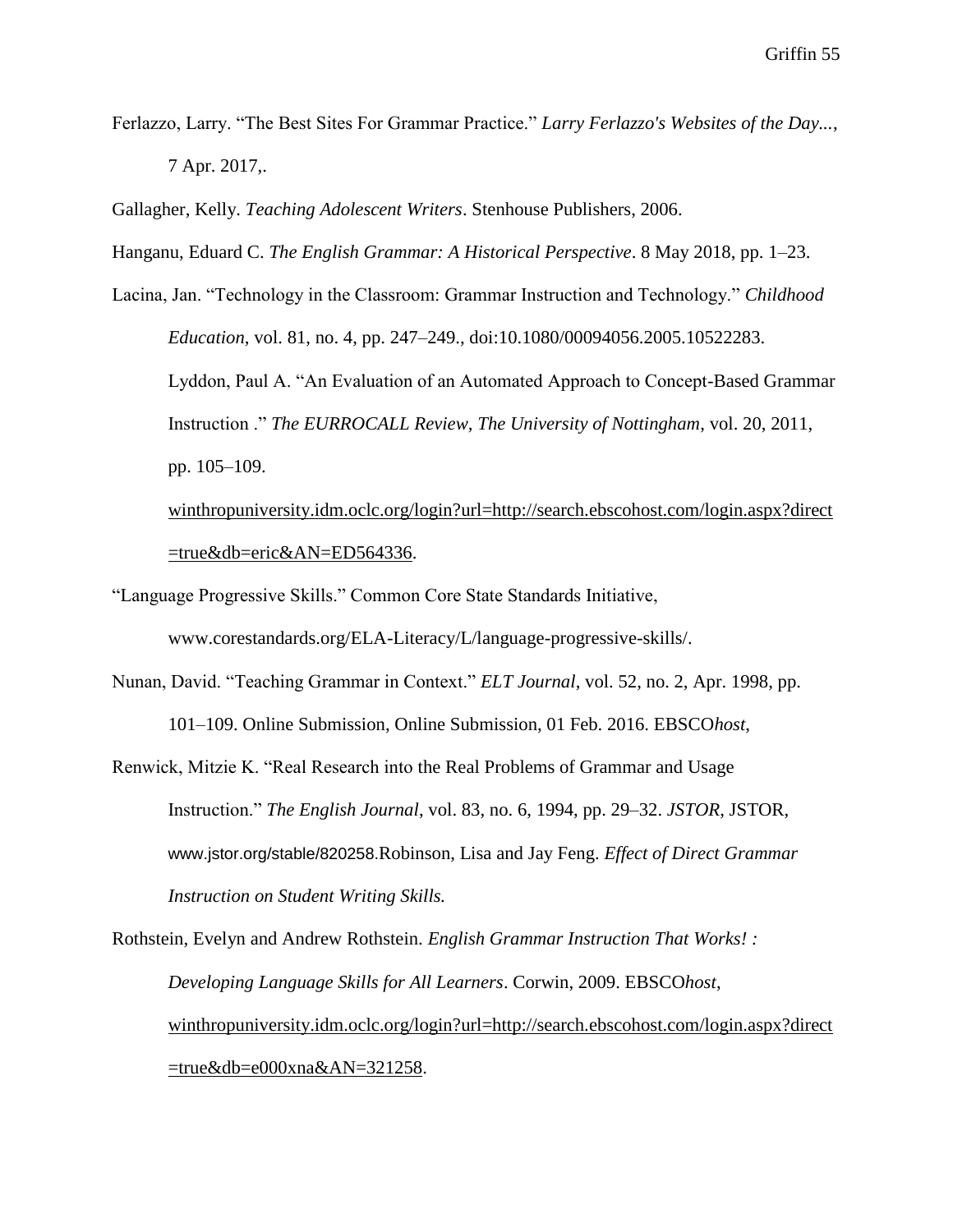Ferlazzo, Larry. "The Best Sites For Grammar Practice." *Larry Ferlazzo's Websites of the Day...*, 7 Apr. 2017,.

Gallagher, Kelly. *Teaching Adolescent Writers*. Stenhouse Publishers, 2006.

Hanganu, Eduard C. *The English Grammar: A Historical Perspective*. 8 May 2018, pp. 1–23.

Lacina, Jan. "Technology in the Classroom: Grammar Instruction and Technology." *Childhood Education*, vol. 81, no. 4, pp. 247–249., doi:10.1080/00094056.2005.10522283.

Lyddon, Paul A. "An Evaluation of an Automated Approach to Concept-Based Grammar Instruction ." *The EURROCALL Review, The University of Nottingham*, vol. 20, 2011, pp. 105–109. winthropuniversity.idm.oclc.org/login?url=http://search.ebscohost.com/login.aspx?direct=true&db=eric&AN=ED564336.

"Language Progressive Skills." Common Core State Standards Initiative, www.corestandards.org/ELA-Literacy/L/language-progressive-skills/.

Nunan, David. "Teaching Grammar in Context." *ELT Journal*, vol. 52, no. 2, Apr. 1998, pp. 101–109. Online Submission, Online Submission, 01 Feb. 2016. EBSCO*host*,

Renwick, Mitzie K. "Real Research into the Real Problems of Grammar and Usage Instruction." *The English Journal*, vol. 83, no. 6, 1994, pp. 29–32. *JSTOR*, JSTOR, www.jstor.org/stable/820258.Robinson, Lisa and Jay Feng. *Effect of Direct Grammar Instruction on Student Writing Skills.*

Rothstein, Evelyn and Andrew Rothstein. *English Grammar Instruction That Works! : Developing Language Skills for All Learners*. Corwin, 2009. EBSCO*host*, winthropuniversity.idm.oclc.org/login?url=http://search.ebscohost.com/login.aspx?direct=true&db=e000xna&AN=321258.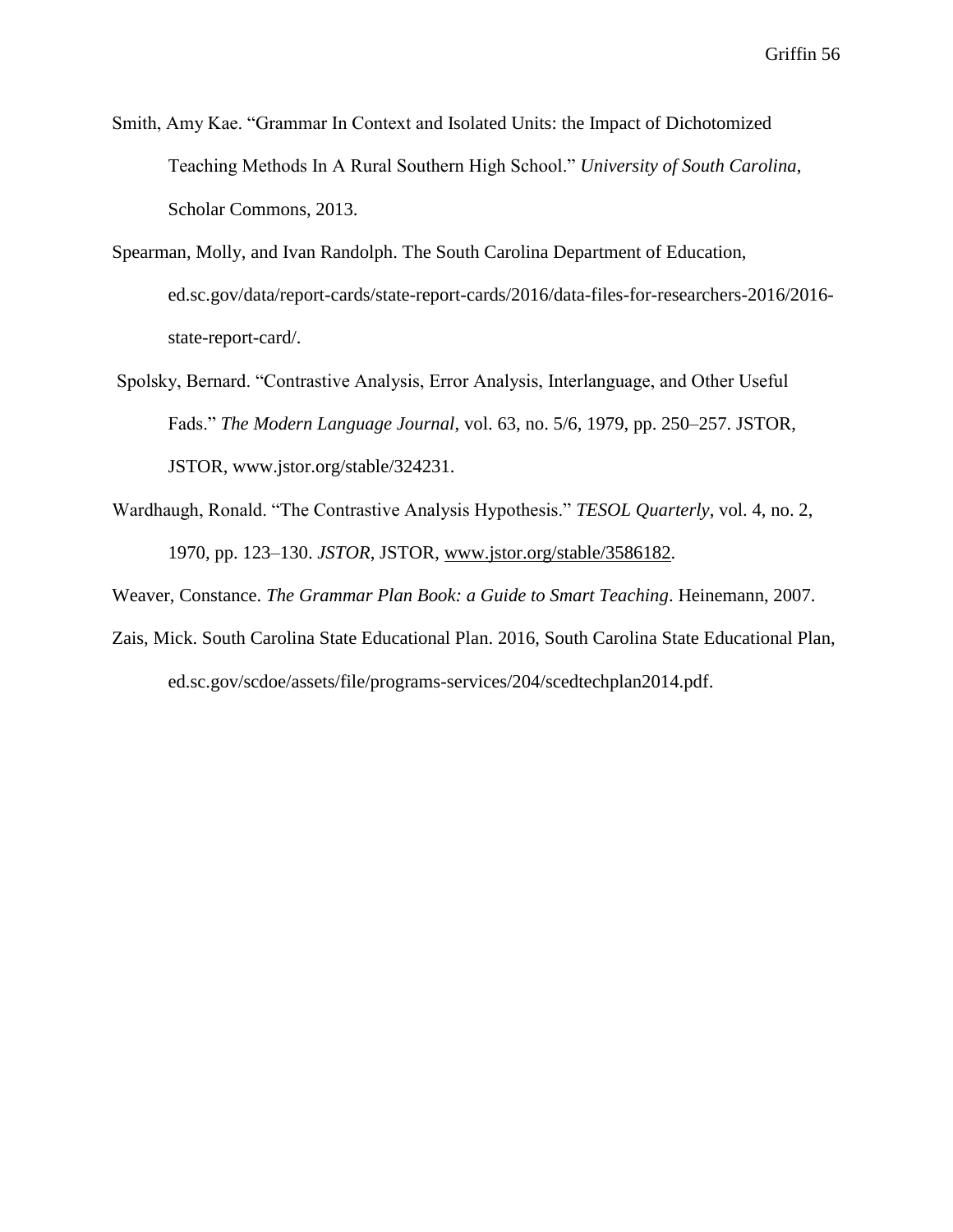Smith, Amy Kae. “Grammar In Context and Isolated Units: the Impact of Dichotomized Teaching Methods In A Rural Southern High School.” *University of South Carolina*, Scholar Commons, 2013.

Spearman, Molly, and Ivan Randolph. The South Carolina Department of Education, ed.sc.gov/data/report-cards/state-report-cards/2016/data-files-for-researchers-2016/2016-state-report-card/.

Spolsky, Bernard. “Contrastive Analysis, Error Analysis, Interlanguage, and Other Useful Fads.” *The Modern Language Journal*, vol. 63, no. 5/6, 1979, pp. 250–257. JSTOR, JSTOR, www.jstor.org/stable/324231.

Wardhaugh, Ronald. “The Contrastive Analysis Hypothesis.” *TESOL Quarterly*, vol. 4, no. 2, 1970, pp. 123–130. *JSTOR*, JSTOR, www.jstor.org/stable/3586182.

Weaver, Constance. *The Grammar Plan Book: a Guide to Smart Teaching*. Heinemann, 2007.

Zais, Mick. South Carolina State Educational Plan. 2016, South Carolina State Educational Plan, ed.sc.gov/scdoe/assets/file/programs-services/204/scedtechplan2014.pdf.